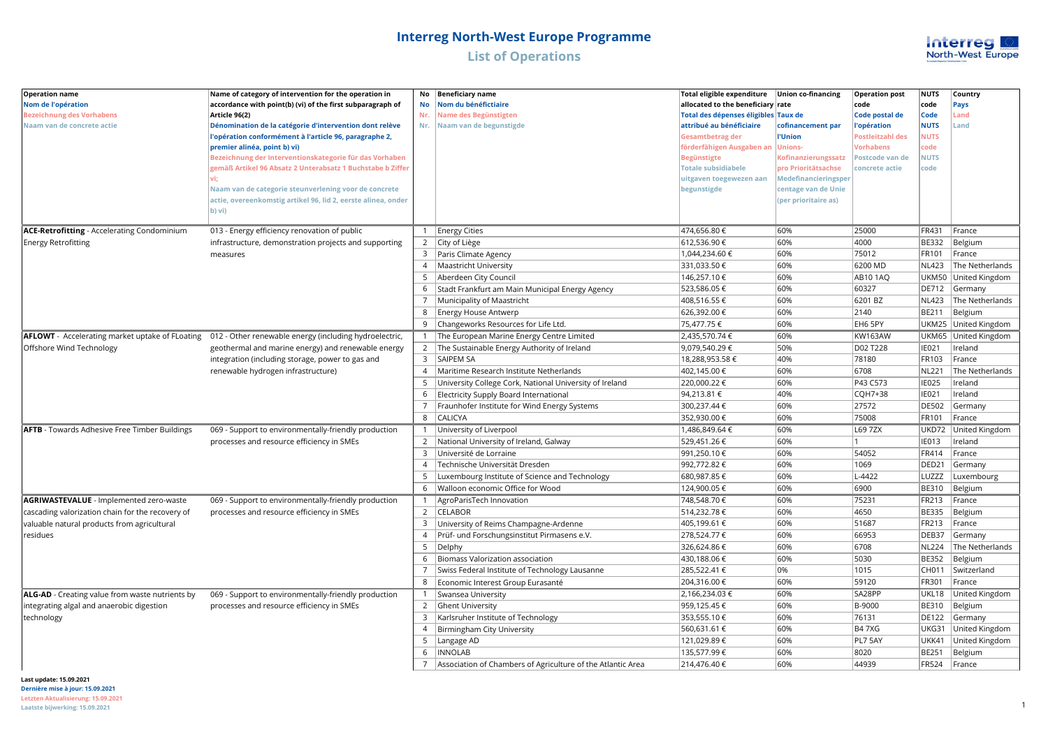# Interreg North-West Europe Programme

## List of Operations

| Operation name<br>Nom de l'opération<br>Bezeichnung des Vorhabens<br>Naam van de concrete actie | Name of category of intervention for the operation in accordance with point(b) (vi) of the first subparagraph of Article 96(2)<br>Dénomination de la catégorie d'intervention dont relève l'opération conformément à l'article 96, paragraphe 2, premier alinéa, point b) vi)<br>Bezeichnung der Interventionskategorie für das Vorhaben gemäß Artikel 96 Absatz 2 Unterabsatz 1 Buchstabe b Ziffer vi;<br>Naam van de categorie steunverlening voor de concrete actie, overeenkomstig artikel 96, lid 2, eerste alinea, onder b) vi) | No<br>No<br>Nr.<br>Nr. | Beneficiary name<br>Nom du bénéficiaire<br>Name des Begünstigten<br>Naam van de begunstigde | Total eligible expenditure allocated to the beneficiary<br>Total des dépenses éligibles attribué au bénéficiaire<br>Gesamtbetrag der förderfähigen Ausgaben an Begünstigte<br>Totale subsidiabele uitgaven toegewezen aan begunstigde | Union co-financing rate<br>Taux de cofinancement par l'Union<br>Unions-Kofinanzierungssatz pro Prioritätsachse<br>Medefinancieringspercentage van de Unie (per prioritaire as) | Operation post code<br>Code postal de l'opération<br>Postleitzahl des Vorhabens<br>Postcode van de concrete actie | NUTS code<br>Code NUTS<br>NUTS code<br>NUTS code | Country<br>Pays<br>Land<br>Land |
|---|---|---|---|---|---|---|---|---|
| **ACE-Retrofitting** - Accelerating Condominium Energy Retrofitting | 013 - Energy efficiency renovation of public infrastructure, demonstration projects and supporting measures | 1 | Energy Cities | 474,656.80 € | 60% | 25000 | FR431 | France |
| | | 2 | City of Liège | 612,536.90 € | 60% | 4000 | BE332 | Belgium |
| | | 3 | Paris Climate Agency | 1,044,234.60 € | 60% | 75012 | FR101 | France |
| | | 4 | Maastricht University | 331,033.50 € | 60% | 6200 MD | NL423 | The Netherlands |
| | | 5 | Aberdeen City Council | 146,257.10 € | 60% | AB10 1AQ | UKM50 | United Kingdom |
| | | 6 | Stadt Frankfurt am Main Municipal Energy Agency | 523,586.05 € | 60% | 60327 | DE712 | Germany |
| | | 7 | Municipality of Maastricht | 408,516.55 € | 60% | 6201 BZ | NL423 | The Netherlands |
| | | 8 | Energy House Antwerp | 626,392.00 € | 60% | 2140 | BE211 | Belgium |
| | | 9 | Changeworks Resources for Life Ltd. | 75,477.75 € | 60% | EH6 5PY | UKM25 | United Kingdom |
| **AFLOWT** - Accelerating market uptake of FLoating Offshore Wind Technology | 012 - Other renewable energy (including hydroelectric, geothermal and marine energy) and renewable energy integration (including storage, power to gas and renewable hydrogen infrastructure) | 1 | The European Marine Energy Centre Limited | 2,435,570.74 € | 60% | KW163AW | UKM65 | United Kingdom |
| | | 2 | The Sustainable Energy Authority of Ireland | 9,079,540.29 € | 50% | D02 T228 | IE021 | Ireland |
| | | 3 | SAIPEM SA | 18,288,953.58 € | 40% | 78180 | FR103 | France |
| | | 4 | Maritime Research Institute Netherlands | 402,145.00 € | 60% | 6708 | NL221 | The Netherlands |
| | | 5 | University College Cork, National University of Ireland | 220,000.22 € | 60% | P43 C573 | IE025 | Ireland |
| | | 6 | Electricity Supply Board International | 94,213.81 € | 40% | CQH7+38 | IE021 | Ireland |
| | | 7 | Fraunhofer Institute for Wind Energy Systems | 300,237.44 € | 60% | 27572 | DE502 | Germany |
| | | 8 | CALICYA | 352,930.00 € | 60% | 75008 | FR101 | France |
| **AFTB** - Towards Adhesive Free Timber Buildings | 069 - Support to environmentally-friendly production processes and resource efficiency in SMEs | 1 | University of Liverpool | 1,486,849.64 € | 60% | L69 7ZX | UKD72 | United Kingdom |
| | | 2 | National University of Ireland, Galway | 529,451.26 € | 60% | 1 | IE013 | Ireland |
| | | 3 | Université de Lorraine | 991,250.10 € | 60% | 54052 | FR414 | France |
| | | 4 | Technische Universität Dresden | 992,772.82 € | 60% | 1069 | DED21 | Germany |
| | | 5 | Luxembourg Institute of Science and Technology | 680,987.85 € | 60% | L-4422 | LUZZZ | Luxembourg |
| | | 6 | Walloon economic Office for Wood | 124,900.05 € | 60% | 6900 | BE310 | Belgium |
| **AGRIWASTEVALUE** - Implemented zero-waste cascading valorization chain for the recovery of valuable natural products from agricultural residues | 069 - Support to environmentally-friendly production processes and resource efficiency in SMEs | 1 | AgroParisTech Innovation | 748,548.70 € | 60% | 75231 | FR213 | France |
| | | 2 | CELABOR | 514,232.78 € | 60% | 4650 | BE335 | Belgium |
| | | 3 | University of Reims Champagne-Ardenne | 405,199.61 € | 60% | 51687 | FR213 | France |
| | | 4 | Prüf- und Forschungsinstitut Pirmasens e.V. | 278,524.77 € | 60% | 66953 | DEB37 | Germany |
| | | 5 | Delphy | 326,624.86 € | 60% | 6708 | NL224 | The Netherlands |
| | | 6 | Biomass Valorization association | 430,188.06 € | 60% | 5030 | BE352 | Belgium |
| | | 7 | Swiss Federal Institute of Technology Lausanne | 285,522.41 € | 0% | 1015 | CH011 | Switzerland |
| | | 8 | Economic Interest Group Eurasanté | 204,316.00 € | 60% | 59120 | FR301 | France |
| **ALG-AD** - Creating value from waste nutrients by integrating algal and anaerobic digestion technology | 069 - Support to environmentally-friendly production processes and resource efficiency in SMEs | 1 | Swansea University | 2,166,234.03 € | 60% | SA28PP | UKL18 | United Kingdom |
| | | 2 | Ghent University | 959,125.45 € | 60% | B-9000 | BE310 | Belgium |
| | | 3 | Karlsruher Institute of Technology | 353,555.10 € | 60% | 76131 | DE122 | Germany |
| | | 4 | Birmingham City University | 560,631.61 € | 60% | B4 7XG | UKG31 | United Kingdom |
| | | 5 | Langage AD | 121,029.89 € | 60% | PL7 5AY | UKK41 | United Kingdom |
| | | 6 | INNOLAB | 135,577.99 € | 60% | 8020 | BE251 | Belgium |
| | | 7 | Association of Chambers of Agriculture of the Atlantic Area | 214,476.40 € | 60% | 44939 | FR524 | France |

**Last update: 15.09.2021**
**Dernière mise à jour: 15.09.2021**
**Letzten Aktualisierung: 15.09.2021**
**Laatste bijwerking: 15.09.2021**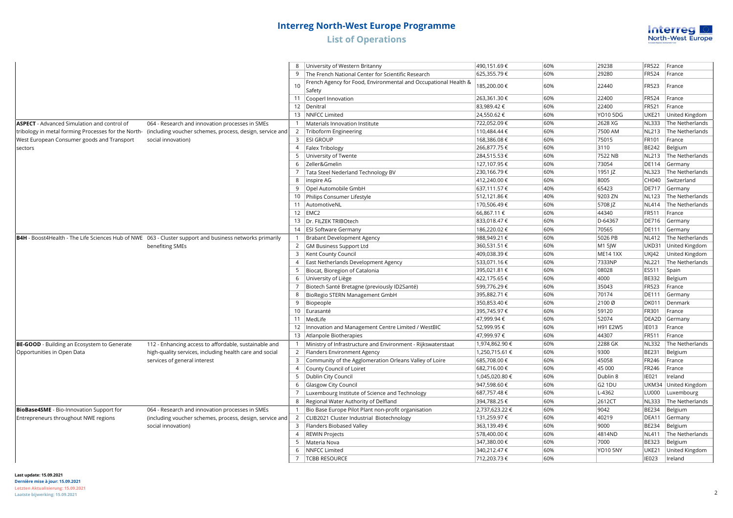# Interreg North-West Europe Programme

## List of Operations

| | | | | | | | | |
|---|---|---|---|---|---|---|---|---|
| | | 8 | University of Western Britanny | 490,151.69 € | 60% | 29238 | FR522 | France |
| | | 9 | The French National Center for Scientific Research | 625,355.79 € | 60% | 29280 | FR524 | France |
| | | 10 | French Agency for Food, Environmental and Occupational Health & Safety | 185,200.00 € | 60% | 22440 | FR523 | France |
| | | 11 | Cooperl Innovation | 263,361.30 € | 60% | 22400 | FR524 | France |
| | | 12 | Denitral | 83,989.42 € | 60% | 22400 | FR521 | France |
| | | 13 | NNFCC Limited | 24,550.62 € | 60% | YO10 5DG | UKE21 | United Kingdom |
| **ASPECT** - Advanced Simulation and control of tribology in metal forming Processes for the North-West European Consumer goods and Transport sectors | 064 - Research and innovation processes in SMEs (including voucher schemes, process, design, service and social innovation) | 1 | Materials Innovation Institute | 722,052.09 € | 60% | 2628 XG | NL333 | The Netherlands |
| | | 2 | Triboform Engineering | 110,484.44 € | 60% | 7500 AM | NL213 | The Netherlands |
| | | 3 | ESI GROUP | 168,386.08 € | 60% | 75015 | FR101 | France |
| | | 4 | Falex Tribology | 266,877.75 € | 60% | 3110 | BE242 | Belgium |
| | | 5 | University of Twente | 284,515.53 € | 60% | 7522 NB | NL213 | The Netherlands |
| | | 6 | Zeller&Gmelin | 127,107.95 € | 60% | 73054 | DE114 | Germany |
| | | 7 | Tata Steel Nederland Technology BV | 230,166.79 € | 60% | 1951 JZ | NL323 | The Netherlands |
| | | 8 | inspire AG | 412,240.00 € | 60% | 8005 | CH040 | Switzerland |
| | | 9 | Opel Automobile GmbH | 637,111.57 € | 40% | 65423 | DE717 | Germany |
| | | 10 | Philips Consumer Lifestyle | 512,121.86 € | 40% | 9203 ZN | NL123 | The Netherlands |
| | | 11 | AutomotiveNL | 170,506.49 € | 60% | 5708 JZ | NL414 | The Netherlands |
| | | 12 | EMC2 | 66,867.11 € | 60% | 44340 | FR511 | France |
| | | 13 | Dr. FILZEK TRIBOtech | 833,018.47 € | 60% | D-64367 | DE716 | Germany |
| | | 14 | ESI Software Germany | 186,220.02 € | 60% | 70565 | DE111 | Germany |
| **B4H** - Boost4Health - The Life Sciences Hub of NWE | 063 - Cluster support and business networks primarily benefiting SMEs | 1 | Brabant Development Agency | 988,949.21 € | 60% | 5026 PB | NL412 | The Netherlands |
| | | 2 | GM Business Support Ltd | 360,531.51 € | 60% | M1 5JW | UKD31 | United Kingdom |
| | | 3 | Kent County Council | 409,038.39 € | 60% | ME14 1XX | UKJ42 | United Kingdom |
| | | 4 | East Netherlands Development Agency | 533,071.16 € | 60% | 7333NP | NL221 | The Netherlands |
| | | 5 | Biocat, Bioregion of Catalonia | 395,021.81 € | 60% | 08028 | ES511 | Spain |
| | | 6 | University of Liège | 422,175.65 € | 60% | 4000 | BE332 | Belgium |
| | | 7 | Biotech Santé Bretagne (previously ID2Santé) | 599,776.29 € | 60% | 35043 | FR523 | France |
| | | 8 | BioRegio STERN Management GmbH | 395,882.71 € | 60% | 70174 | DE111 | Germany |
| | | 9 | Biopeople | 350,853.40 € | 60% | 2100 Ø | DK011 | Denmark |
| | | 10 | Eurasanté | 395,745.97 € | 60% | 59120 | FR301 | France |
| | | 11 | MedLife | 47,999.94 € | 60% | 52074 | DEA2D | Germany |
| | | 12 | Innovation and Management Centre Limited / WestBIC | 52,999.95 € | 60% | H91 E2W5 | IE013 | France |
| | | 13 | Atlanpole Biotherapies | 47,999.97 € | 60% | 44307 | FR511 | France |
| **BE-GOOD** - Building an Ecosystem to Generate Opportunities in Open Data | 112 - Enhancing access to affordable, sustainable and high-quality services, including health care and social services of general interest | 1 | Ministry of Infrastructure and Environment - Rijkswaterstaat | 1,974,862.90 € | 60% | 2288 GK | NL332 | The Netherlands |
| | | 2 | Flanders Environment Agency | 1,250,715.61 € | 60% | 9300 | BE231 | Belgium |
| | | 3 | Community of the Agglomeration Orleans Valley of Loire | 685,708.00 € | 60% | 45058 | FR246 | France |
| | | 4 | County Council of Loiret | 682,716.00 € | 60% | 45 000 | FR246 | France |
| | | 5 | Dublin City Council | 1,045,020.80 € | 60% | Dublin 8 | IE021 | Ireland |
| | | 6 | Glasgow City Council | 947,598.60 € | 60% | G2 1DU | UKM34 | United Kingdom |
| | | 7 | Luxembourg Institute of Science and Technology | 687,757.48 € | 60% | L-4362 | LU000 | Luxembourg |
| | | 8 | Regional Water Authority of Delfland | 394,788.25 € | 60% | 2612CT | NL333 | The Netherlands |
| **BioBase4SME** - Bio-Innovation Support for Entrepreneurs throughout NWE regions | 064 - Research and innovation processes in SMEs (including voucher schemes, process, design, service and social innovation) | 1 | Bio Base Europe Pilot Plant non-profit organisation | 2,737,623.22 € | 60% | 9042 | BE234 | Belgium |
| | | 2 | CLIB2021 Cluster Industrial Biotechnology | 131,259.97 € | 60% | 40219 | DEA11 | Germany |
| | | 3 | Flanders Biobased Valley | 363,139.49 € | 60% | 9000 | BE234 | Belgium |
| | | 4 | REWIN Projects | 578,400.00 € | 60% | 4814ND | NL411 | The Netherlands |
| | | 5 | Materia Nova | 347,380.00 € | 60% | 7000 | BE323 | Belgium |
| | | 6 | NNFCC Limited | 340,212.47 € | 60% | YO10 5NY | UKE21 | United Kingdom |
| | | 7 | TCBB RESOURCE | 712,203.73 € | 60% | | IE023 | Ireland |

**Last update: 15.09.2021**
**Dernière mise à jour: 15.09.2021**
**Letzten Aktualisierung: 15.09.2021**
**Laatste bijwerking: 15.09.2021**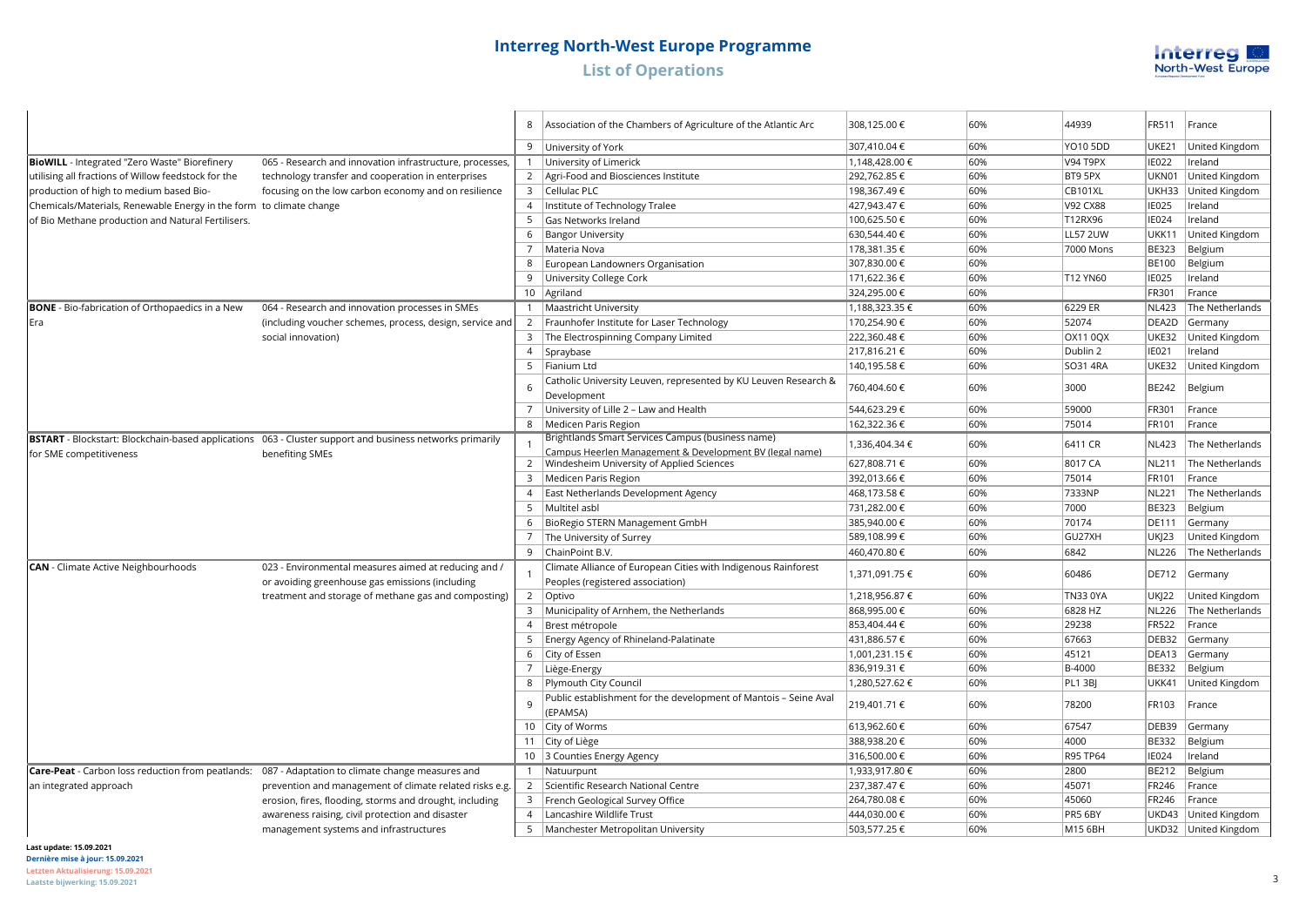# Interreg North-West Europe Programme

## List of Operations

| Project | Category of intervention | No. | Partner | Amount | Rate | Postal code | NUTS | Country |
|---|---|---|---|---|---|---|---|---|
| | | 8 | Association of the Chambers of Agriculture of the Atlantic Arc | 308,125.00 € | 60% | 44939 | FR511 | France |
| | | 9 | University of York | 307,410.04 € | 60% | YO10 5DD | UKE21 | United Kingdom |
| **BioWILL** - Integrated "Zero Waste" Biorefinery utilising all fractions of Willow feedstock for the production of high to medium based Bio-Chemicals/Materials, Renewable Energy in the form of Bio Methane production and Natural Fertilisers. | 065 - Research and innovation infrastructure, processes, technology transfer and cooperation in enterprises focusing on the low carbon economy and on resilience to climate change | 1 | University of Limerick | 1,148,428.00 € | 60% | V94 T9PX | IE022 | Ireland |
| | | 2 | Agri-Food and Biosciences Institute | 292,762.85 € | 60% | BT9 5PX | UKN01 | United Kingdom |
| | | 3 | Cellulac PLC | 198,367.49 € | 60% | CB101XL | UKH33 | United Kingdom |
| | | 4 | Institute of Technology Tralee | 427,943.47 € | 60% | V92 CX88 | IE025 | Ireland |
| | | 5 | Gas Networks Ireland | 100,625.50 € | 60% | T12RX96 | IE024 | Ireland |
| | | 6 | Bangor University | 630,544.40 € | 60% | LL57 2UW | UKK11 | United Kingdom |
| | | 7 | Materia Nova | 178,381.35 € | 60% | 7000 Mons | BE323 | Belgium |
| | | 8 | European Landowners Organisation | 307,830.00 € | 60% | | BE100 | Belgium |
| | | 9 | University College Cork | 171,622.36 € | 60% | T12 YN60 | IE025 | Ireland |
| | | 10 | Agriland | 324,295.00 € | 60% | | FR301 | France |
| **BONE** - Bio-fabrication of Orthopaedics in a New Era | 064 - Research and innovation processes in SMEs (including voucher schemes, process, design, service and social innovation) | 1 | Maastricht University | 1,188,323.35 € | 60% | 6229 ER | NL423 | The Netherlands |
| | | 2 | Fraunhofer Institute for Laser Technology | 170,254.90 € | 60% | 52074 | DEA2D | Germany |
| | | 3 | The Electrospinning Company Limited | 222,360.48 € | 60% | OX11 0QX | UKE32 | United Kingdom |
| | | 4 | Spraybase | 217,816.21 € | 60% | Dublin 2 | IE021 | Ireland |
| | | 5 | Fianium Ltd | 140,195.58 € | 60% | SO31 4RA | UKE32 | United Kingdom |
| | | 6 | Catholic University Leuven, represented by KU Leuven Research & Development | 760,404.60 € | 60% | 3000 | BE242 | Belgium |
| | | 7 | University of Lille 2 – Law and Health | 544,623.29 € | 60% | 59000 | FR301 | France |
| | | 8 | Medicen Paris Region | 162,322.36 € | 60% | 75014 | FR101 | France |
| **BSTART** - Blockstart: Blockchain-based applications for SME competitiveness | 063 - Cluster support and business networks primarily benefiting SMEs | 1 | Brightlands Smart Services Campus (business name) Campus Heerlen Management & Development BV (legal name) | 1,336,404.34 € | 60% | 6411 CR | NL423 | The Netherlands |
| | | 2 | Windesheim University of Applied Sciences | 627,808.71 € | 60% | 8017 CA | NL211 | The Netherlands |
| | | 3 | Medicen Paris Region | 392,013.66 € | 60% | 75014 | FR101 | France |
| | | 4 | East Netherlands Development Agency | 468,173.58 € | 60% | 7333NP | NL221 | The Netherlands |
| | | 5 | Multitel asbl | 731,282.00 € | 60% | 7000 | BE323 | Belgium |
| | | 6 | BioRegio STERN Management GmbH | 385,940.00 € | 60% | 70174 | DE111 | Germany |
| | | 7 | The University of Surrey | 589,108.99 € | 60% | GU27XH | UKJ23 | United Kingdom |
| | | 9 | ChainPoint B.V. | 460,470.80 € | 60% | 6842 | NL226 | The Netherlands |
| **CAN** - Climate Active Neighbourhoods | 023 - Environmental measures aimed at reducing and / or avoiding greenhouse gas emissions (including treatment and storage of methane gas and composting) | 1 | Climate Alliance of European Cities with Indigenous Rainforest Peoples (registered association) | 1,371,091.75 € | 60% | 60486 | DE712 | Germany |
| | | 2 | Optivo | 1,218,956.87 € | 60% | TN33 0YA | UKJ22 | United Kingdom |
| | | 3 | Municipality of Arnhem, the Netherlands | 868,995.00 € | 60% | 6828 HZ | NL226 | The Netherlands |
| | | 4 | Brest métropole | 853,404.44 € | 60% | 29238 | FR522 | France |
| | | 5 | Energy Agency of Rhineland-Palatinate | 431,886.57 € | 60% | 67663 | DEB32 | Germany |
| | | 6 | City of Essen | 1,001,231.15 € | 60% | 45121 | DEA13 | Germany |
| | | 7 | Liège-Energy | 836,919.31 € | 60% | B-4000 | BE332 | Belgium |
| | | 8 | Plymouth City Council | 1,280,527.62 € | 60% | PL1 3BJ | UKK41 | United Kingdom |
| | | 9 | Public establishment for the development of Mantois – Seine Aval (EPAMSA) | 219,401.71 € | 60% | 78200 | FR103 | France |
| | | 10 | City of Worms | 613,962.60 € | 60% | 67547 | DEB39 | Germany |
| | | 11 | City of Liège | 388,938.20 € | 60% | 4000 | BE332 | Belgium |
| | | 10 | 3 Counties Energy Agency | 316,500.00 € | 60% | R95 TP64 | IE024 | Ireland |
| **Care-Peat** - Carbon loss reduction from peatlands: an integrated approach | 087 - Adaptation to climate change measures and prevention and management of climate related risks e.g. erosion, fires, flooding, storms and drought, including awareness raising, civil protection and disaster management systems and infrastructures | 1 | Natuurpunt | 1,933,917.80 € | 60% | 2800 | BE212 | Belgium |
| | | 2 | Scientific Research National Centre | 237,387.47 € | 60% | 45071 | FR246 | France |
| | | 3 | French Geological Survey Office | 264,780.08 € | 60% | 45060 | FR246 | France |
| | | 4 | Lancashire Wildlife Trust | 444,030.00 € | 60% | PR5 6BY | UKD43 | United Kingdom |
| | | 5 | Manchester Metropolitan University | 503,577.25 € | 60% | M15 6BH | UKD32 | United Kingdom |

**Last update: 15.09.2021**
**Dernière mise à jour: 15.09.2021**
**Letzten Aktualisierung: 15.09.2021**
**Laatste bijwerking: 15.09.2021**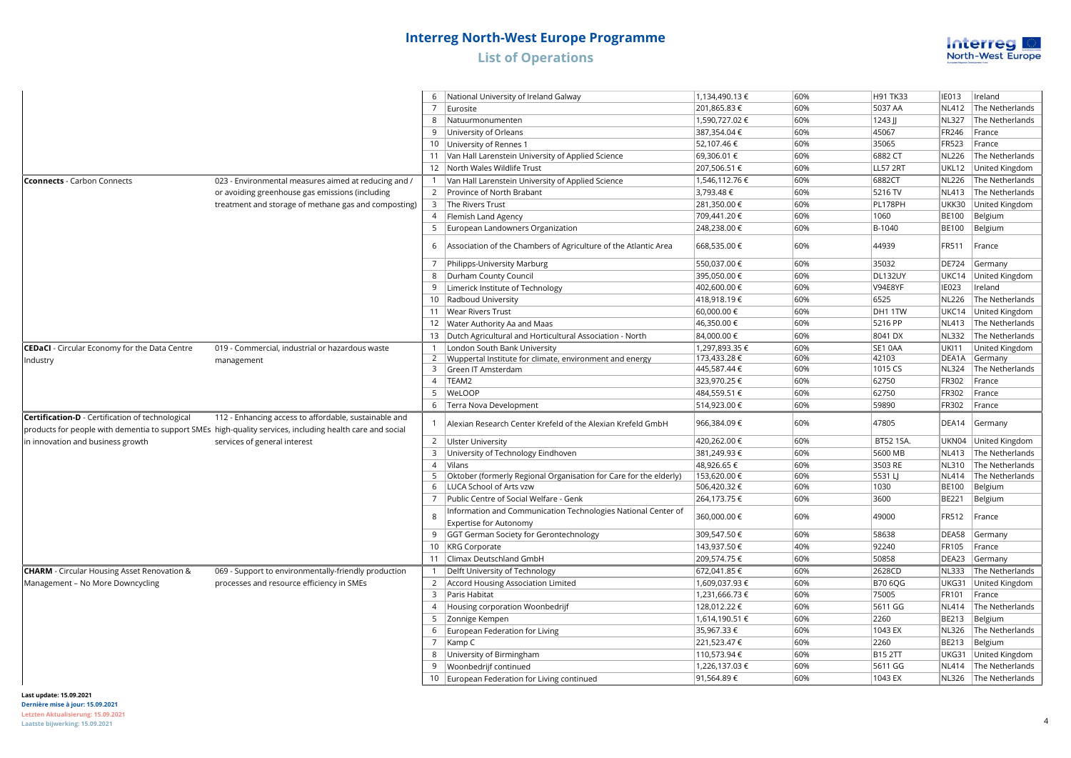# Interreg North-West Europe Programme

## List of Operations

| Project | Intervention field | No. | Partner | Budget | Rate | Postcode | NUTS | Country |
|---|---|---|---|---|---|---|---|---|
| | | 6 | National University of Ireland Galway | 1,134,490.13 € | 60% | H91 TK33 | IE013 | Ireland |
| | | 7 | Eurosite | 201,865.83 € | 60% | 5037 AA | NL412 | The Netherlands |
| | | 8 | Natuurmonumenten | 1,590,727.02 € | 60% | 1243 JJ | NL327 | The Netherlands |
| | | 9 | University of Orleans | 387,354.04 € | 60% | 45067 | FR246 | France |
| | | 10 | University of Rennes 1 | 52,107.46 € | 60% | 35065 | FR523 | France |
| | | 11 | Van Hall Larenstein University of Applied Science | 69,306.01 € | 60% | 6882 CT | NL226 | The Netherlands |
| | | 12 | North Wales Wildlife Trust | 207,506.51 € | 60% | LL57 2RT | UKL12 | United Kingdom |
| **Cconnects** - Carbon Connects | 023 - Environmental measures aimed at reducing and / or avoiding greenhouse gas emissions (including treatment and storage of methane gas and composting) | 1 | Van Hall Larenstein University of Applied Science | 1,546,112.76 € | 60% | 6882CT | NL226 | The Netherlands |
| | | 2 | Province of North Brabant | 3,793.48 € | 60% | 5216 TV | NL413 | The Netherlands |
| | | 3 | The Rivers Trust | 281,350.00 € | 60% | PL178PH | UKK30 | United Kingdom |
| | | 4 | Flemish Land Agency | 709,441.20 € | 60% | 1060 | BE100 | Belgium |
| | | 5 | European Landowners Organization | 248,238.00 € | 60% | B-1040 | BE100 | Belgium |
| | | 6 | Association of the Chambers of Agriculture of the Atlantic Area | 668,535.00 € | 60% | 44939 | FR511 | France |
| | | 7 | Philipps-University Marburg | 550,037.00 € | 60% | 35032 | DE724 | Germany |
| | | 8 | Durham County Council | 395,050.00 € | 60% | DL132UY | UKC14 | United Kingdom |
| | | 9 | Limerick Institute of Technology | 402,600.00 € | 60% | V94E8YF | IE023 | Ireland |
| | | 10 | Radboud University | 418,918.19 € | 60% | 6525 | NL226 | The Netherlands |
| | | 11 | Wear Rivers Trust | 60,000.00 € | 60% | DH1 1TW | UKC14 | United Kingdom |
| | | 12 | Water Authority Aa and Maas | 46,350.00 € | 60% | 5216 PP | NL413 | The Netherlands |
| | | 13 | Dutch Agricultural and Horticultural Association - North | 84,000.00 € | 60% | 8041 DX | NL332 | The Netherlands |
| **CEDaCI** - Circular Economy for the Data Centre Industry | 019 - Commercial, industrial or hazardous waste management | 1 | London South Bank University | 1,297,893.35 € | 60% | SE1 0AA | UKI11 | United Kingdom |
| | | 2 | Wuppertal Institute for climate, environment and energy | 173,433.28 € | 60% | 42103 | DEA1A | Germany |
| | | 3 | Green IT Amsterdam | 445,587.44 € | 60% | 1015 CS | NL324 | The Netherlands |
| | | 4 | TEAM2 | 323,970.25 € | 60% | 62750 | FR302 | France |
| | | 5 | WeLOOP | 484,559.51 € | 60% | 62750 | FR302 | France |
| | | 6 | Terra Nova Development | 514,923.00 € | 60% | 59890 | FR302 | France |
| **Certification-D** - Certification of technological products for people with dementia to support SMEs in innovation and business growth | 112 - Enhancing access to affordable, sustainable and high-quality services, including health care and social services of general interest | 1 | Alexian Research Center Krefeld of the Alexian Krefeld GmbH | 966,384.09 € | 60% | 47805 | DEA14 | Germany |
| | | 2 | Ulster University | 420,262.00 € | 60% | BT52 1SA. | UKN04 | United Kingdom |
| | | 3 | University of Technology Eindhoven | 381,249.93 € | 60% | 5600 MB | NL413 | The Netherlands |
| | | 4 | Vilans | 48,926.65 € | 60% | 3503 RE | NL310 | The Netherlands |
| | | 5 | Oktober (formerly Regional Organisation for Care for the elderly) | 153,620.00 € | 60% | 5531 LJ | NL414 | The Netherlands |
| | | 6 | LUCA School of Arts vzw | 506,420.32 € | 60% | 1030 | BE100 | Belgium |
| | | 7 | Public Centre of Social Welfare - Genk | 264,173.75 € | 60% | 3600 | BE221 | Belgium |
| | | 8 | Information and Communication Technologies National Center of Expertise for Autonomy | 360,000.00 € | 60% | 49000 | FR512 | France |
| | | 9 | GGT German Society for Gerontechnology | 309,547.50 € | 60% | 58638 | DEA58 | Germany |
| | | 10 | KRG Corporate | 143,937.50 € | 40% | 92240 | FR105 | France |
| | | 11 | Climax Deutschland GmbH | 209,574.75 € | 60% | 50858 | DEA23 | Germany |
| **CHARM** - Circular Housing Asset Renovation & Management – No More Downcycling | 069 - Support to environmentally-friendly production processes and resource efficiency in SMEs | 1 | Delft University of Technology | 672,041.85 € | 60% | 2628CD | NL333 | The Netherlands |
| | | 2 | Accord Housing Association Limited | 1,609,037.93 € | 60% | B70 6QG | UKG31 | United Kingdom |
| | | 3 | Paris Habitat | 1,231,666.73 € | 60% | 75005 | FR101 | France |
| | | 4 | Housing corporation Woonbedrijf | 128,012.22 € | 60% | 5611 GG | NL414 | The Netherlands |
| | | 5 | Zonnige Kempen | 1,614,190.51 € | 60% | 2260 | BE213 | Belgium |
| | | 6 | European Federation for Living | 35,967.33 € | 60% | 1043 EX | NL326 | The Netherlands |
| | | 7 | Kamp C | 221,523.47 € | 60% | 2260 | BE213 | Belgium |
| | | 8 | University of Birmingham | 110,573.94 € | 60% | B15 2TT | UKG31 | United Kingdom |
| | | 9 | Woonbedrijf continued | 1,226,137.03 € | 60% | 5611 GG | NL414 | The Netherlands |
| | | 10 | European Federation for Living continued | 91,564.89 € | 60% | 1043 EX | NL326 | The Netherlands |

**Last update: 15.09.2021**
**Dernière mise à jour: 15.09.2021**
**Letzten Aktualisierung: 15.09.2021**
**Laatste bijwerking: 15.09.2021**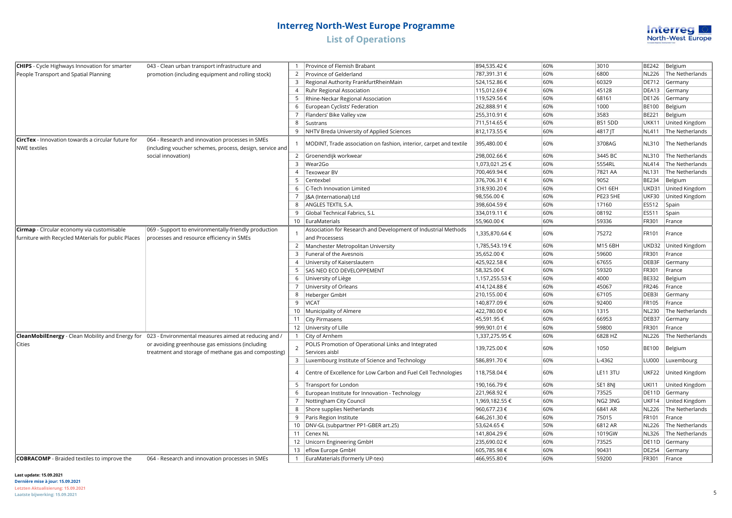# Interreg North-West Europe Programme

## List of Operations

| | | | | | | | | |
|---|---|---|---|---|---|---|---|---|
| **CHIPS** - Cycle Highways Innovation for smarter People Transport and Spatial Planning | 043 - Clean urban transport infrastructure and promotion (including equipment and rolling stock) | 1 | Province of Flemish Brabant | 894,535.42 € | 60% | 3010 | BE242 | Belgium |
| | | 2 | Province of Gelderland | 787,391.31 € | 60% | 6800 | NL226 | The Netherlands |
| | | 3 | Regional Authority FrankfurtRheinMain | 524,152.86 € | 60% | 60329 | DE712 | Germany |
| | | 4 | Ruhr Regional Association | 115,012.69 € | 60% | 45128 | DEA13 | Germany |
| | | 5 | Rhine-Neckar Regional Association | 119,529.56 € | 60% | 68161 | DE126 | Germany |
| | | 6 | European Cyclists' Federation | 262,888.91 € | 60% | 1000 | BE100 | Belgium |
| | | 7 | Flanders' Bike Valley vzw | 255,310.91 € | 60% | 3583 | BE221 | Belgium |
| | | 8 | Sustrans | 711,514.65 € | 60% | BS1 5DD | UKK11 | United Kingdom |
| | | 9 | NHTV Breda University of Applied Sciences | 812,173.55 € | 60% | 4817 JT | NL411 | The Netherlands |
| **CircTex** - Innovation towards a circular future for NWE textiles | 064 - Research and innovation processes in SMEs (including voucher schemes, process, design, service and social innovation) | 1 | MODINT, Trade association on fashion, interior, carpet and textile | 395,480.00 € | 60% | 3708AG | NL310 | The Netherlands |
| | | 2 | Groenendijk workwear | 298,002.66 € | 60% | 3445 BC | NL310 | The Netherlands |
| | | 3 | Wear2Go | 1,073,021.25 € | 60% | 5554RL | NL414 | The Netherlands |
| | | 4 | Texowear BV | 700,469.94 € | 60% | 7821 AA | NL131 | The Netherlands |
| | | 5 | Centexbel | 376,706.31 € | 60% | 9052 | BE234 | Belgium |
| | | 6 | C-Tech Innovation Limited | 318,930.20 € | 60% | CH1 6EH | UKD31 | United Kingdom |
| | | 7 | J&A (International) Ltd | 98,556.00 € | 60% | PE23 5HE | UKF30 | United Kingdom |
| | | 8 | ANGLES TEXTIL S.A. | 398,604.59 € | 60% | 17160 | ES512 | Spain |
| | | 9 | Global Technical Fabrics, S.L | 334,019.11 € | 60% | 08192 | ES511 | Spain |
| | | 10 | EuraMaterials | 55,960.00 € | 60% | 59336 | FR301 | France |
| **Cirmap** - CIrcular economy via customisable furniture with Recycled MAterials for public Places | 069 - Support to environmentally-friendly production processes and resource efficiency in SMEs | 1 | Association for Research and Development of Industrial Methods and Processess | 1,335,870.64 € | 60% | 75272 | FR101 | France |
| | | 2 | Manchester Metropolitan University | 1,785,543.19 € | 60% | M15 6BH | UKD32 | United Kingdom |
| | | 3 | Funeral of the Avesnois | 35,652.00 € | 60% | 59600 | FR301 | France |
| | | 4 | University of Kaiserslautern | 425,922.58 € | 60% | 67655 | DEB3F | Germany |
| | | 5 | SAS NEO ECO DEVELOPPEMENT | 58,325.00 € | 60% | 59320 | FR301 | France |
| | | 6 | University of Liège | 1,157,255.53 € | 60% | 4000 | BE332 | Belgium |
| | | 7 | University of Orleans | 414,124.88 € | 60% | 45067 | FR246 | France |
| | | 8 | Heberger GmbH | 210,155.00 € | 60% | 67105 | DEB3I | Germany |
| | | 9 | VICAT | 140,877.09 € | 60% | 92400 | FR105 | France |
| | | 10 | Municipality of Almere | 422,780.00 € | 60% | 1315 | NL230 | The Netherlands |
| | | 11 | City Pirmasens | 45,591.95 € | 60% | 66953 | DEB37 | Germany |
| | | 12 | University of Lille | 999,901.01 € | 60% | 59800 | FR301 | France |
| **CleanMobilEnergy** - Clean Mobility and Energy for Cities | 023 - Environmental measures aimed at reducing and / or avoiding greenhouse gas emissions (including treatment and storage of methane gas and composting) | 1 | City of Arnhem | 1,337,275.95 € | 60% | 6828 HZ | NL226 | The Netherlands |
| | | 2 | POLIS Promotion of Operational Links and Integrated Services aisbl | 139,725.00 € | 60% | 1050 | BE100 | Belgium |
| | | 3 | Luxembourg Institute of Science and Technology | 586,891.70 € | 60% | L-4362 | LU000 | Luxembourg |
| | | 4 | Centre of Excellence for Low Carbon and Fuel Cell Technologies | 118,758.04 € | 60% | LE11 3TU | UKF22 | United Kingdom |
| | | 5 | Transport for London | 190,166.79 € | 60% | SE1 8NJ | UKI11 | United Kingdom |
| | | 6 | European Institute for Innovation - Technology | 221,968.92 € | 60% | 73525 | DE11D | Germany |
| | | 7 | Nottingham City Council | 1,969,182.55 € | 60% | NG2 3NG | UKF14 | United Kingdom |
| | | 8 | Shore supplies Netherlands | 960,677.23 € | 60% | 6841 AR | NL226 | The Netherlands |
| | | 9 | Paris Region Institute | 646,261.30 € | 60% | 75015 | FR101 | France |
| | | 10 | DNV-GL (subpartner PP1-GBER art.25) | 53,624.65 € | 50% | 6812 AR | NL226 | The Netherlands |
| | | 11 | Cenex NL | 141,804.29 € | 60% | 1019GW | NL326 | The Netherlands |
| | | 12 | Unicorn Engineering GmbH | 235,690.02 € | 60% | 73525 | DE11D | Germany |
| | | 13 | eflow Europe GmbH | 605,785.98 € | 60% | 90431 | DE254 | Germany |
| **COBRACOMP** - Braided textiles to improve the | 064 - Research and innovation processes in SMEs | 1 | EuraMaterials (formerly UP-tex) | 466,955.80 € | 60% | 59200 | FR301 | France |

**Last update: 15.09.2021**
**Dernière mise à jour: 15.09.2021**
**Letzten Aktualisierung: 15.09.2021**
**Laatste bijwerking: 15.09.2021**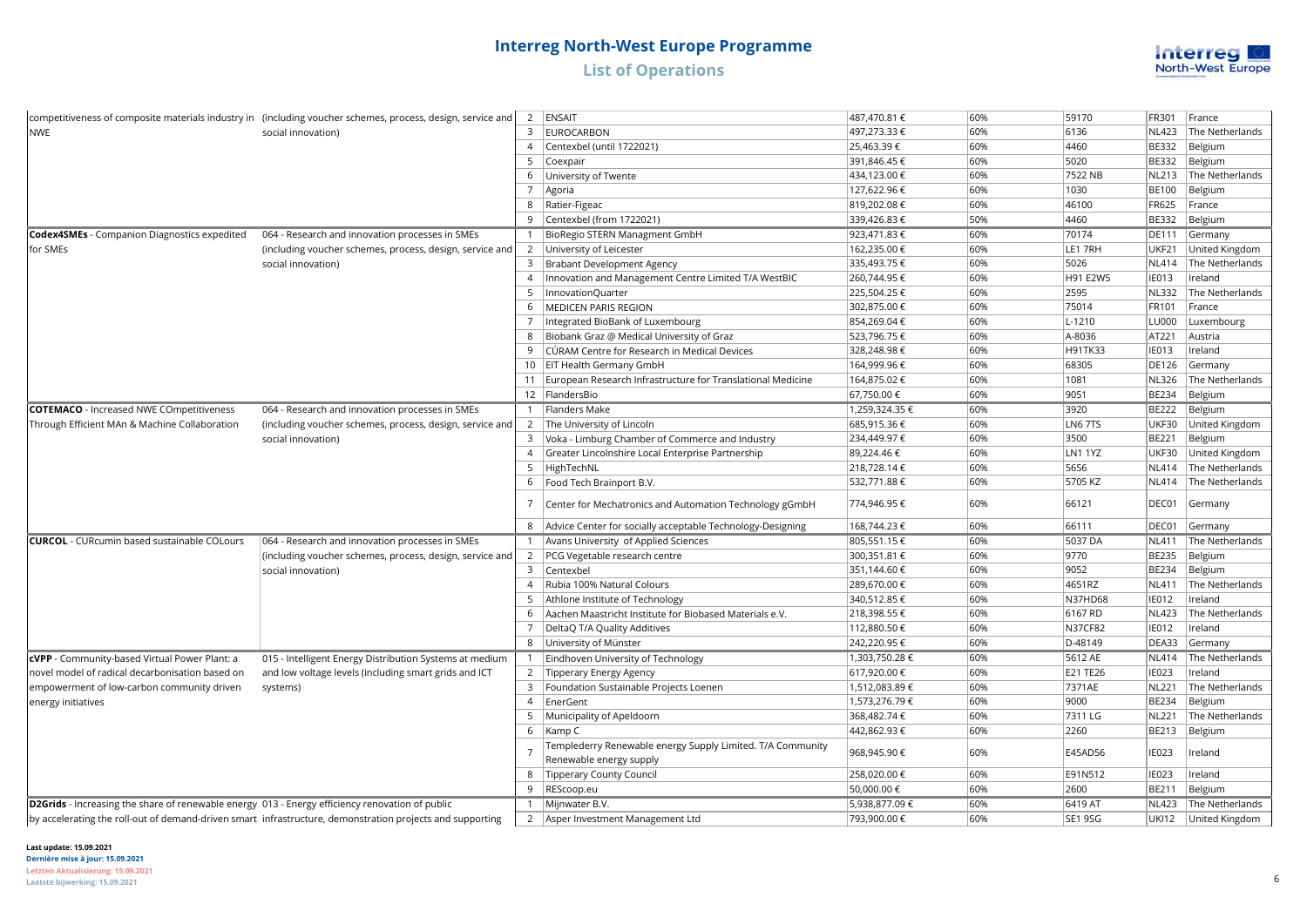# Interreg North-West Europe Programme

## List of Operations

| | | | | | | | | |
|---|---|---|---|---|---|---|---|---|
| competitiveness of composite materials industry in NWE | (including voucher schemes, process, design, service and social innovation) | 2 | ENSAIT | 487,470.81 € | 60% | 59170 | FR301 | France |
| | | 3 | EUROCARBON | 497,273.33 € | 60% | 6136 | NL423 | The Netherlands |
| | | 4 | Centexbel (until 1722021) | 25,463.39 € | 60% | 4460 | BE332 | Belgium |
| | | 5 | Coexpair | 391,846.45 € | 60% | 5020 | BE332 | Belgium |
| | | 6 | University of Twente | 434,123.00 € | 60% | 7522 NB | NL213 | The Netherlands |
| | | 7 | Agoria | 127,622.96 € | 60% | 1030 | BE100 | Belgium |
| | | 8 | Ratier-Figeac | 819,202.08 € | 60% | 46100 | FR625 | France |
| | | 9 | Centexbel (from 1722021) | 339,426.83 € | 50% | 4460 | BE332 | Belgium |
| **Codex4SMEs** - Companion Diagnostics expedited for SMEs | 064 - Research and innovation processes in SMEs (including voucher schemes, process, design, service and social innovation) | 1 | BioRegio STERN Managment GmbH | 923,471.83 € | 60% | 70174 | DE111 | Germany |
| | | 2 | University of Leicester | 162,235.00 € | 60% | LE1 7RH | UKF21 | United Kingdom |
| | | 3 | Brabant Development Agency | 335,493.75 € | 60% | 5026 | NL414 | The Netherlands |
| | | 4 | Innovation and Management Centre Limited T/A WestBIC | 260,744.95 € | 60% | H91 E2W5 | IE013 | Ireland |
| | | 5 | InnovationQuarter | 225,504.25 € | 60% | 2595 | NL332 | The Netherlands |
| | | 6 | MEDICEN PARIS REGION | 302,875.00 € | 60% | 75014 | FR101 | France |
| | | 7 | Integrated BioBank of Luxembourg | 854,269.04 € | 60% | L-1210 | LU000 | Luxembourg |
| | | 8 | Biobank Graz @ Medical University of Graz | 523,796.75 € | 60% | A-8036 | AT221 | Austria |
| | | 9 | CÚRAM Centre for Research in Medical Devices | 328,248.98 € | 60% | H91TK33 | IE013 | Ireland |
| | | 10 | EIT Health Germany GmbH | 164,999.96 € | 60% | 68305 | DE126 | Germany |
| | | 11 | European Research Infrastructure for Translational Medicine | 164,875.02 € | 60% | 1081 | NL326 | The Netherlands |
| | | 12 | FlandersBio | 67,750.00 € | 60% | 9051 | BE234 | Belgium |
| **COTEMACO** - Increased NWE COmpetitiveness Through Efficient MAn & Machine Collaboration | 064 - Research and innovation processes in SMEs (including voucher schemes, process, design, service and social innovation) | 1 | Flanders Make | 1,259,324.35 € | 60% | 3920 | BE222 | Belgium |
| | | 2 | The University of Lincoln | 685,915.36 € | 60% | LN6 7TS | UKF30 | United Kingdom |
| | | 3 | Voka - Limburg Chamber of Commerce and Industry | 234,449.97 € | 60% | 3500 | BE221 | Belgium |
| | | 4 | Greater Lincolnshire Local Enterprise Partnership | 89,224.46 € | 60% | LN1 1YZ | UKF30 | United Kingdom |
| | | 5 | HighTechNL | 218,728.14 € | 60% | 5656 | NL414 | The Netherlands |
| | | 6 | Food Tech Brainport B.V. | 532,771.88 € | 60% | 5705 KZ | NL414 | The Netherlands |
| | | 7 | Center for Mechatronics and Automation Technology gGmbH | 774,946.95 € | 60% | 66121 | DEC01 | Germany |
| | | 8 | Advice Center for socially acceptable Technology-Designing | 168,744.23 € | 60% | 66111 | DEC01 | Germany |
| **CURCOL** - CURcumin based sustainable COLours | 064 - Research and innovation processes in SMEs (including voucher schemes, process, design, service and social innovation) | 1 | Avans University of Applied Sciences | 805,551.15 € | 60% | 5037 DA | NL411 | The Netherlands |
| | | 2 | PCG Vegetable research centre | 300,351.81 € | 60% | 9770 | BE235 | Belgium |
| | | 3 | Centexbel | 351,144.60 € | 60% | 9052 | BE234 | Belgium |
| | | 4 | Rubia 100% Natural Colours | 289,670.00 € | 60% | 4651RZ | NL411 | The Netherlands |
| | | 5 | Athlone Institute of Technology | 340,512.85 € | 60% | N37HD68 | IE012 | Ireland |
| | | 6 | Aachen Maastricht Institute for Biobased Materials e.V. | 218,398.55 € | 60% | 6167 RD | NL423 | The Netherlands |
| | | 7 | DeltaQ T/A Quality Additives | 112,880.50 € | 60% | N37CF82 | IE012 | Ireland |
| | | 8 | University of Münster | 242,220.95 € | 60% | D-48149 | DEA33 | Germany |
| **cVPP** - Community-based Virtual Power Plant: a novel model of radical decarbonisation based on empowerment of low-carbon community driven energy initiatives | 015 - Intelligent Energy Distribution Systems at medium and low voltage levels (including smart grids and ICT systems) | 1 | Eindhoven University of Technology | 1,303,750.28 € | 60% | 5612 AE | NL414 | The Netherlands |
| | | 2 | Tipperary Energy Agency | 617,920.00 € | 60% | E21 TE26 | IE023 | Ireland |
| | | 3 | Foundation Sustainable Projects Loenen | 1,512,083.89 € | 60% | 7371AE | NL221 | The Netherlands |
| | | 4 | EnerGent | 1,573,276.79 € | 60% | 9000 | BE234 | Belgium |
| | | 5 | Municipality of Apeldoorn | 368,482.74 € | 60% | 7311 LG | NL221 | The Netherlands |
| | | 6 | Kamp C | 442,862.93 € | 60% | 2260 | BE213 | Belgium |
| | | 7 | Templederry Renewable energy Supply Limited. T/A Community Renewable energy supply | 968,945.90 € | 60% | E45AD56 | IE023 | Ireland |
| | | 8 | Tipperary County Council | 258,020.00 € | 60% | E91N512 | IE023 | Ireland |
| | | 9 | REScoop.eu | 50,000.00 € | 60% | 2600 | BE211 | Belgium |
| **D2Grids** - Increasing the share of renewable energy by accelerating the roll-out of demand-driven smart | 013 - Energy efficiency renovation of public infrastructure, demonstration projects and supporting | 1 | Mijnwater B.V. | 5,938,877.09 € | 60% | 6419 AT | NL423 | The Netherlands |
| | | 2 | Asper Investment Management Ltd | 793,900.00 € | 60% | SE1 9SG | UKI12 | United Kingdom |

**Last update: 15.09.2021**
**Dernière mise à jour: 15.09.2021**
**Letzten Aktualisierung: 15.09.2021**
**Laatste bijwerking: 15.09.2021**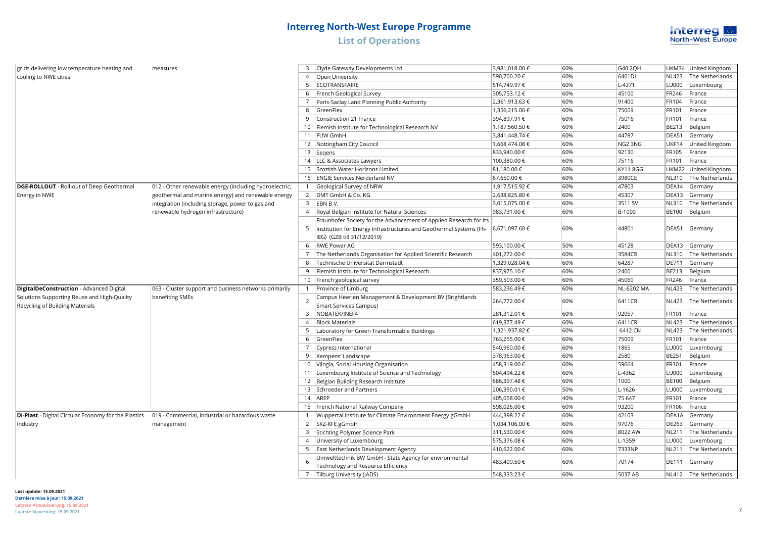# Interreg North-West Europe Programme

## List of Operations

| Project | Intervention field | No. | Partner | Budget | Rate | Postcode | NUTS | Country |
|---|---|---|---|---|---|---|---|---|
| grids delivering low temperature heating and cooling to NWE cities | measures | 3 | Clyde Gateway Developments Ltd | 3,981,018.00 € | 60% | G40 2QH | UKM34 | United Kingdom |
| | | 4 | Open University | 590,700.20 € | 60% | 6401DL | NL423 | The Netherlands |
| | | 5 | ECOTRANSFAIRE | 514,749.97 € | 60% | L-4371 | LU000 | Luxembourg |
| | | 6 | French Geological Survey | 305,753.12 € | 60% | 45100 | FR246 | France |
| | | 7 | Paris-Saclay Land Planning Public Authority | 2,361,913.63 € | 60% | 91400 | FR104 | France |
| | | 8 | GreenFlex | 1,356,215.00 € | 60% | 75009 | FR101 | France |
| | | 9 | Construction 21 France | 394,897.91 € | 60% | 75016 | FR101 | France |
| | | 10 | Flemish Institute for Technological Research NV | 1,187,560.50 € | 60% | 2400 | BE213 | Belgium |
| | | 11 | FUW GmbH | 3,841,448.74 € | 60% | 44787 | DEA51 | Germany |
| | | 12 | Nottingham City Council | 1,668,474.08 € | 60% | NG2 3NG | UKF14 | United Kingdom |
| | | 13 | Seqens | 833,940.00 € | 60% | 92130 | FR105 | France |
| | | 14 | LLC & Associates Lawyers | 100,380.00 € | 60% | 75116 | FR101 | France |
| | | 15 | Scottish Water Horizons Limited | 81,180.00 € | 60% | KY11 8GG | UKM22 | United Kingdom |
| | | 16 | ENGIE Services Nerderland NV | 67,650.00 € | 60% | 3980CE | NL310 | The Netherlands |
| **DGE-ROLLOUT** - Roll-out of Deep Geothermal Energy in NWE | 012 - Other renewable energy (including hydroelectric, geothermal and marine energy) and renewable energy integration (including storage, power to gas and renewable hydrogen infrastructure) | 1 | Geological Survey of NRW | 1,917,515.92 € | 60% | 47803 | DEA14 | Germany |
| | | 2 | DMT GmbH & Co. KG | 2,638,825.80 € | 60% | 45307 | DEA13 | Germany |
| | | 3 | EBN B.V. | 3,015,075.00 € | 60% | 3511 SV | NL310 | The Netherlands |
| | | 4 | Royal Belgian Institute for Natural Sciences | 983,731.00 € | 60% | B-1000 | BE100 | Belgium |
| | | 5 | Fraunhofer Society for the Advancement of Applied Research for its Institution for Energy Infrastructures and Geothermal Systems (Fh-IEG) (GZB till 31/12/2019) | 6,671,097.60 € | 60% | 44801 | DEA51 | Germany |
| | | 6 | RWE Power AG | 593,100.00 € | 50% | 45128 | DEA13 | Germany |
| | | 7 | The Netherlands Organisation for Applied Scientific Research | 401,272.00 € | 60% | 3584CB | NL310 | The Netherlands |
| | | 8 | Technische Universität Darmstadt | 1,329,028.04 € | 60% | 64287 | DE711 | Germany |
| | | 9 | Flemish Institute for Technological Research | 837,975.10 € | 60% | 2400 | BE213 | Belgium |
| | | 10 | French geological survey | 359,503.00 € | 60% | 45060 | FR246 | France |
| **DigitalDeConstruction** - Advanced Digital Solutions Supporting Reuse and High-Quality Recycling of Building Materials | 063 - Cluster support and business networks primarily benefiting SMEs | 1 | Province of Limburg | 583,236.49 € | 60% | NL-6202 MA | NL423 | The Netherlands |
| | | 2 | Campus Heerlen Management & Development BV (Brightlands Smart Services Campus) | 264,772.00 € | 60% | 6411CR | NL423 | The Netherlands |
| | | 3 | NOBATEK/INEF4 | 281,312.01 € | 60% | 92057 | FR101 | France |
| | | 4 | Block Materials | 619,377.49 € | 60% | 6411CR | NL423 | The Netherlands |
| | | 5 | Laboratory for Green Transformable Buildings | 1,321,937.82 € | 60% | 6412 CN | NL423 | The Netherlands |
| | | 6 | GreenFlex | 763,255.00 € | 60% | 75009 | FR101 | France |
| | | 7 | Cypress International | 540,960.00 € | 60% | 1865 | LU000 | Luxembourg |
| | | 9 | Kempens' Landscape | 378,963.00 € | 60% | 2580 | BE251 | Belgium |
| | | 10 | Vilogia, Social Housing Organisation | 458,319.00 € | 60% | 59664 | FR301 | France |
| | | 11 | Luxembourg Institute of Science and Technology | 504,494.22 € | 60% | L-4362 | LU000 | Luxembourg |
| | | 12 | Belgian Building Research Institute | 686,397.48 € | 60% | 1000 | BE100 | Belgium |
| | | 13 | Schroeder and Partners | 206,390.01 € | 50% | L-1626 | LU000 | Luxembourg |
| | | 14 | AREP | 405,058.00 € | 40% | 75 647 | FR101 | France |
| | | 15 | French National Railway Company | 598,026.00 € | 60% | 93200 | FR106 | France |
| **Di-Plast** - Digital Circular Economy for the Plastics Industry | 019 - Commercial, industrial or hazardous waste management | 1 | Wuppertal Institute for Climate Environment Energy gGmbH | 444,398.22 € | 60% | 42103 | DEA1A | Germany |
| | | 2 | SKZ-KFE gGmbH | 1,034,106.00 € | 60% | 97076 | DE263 | Germany |
| | | 3 | Stichting Polymer Science Park | 311,530.00 € | 60% | 8022 AW | NL211 | The Netherlands |
| | | 4 | University of Luxembourg | 575,376.08 € | 60% | L-1359 | LU000 | Luxembourg |
| | | 5 | East Netherlands Development Agency | 410,622.00 € | 60% | 7333NP | NL211 | The Netherlands |
| | | 6 | Umwelttechnik BW GmbH - State Agency for environmental Technology and Resource Efficiency | 483,409.50 € | 60% | 70174 | DE111 | Germany |
| | | 7 | Tilburg University (JADS) | 548,333.23 € | 60% | 5037 AB | NL412 | The Netherlands |

**Last update: 15.09.2021**
**Dernière mise à jour: 15.09.2021**
**Letzten Aktualisierung: 15.09.2021**
**Laatste bijwerking: 15.09.2021**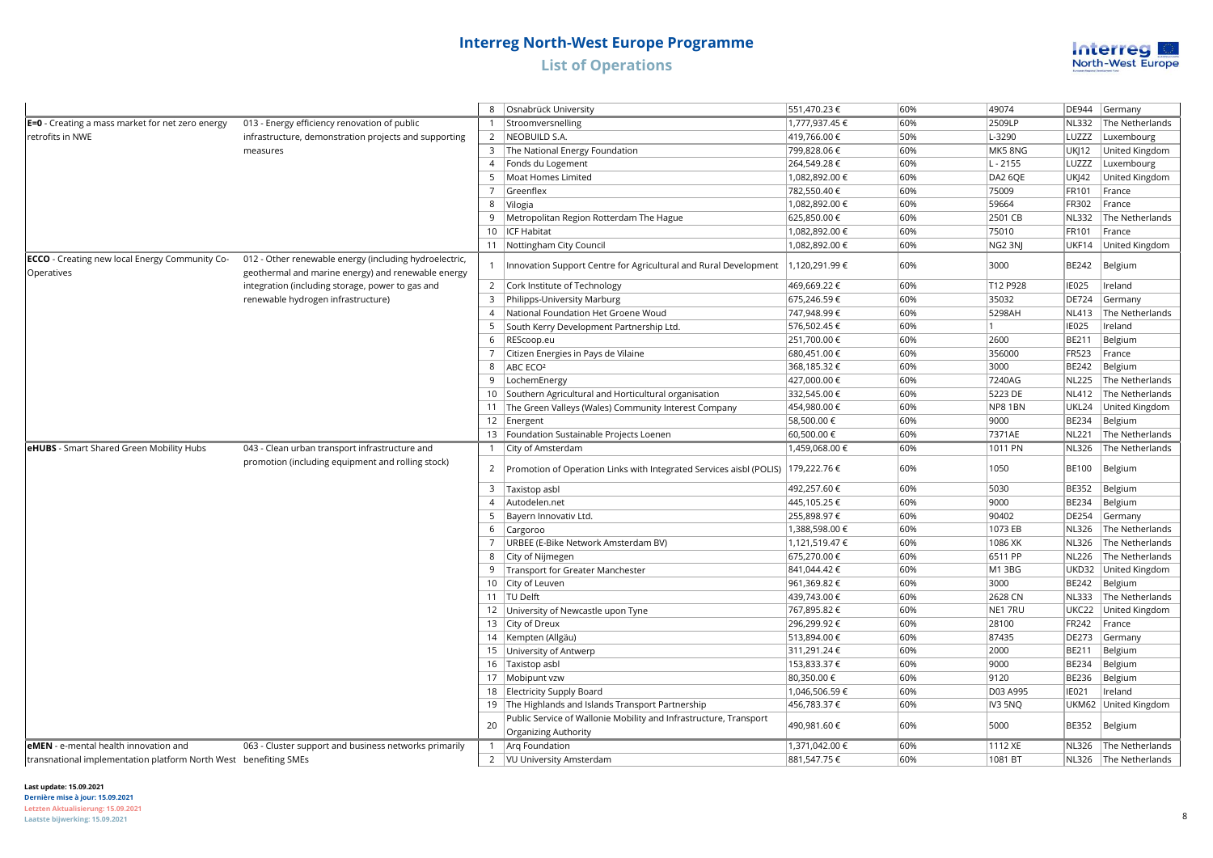# Interreg North-West Europe Programme

## List of Operations

| | | | | | | | | |
|---|---|---|---|---|---|---|---|---|
| | | 8 | Osnabrück University | 551,470.23 € | 60% | 49074 | DE944 | Germany |
| **E=0** - Creating a mass market for net zero energy retrofits in NWE | 013 - Energy efficiency renovation of public infrastructure, demonstration projects and supporting measures | 1 | Stroomversnelling | 1,777,937.45 € | 60% | 2509LP | NL332 | The Netherlands |
| | | 2 | NEOBUILD S.A. | 419,766.00 € | 50% | L-3290 | LUZZZ | Luxembourg |
| | | 3 | The National Energy Foundation | 799,828.06 € | 60% | MK5 8NG | UKJ12 | United Kingdom |
| | | 4 | Fonds du Logement | 264,549.28 € | 60% | L - 2155 | LUZZZ | Luxembourg |
| | | 5 | Moat Homes Limited | 1,082,892.00 € | 60% | DA2 6QE | UKJ42 | United Kingdom |
| | | 7 | Greenflex | 782,550.40 € | 60% | 75009 | FR101 | France |
| | | 8 | Vilogia | 1,082,892.00 € | 60% | 59664 | FR302 | France |
| | | 9 | Metropolitan Region Rotterdam The Hague | 625,850.00 € | 60% | 2501 CB | NL332 | The Netherlands |
| | | 10 | ICF Habitat | 1,082,892.00 € | 60% | 75010 | FR101 | France |
| | | 11 | Nottingham City Council | 1,082,892.00 € | 60% | NG2 3NJ | UKF14 | United Kingdom |
| **ECCO** - Creating new local Energy Community Co-Operatives | 012 - Other renewable energy (including hydroelectric, geothermal and marine energy) and renewable energy integration (including storage, power to gas and renewable hydrogen infrastructure) | 1 | Innovation Support Centre for Agricultural and Rural Development | 1,120,291.99 € | 60% | 3000 | BE242 | Belgium |
| | | 2 | Cork Institute of Technology | 469,669.22 € | 60% | T12 P928 | IE025 | Ireland |
| | | 3 | Philipps-University Marburg | 675,246.59 € | 60% | 35032 | DE724 | Germany |
| | | 4 | National Foundation Het Groene Woud | 747,948.99 € | 60% | 5298AH | NL413 | The Netherlands |
| | | 5 | South Kerry Development Partnership Ltd. | 576,502.45 € | 60% | 1 | IE025 | Ireland |
| | | 6 | REScoop.eu | 251,700.00 € | 60% | 2600 | BE211 | Belgium |
| | | 7 | Citizen Energies in Pays de Vilaine | 680,451.00 € | 60% | 356000 | FR523 | France |
| | | 8 | ABC ECO² | 368,185.32 € | 60% | 3000 | BE242 | Belgium |
| | | 9 | LochemEnergy | 427,000.00 € | 60% | 7240AG | NL225 | The Netherlands |
| | | 10 | Southern Agricultural and Horticultural organisation | 332,545.00 € | 60% | 5223 DE | NL412 | The Netherlands |
| | | 11 | The Green Valleys (Wales) Community Interest Company | 454,980.00 € | 60% | NP8 1BN | UKL24 | United Kingdom |
| | | 12 | Energent | 58,500.00 € | 60% | 9000 | BE234 | Belgium |
| | | 13 | Foundation Sustainable Projects Loenen | 60,500.00 € | 60% | 7371AE | NL221 | The Netherlands |
| **eHUBS** - Smart Shared Green Mobility Hubs | 043 - Clean urban transport infrastructure and promotion (including equipment and rolling stock) | 1 | City of Amsterdam | 1,459,068.00 € | 60% | 1011 PN | NL326 | The Netherlands |
| | | 2 | Promotion of Operation Links with Integrated Services aisbl (POLIS) | 179,222.76 € | 60% | 1050 | BE100 | Belgium |
| | | 3 | Taxistop asbl | 492,257.60 € | 60% | 5030 | BE352 | Belgium |
| | | 4 | Autodelen.net | 445,105.25 € | 60% | 9000 | BE234 | Belgium |
| | | 5 | Bayern Innovativ Ltd. | 255,898.97 € | 60% | 90402 | DE254 | Germany |
| | | 6 | Cargoroo | 1,388,598.00 € | 60% | 1073 EB | NL326 | The Netherlands |
| | | 7 | URBEE (E-Bike Network Amsterdam BV) | 1,121,519.47 € | 60% | 1086 XK | NL326 | The Netherlands |
| | | 8 | City of Nijmegen | 675,270.00 € | 60% | 6511 PP | NL226 | The Netherlands |
| | | 9 | Transport for Greater Manchester | 841,044.42 € | 60% | M1 3BG | UKD32 | United Kingdom |
| | | 10 | City of Leuven | 961,369.82 € | 60% | 3000 | BE242 | Belgium |
| | | 11 | TU Delft | 439,743.00 € | 60% | 2628 CN | NL333 | The Netherlands |
| | | 12 | University of Newcastle upon Tyne | 767,895.82 € | 60% | NE1 7RU | UKC22 | United Kingdom |
| | | 13 | City of Dreux | 296,299.92 € | 60% | 28100 | FR242 | France |
| | | 14 | Kempten (Allgäu) | 513,894.00 € | 60% | 87435 | DE273 | Germany |
| | | 15 | University of Antwerp | 311,291.24 € | 60% | 2000 | BE211 | Belgium |
| | | 16 | Taxistop asbl | 153,833.37 € | 60% | 9000 | BE234 | Belgium |
| | | 17 | Mobipunt vzw | 80,350.00 € | 60% | 9120 | BE236 | Belgium |
| | | 18 | Electricity Supply Board | 1,046,506.59 € | 60% | D03 A995 | IE021 | Ireland |
| | | 19 | The Highlands and Islands Transport Partnership | 456,783.37 € | 60% | IV3 5NQ | UKM62 | United Kingdom |
| | | 20 | Public Service of Wallonie Mobility and Infrastructure, Transport Organizing Authority | 490,981.60 € | 60% | 5000 | BE352 | Belgium |
| **eMEN** - e-mental health innovation and transnational implementation platform North West | 063 - Cluster support and business networks primarily benefiting SMEs | 1 | Arq Foundation | 1,371,042.00 € | 60% | 1112 XE | NL326 | The Netherlands |
| | | 2 | VU University Amsterdam | 881,547.75 € | 60% | 1081 BT | NL326 | The Netherlands |

**Last update: 15.09.2021**
**Dernière mise à jour: 15.09.2021**
**Letzten Aktualisierung: 15.09.2021**
**Laatste bijwerking: 15.09.2021**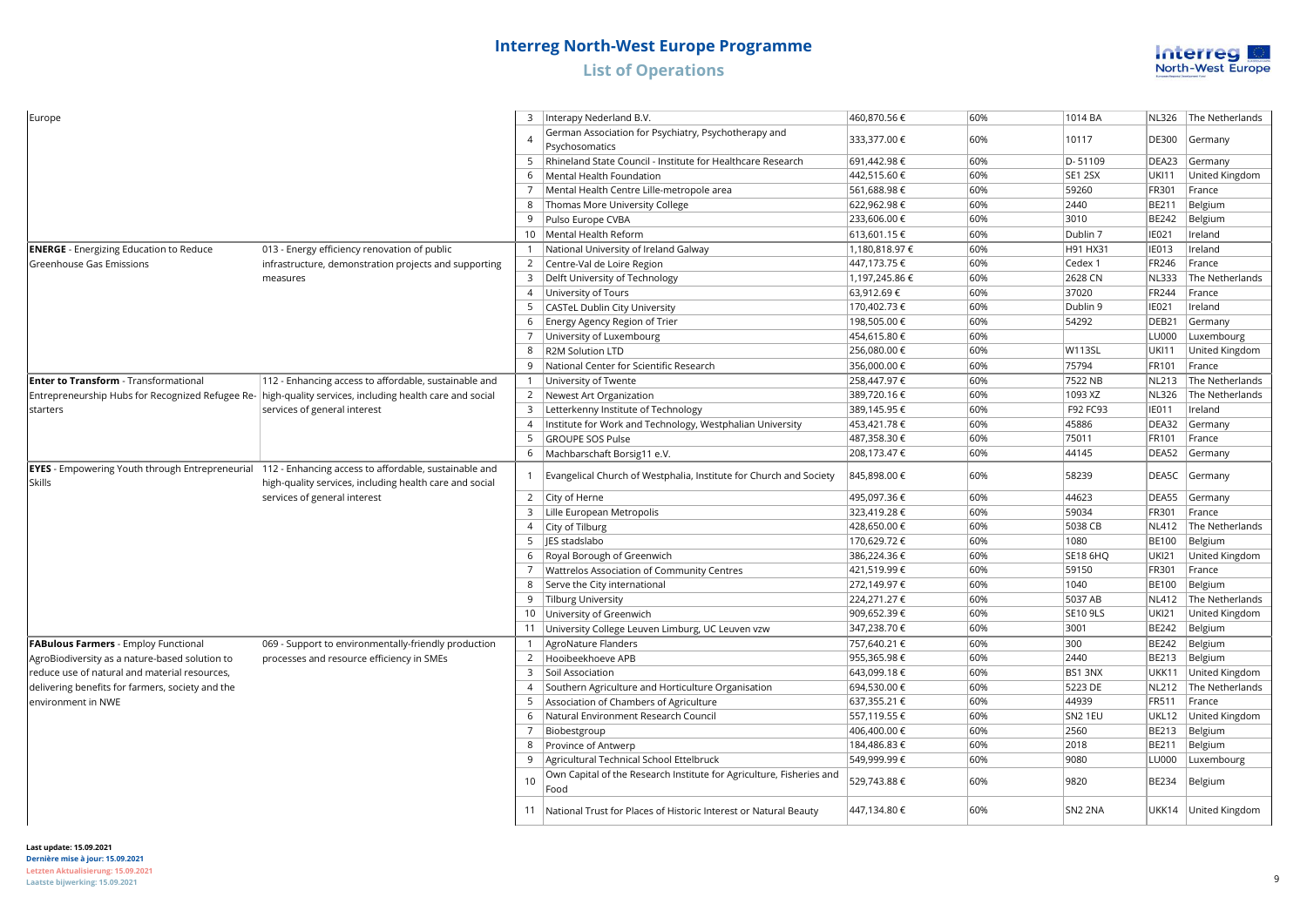# Interreg North-West Europe Programme

## List of Operations

| Project | Intervention field | No. | Partner | ERDF | Rate | Postcode | NUTS | Country |
|---|---|---|---|---|---|---|---|---|
| Europe | | 3 | Interapy Nederland B.V. | 460,870.56 € | 60% | 1014 BA | NL326 | The Netherlands |
| | | 4 | German Association for Psychiatry, Psychotherapy and Psychosomatics | 333,377.00 € | 60% | 10117 | DE300 | Germany |
| | | 5 | Rhineland State Council - Institute for Healthcare Research | 691,442.98 € | 60% | D- 51109 | DEA23 | Germany |
| | | 6 | Mental Health Foundation | 442,515.60 € | 60% | SE1 2SX | UKI11 | United Kingdom |
| | | 7 | Mental Health Centre Lille-metropole area | 561,688.98 € | 60% | 59260 | FR301 | France |
| | | 8 | Thomas More University College | 622,962.98 € | 60% | 2440 | BE211 | Belgium |
| | | 9 | Pulso Europe CVBA | 233,606.00 € | 60% | 3010 | BE242 | Belgium |
| | | 10 | Mental Health Reform | 613,601.15 € | 60% | Dublin 7 | IE021 | Ireland |
| **ENERGE** - Energizing Education to Reduce Greenhouse Gas Emissions | 013 - Energy efficiency renovation of public infrastructure, demonstration projects and supporting measures | 1 | National University of Ireland Galway | 1,180,818.97 € | 60% | H91 HX31 | IE013 | Ireland |
| | | 2 | Centre-Val de Loire Region | 447,173.75 € | 60% | Cedex 1 | FR246 | France |
| | | 3 | Delft University of Technology | 1,197,245.86 € | 60% | 2628 CN | NL333 | The Netherlands |
| | | 4 | University of Tours | 63,912.69 € | 60% | 37020 | FR244 | France |
| | | 5 | CASTeL Dublin City University | 170,402.73 € | 60% | Dublin 9 | IE021 | Ireland |
| | | 6 | Energy Agency Region of Trier | 198,505.00 € | 60% | 54292 | DEB21 | Germany |
| | | 7 | University of Luxembourg | 454,615.80 € | 60% | | LU000 | Luxembourg |
| | | 8 | R2M Solution LTD | 256,080.00 € | 60% | W113SL | UKI11 | United Kingdom |
| | | 9 | National Center for Scientific Research | 356,000.00 € | 60% | 75794 | FR101 | France |
| **Enter to Transform** - Transformational Entrepreneurship Hubs for Recognized Refugee Re-starters | 112 - Enhancing access to affordable, sustainable and high-quality services, including health care and social services of general interest | 1 | University of Twente | 258,447.97 € | 60% | 7522 NB | NL213 | The Netherlands |
| | | 2 | Newest Art Organization | 389,720.16 € | 60% | 1093 XZ | NL326 | The Netherlands |
| | | 3 | Letterkenny Institute of Technology | 389,145.95 € | 60% | F92 FC93 | IE011 | Ireland |
| | | 4 | Institute for Work and Technology, Westphalian University | 453,421.78 € | 60% | 45886 | DEA32 | Germany |
| | | 5 | GROUPE SOS Pulse | 487,358.30 € | 60% | 75011 | FR101 | France |
| | | 6 | Machbarschaft Borsig11 e.V. | 208,173.47 € | 60% | 44145 | DEA52 | Germany |
| **EYES** - Empowering Youth through Entrepreneurial Skills | 112 - Enhancing access to affordable, sustainable and high-quality services, including health care and social services of general interest | 1 | Evangelical Church of Westphalia, Institute for Church and Society | 845,898.00 € | 60% | 58239 | DEA5C | Germany |
| | | 2 | City of Herne | 495,097.36 € | 60% | 44623 | DEA55 | Germany |
| | | 3 | Lille European Metropolis | 323,419.28 € | 60% | 59034 | FR301 | France |
| | | 4 | City of Tilburg | 428,650.00 € | 60% | 5038 CB | NL412 | The Netherlands |
| | | 5 | JES stadslabo | 170,629.72 € | 60% | 1080 | BE100 | Belgium |
| | | 6 | Royal Borough of Greenwich | 386,224.36 € | 60% | SE18 6HQ | UKI21 | United Kingdom |
| | | 7 | Wattrelos Association of Community Centres | 421,519.99 € | 60% | 59150 | FR301 | France |
| | | 8 | Serve the City international | 272,149.97 € | 60% | 1040 | BE100 | Belgium |
| | | 9 | Tilburg University | 224,271.27 € | 60% | 5037 AB | NL412 | The Netherlands |
| | | 10 | University of Greenwich | 909,652.39 € | 60% | SE10 9LS | UKI21 | United Kingdom |
| | | 11 | University College Leuven Limburg, UC Leuven vzw | 347,238.70 € | 60% | 3001 | BE242 | Belgium |
| **FABulous Farmers** - Employ Functional AgroBiodiversity as a nature-based solution to reduce use of natural and material resources, delivering benefits for farmers, society and the environment in NWE | 069 - Support to environmentally-friendly production processes and resource efficiency in SMEs | 1 | AgroNature Flanders | 757,640.21 € | 60% | 300 | BE242 | Belgium |
| | | 2 | Hooibeekhoeve APB | 955,365.98 € | 60% | 2440 | BE213 | Belgium |
| | | 3 | Soil Association | 643,099.18 € | 60% | BS1 3NX | UKK11 | United Kingdom |
| | | 4 | Southern Agriculture and Horticulture Organisation | 694,530.00 € | 60% | 5223 DE | NL212 | The Netherlands |
| | | 5 | Association of Chambers of Agriculture | 637,355.21 € | 60% | 44939 | FR511 | France |
| | | 6 | Natural Environment Research Council | 557,119.55 € | 60% | SN2 1EU | UKL12 | United Kingdom |
| | | 7 | Biobestgroup | 406,400.00 € | 60% | 2560 | BE213 | Belgium |
| | | 8 | Province of Antwerp | 184,486.83 € | 60% | 2018 | BE211 | Belgium |
| | | 9 | Agricultural Technical School Ettelbruck | 549,999.99 € | 60% | 9080 | LU000 | Luxembourg |
| | | 10 | Own Capital of the Research Institute for Agriculture, Fisheries and Food | 529,743.88 € | 60% | 9820 | BE234 | Belgium |
| | | 11 | National Trust for Places of Historic Interest or Natural Beauty | 447,134.80 € | 60% | SN2 2NA | UKK14 | United Kingdom |

**Last update: 15.09.2021**
**Dernière mise à jour: 15.09.2021**
**Letzten Aktualisierung: 15.09.2021**
**Laatste bijwerking: 15.09.2021**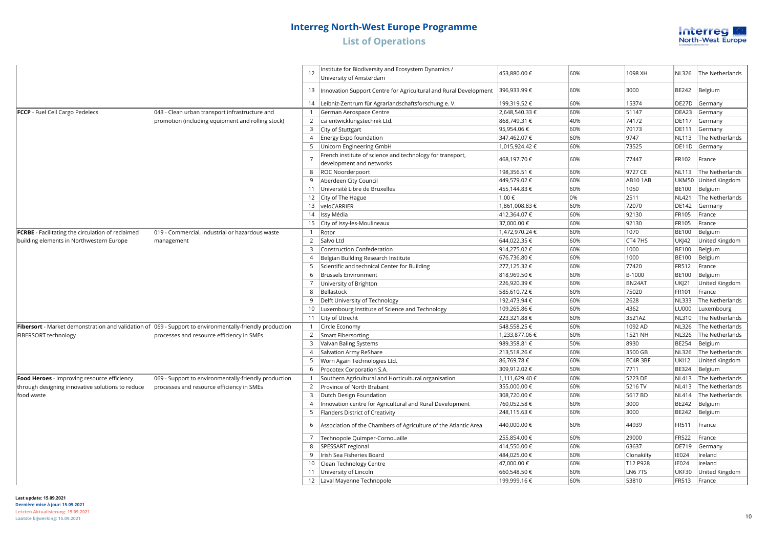# Interreg North-West Europe Programme

## List of Operations

| Project | Intervention field | No. | Partner | Amount | Rate | Postcode | NUTS | Country |
|---|---|---|---|---|---|---|---|---|
| | | 12 | Institute for Biodiversity and Ecosystem Dynamics / University of Amsterdam | 453,880.00 € | 60% | 1098 XH | NL326 | The Netherlands |
| | | 13 | Innovation Support Centre for Agricultural and Rural Development | 396,933.99 € | 60% | 3000 | BE242 | Belgium |
| | | 14 | Leibniz-Zentrum für Agrarlandschaftsforschung e. V. | 199,319.52 € | 60% | 15374 | DE27D | Germany |
| **FCCP** - Fuel Cell Cargo Pedelecs | 043 - Clean urban transport infrastructure and promotion (including equipment and rolling stock) | 1 | German Aerospace Centre | 2,648,540.33 € | 60% | 51147 | DEA23 | Germany |
| | | 2 | csi entwicklungstechnik Ltd. | 868,749.31 € | 40% | 74172 | DE117 | Germany |
| | | 3 | City of Stuttgart | 95,954.06 € | 60% | 70173 | DE111 | Germany |
| | | 4 | Energy Expo foundation | 347,462.07 € | 60% | 9747 | NL113 | The Netherlands |
| | | 5 | Unicorn Engineering GmbH | 1,015,924.42 € | 60% | 73525 | DE11D | Germany |
| | | 7 | French institute of science and technology for transport, development and networks | 468,197.70 € | 60% | 77447 | FR102 | France |
| | | 8 | ROC Noorderpoort | 198,356.51 € | 60% | 9727 CE | NL113 | The Netherlands |
| | | 9 | Aberdeen City Council | 449,579.02 € | 60% | AB10 1AB | UKM50 | United Kingdom |
| | | 11 | Université Libre de Bruxelles | 455,144.83 € | 60% | 1050 | BE100 | Belgium |
| | | 12 | City of The Hague | 1.00 € | 0% | 2511 | NL421 | The Netherlands |
| | | 13 | veloCARRIER | 1,861,008.83 € | 60% | 72070 | DE142 | Germany |
| | | 14 | Issy Média | 412,364.07 € | 60% | 92130 | FR105 | France |
| | | 15 | City of Issy-les-Moulineaux | 37,000.00 € | 60% | 92130 | FR105 | France |
| **FCRBE** - Facilitating the circulation of reclaimed building elements in Northwestern Europe | 019 - Commercial, industrial or hazardous waste management | 1 | Rotor | 1,472,970.24 € | 60% | 1070 | BE100 | Belgium |
| | | 2 | Salvo Ltd | 644,022.35 € | 60% | CT4 7HS | UKJ42 | United Kingdom |
| | | 3 | Construction Confederation | 914,275.02 € | 60% | 1000 | BE100 | Belgium |
| | | 4 | Belgian Building Research Institute | 676,736.80 € | 60% | 1000 | BE100 | Belgium |
| | | 5 | Scientific and technical Center for Building | 277,125.32 € | 60% | 77420 | FR512 | France |
| | | 6 | Brussels Environment | 818,969.50 € | 60% | B-1000 | BE100 | Belgium |
| | | 7 | University of Brighton | 226,920.39 € | 60% | BN24AT | UKJ21 | United Kingdom |
| | | 8 | Bellastock | 585,610.72 € | 60% | 75020 | FR101 | France |
| | | 9 | Delft University of Technology | 192,473.94 € | 60% | 2628 | NL333 | The Netherlands |
| | | 10 | Luxembourg Institute of Science and Technology | 109,265.86 € | 60% | 4362 | LU000 | Luxembourg |
| | | 11 | City of Utrecht | 223,321.88 € | 60% | 3521AZ | NL310 | The Netherlands |
| **Fibersort** - Market demonstration and validation of FIBERSORT technology | 069 - Support to environmentally-friendly production processes and resource efficiency in SMEs | 1 | Circle Economy | 548,558.25 € | 60% | 1092 AD | NL326 | The Netherlands |
| | | 2 | Smart Fibersorting | 1,233,877.06 € | 60% | 1521 NH | NL326 | The Netherlands |
| | | 3 | Valvan Baling Systems | 989,358.81 € | 50% | 8930 | BE254 | Belgium |
| | | 4 | Salvation Army ReShare | 213,518.26 € | 60% | 3500 GB | NL326 | The Netherlands |
| | | 5 | Worn Again Technologies Ltd. | 86,769.78 € | 60% | EC4R 3BF | UKI12 | United Kingdom |
| | | 6 | Procotex Corporation S.A. | 309,912.02 € | 50% | 7711 | BE324 | Belgium |
| **Food Heroes** - Improving resource efficiency through designing innovative solutions to reduce food waste | 069 - Support to environmentally-friendly production processes and resource efficiency in SMEs | 1 | Southern Agricultural and Horticultural organisation | 1,111,629.40 € | 60% | 5223 DE | NL413 | The Netherlands |
| | | 2 | Province of North Brabant | 355,000.00 € | 60% | 5216 TV | NL413 | The Netherlands |
| | | 3 | Dutch Design Foundation | 308,720.00 € | 60% | 5617 BD | NL414 | The Netherlands |
| | | 4 | Innovation centre for Agricultural and Rural Development | 760,052.58 € | 60% | 3000 | BE242 | Belgium |
| | | 5 | Flanders District of Creativity | 248,115.63 € | 60% | 3000 | BE242 | Belgium |
| | | 6 | Association of the Chambers of Agriculture of the Atlantic Area | 440,000.00 € | 60% | 44939 | FR511 | France |
| | | 7 | Technopole Quimper-Cornouaille | 255,854.00 € | 60% | 29000 | FR522 | France |
| | | 8 | SPESSART regional | 414,550.00 € | 60% | 63637 | DE719 | Germany |
| | | 9 | Irish Sea Fisheries Board | 484,025.00 € | 60% | Clonakilty | IE024 | Ireland |
| | | 10 | Clean Technology Centre | 47,000.00 € | 60% | T12 P928 | IE024 | Ireland |
| | | 11 | University of Lincoln | 660,548.50 € | 60% | LN6 7TS | UKF30 | United Kingdom |
| | | 12 | Laval Mayenne Technopole | 199,999.16 € | 60% | 53810 | FR513 | France |

**Last update: 15.09.2021**
**Dernière mise à jour: 15.09.2021**
**Letzten Aktualisierung: 15.09.2021**
**Laatste bijwerking: 15.09.2021**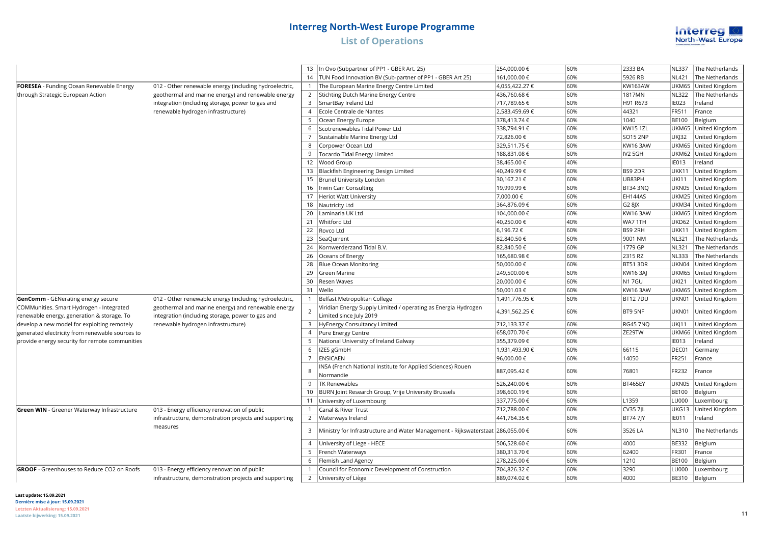# Interreg North-West Europe Programme

## List of Operations

| | | | | | | | | |
|---|---|---|---|---|---|---|---|---|
| | | 13 | In Ovo (Subpartner of PP1 - GBER Art. 25) | 254,000.00 € | 60% | 2333 BA | NL337 | The Netherlands |
| | | 14 | TUN Food Innovation BV (Sub-partner of PP1 - GBER Art 25) | 161,000.00 € | 60% | 5926 RB | NL421 | The Netherlands |
| **FORESEA** - Funding Ocean Renewable Energy through Strategic European Action | 012 - Other renewable energy (including hydroelectric, geothermal and marine energy) and renewable energy integration (including storage, power to gas and renewable hydrogen infrastructure) | 1 | The European Marine Energy Centre Limited | 4,055,422.27 € | 60% | KW163AW | UKM65 | United Kingdom |
| | | 2 | Stichting Dutch Marine Energy Centre | 436,760.68 € | 60% | 1817MN | NL322 | The Netherlands |
| | | 3 | SmartBay Ireland Ltd | 717,789.65 € | 60% | H91 R673 | IE023 | Ireland |
| | | 4 | Ecole Centrale de Nantes | 2,583,459.69 € | 60% | 44321 | FR511 | France |
| | | 5 | Ocean Energy Europe | 378,413.74 € | 60% | 1040 | BE100 | Belgium |
| | | 6 | Scotrenewables Tidal Power Ltd | 338,794.91 € | 60% | KW15 1ZL | UKM65 | United Kingdom |
| | | 7 | Sustainable Marine Energy Ltd | 72,826.00 € | 60% | SO15 2NP | UKJ32 | United Kingdom |
| | | 8 | Corpower Ocean Ltd | 329,511.75 € | 60% | KW16 3AW | UKM65 | United Kingdom |
| | | 9 | Tocardo Tidal Energy Limited | 188,831.08 € | 60% | IV2 5GH | UKM62 | United Kingdom |
| | | 12 | Wood Group | 38,465.00 € | 40% | | IE013 | Ireland |
| | | 13 | Blackfish Engineering Design Limited | 40,249.99 € | 60% | BS9 2DR | UKK11 | United Kingdom |
| | | 15 | Brunel University London | 30,167.21 € | 60% | UB83PH | UKI11 | United Kingdom |
| | | 16 | Irwin Carr Consulting | 19,999.99 € | 60% | BT34 3NQ | UKN05 | United Kingdom |
| | | 17 | Heriot Watt University | 7,000.00 € | 60% | EH144AS | UKM25 | United Kingdom |
| | | 18 | Nautricity Ltd | 364,876.09 € | 60% | G2 8JX | UKM34 | United Kingdom |
| | | 20 | Laminaria UK Ltd | 104,000.00 € | 60% | KW16 3AW | UKM65 | United Kingdom |
| | | 21 | Whitford Ltd | 40,250.00 € | 40% | WA7 1TH | UKD62 | United Kingdom |
| | | 22 | Rovco Ltd | 6,196.72 € | 60% | BS9 2RH | UKK11 | United Kingdom |
| | | 23 | SeaQurrent | 82,840.50 € | 60% | 9001 NM | NL321 | The Netherlands |
| | | 24 | Kornwerderzand Tidal B.V. | 82,840.50 € | 60% | 1779 GP | NL321 | The Netherlands |
| | | 26 | Oceans of Energy | 165,680.98 € | 60% | 2315 RZ | NL333 | The Netherlands |
| | | 28 | Blue Ocean Monitoring | 50,000.00 € | 60% | BT51 3DR | UKN04 | United Kingdom |
| | | 29 | Green Marine | 249,500.00 € | 60% | KW16 3AJ | UKM65 | United Kingdom |
| | | 30 | Resen Waves | 20,000.00 € | 60% | N1 7GU | UKI21 | United Kingdom |
| | | 31 | Wello | 50,001.03 € | 60% | KW16 3AW | UKM65 | United Kingdom |
| **GenComm** - GENerating energy secure COMMunities. Smart Hydrogen - Integrated renewable energy, generation & storage. To develop a new model for exploiting remotely generated electricity from renewable sources to provide energy security for remote communities | 012 - Other renewable energy (including hydroelectric, geothermal and marine energy) and renewable energy integration (including storage, power to gas and renewable hydrogen infrastructure) | 1 | Belfast Metropolitan College | 1,491,776.95 € | 60% | BT12 7DU | UKN01 | United Kingdom |
| | | 2 | Viridian Energy Supply Limited / operating as Energia Hydrogen Limited since July 2019 | 4,391,562.25 € | 60% | BT9 5NF | UKN01 | United Kingdom |
| | | 3 | HyEnergy Consultancy Limited | 712,133.37 € | 60% | RG45 7NQ | UKJ11 | United Kingdom |
| | | 4 | Pure Energy Centre | 658,070.70 € | 60% | ZE29TW | UKM66 | United Kingdom |
| | | 5 | National University of Ireland Galway | 355,379.09 € | 60% | | IE013 | Ireland |
| | | 6 | IZES gGmbH | 1,931,493.90 € | 60% | 66115 | DEC01 | Germany |
| | | 7 | ENSICAEN | 96,000.00 € | 60% | 14050 | FR251 | France |
| | | 8 | INSA (French National Institute for Applied Sciences) Rouen Normandie | 887,095.42 € | 60% | 76801 | FR232 | France |
| | | 9 | TK Renewables | 526,240.00 € | 60% | BT465EY | UKN05 | United Kingdom |
| | | 10 | BURN Joint Research Group, Vrije University Brussels | 398,600.19 € | 60% | | BE100 | Belgium |
| | | 11 | University of Luxembourg | 337,775.00 € | 60% | L1359 | LU000 | Luxembourg |
| **Green WIN** - Greener Waterway Infrastructure | 013 - Energy efficiency renovation of public infrastructure, demonstration projects and supporting measures | 1 | Canal & River Trust | 712,788.00 € | 60% | CV35 7JL | UKG13 | United Kingdom |
| | | 2 | Waterways Ireland | 441,764.35 € | 60% | BT74 7JY | IE011 | Ireland |
| | | 3 | Ministry for Infrastructure and Water Management - Rijkswaterstaat | 286,055.00 € | 60% | 3526 LA | NL310 | The Netherlands |
| | | 4 | University of Liege - HECE | 506,528.60 € | 60% | 4000 | BE332 | Belgium |
| | | 5 | French Waterways | 380,313.70 € | 60% | 62400 | FR301 | France |
| | | 6 | Flemish Land Agency | 278,225.00 € | 60% | 1210 | BE100 | Belgium |
| **GROOF** - Greenhouses to Reduce CO2 on Roofs | 013 - Energy efficiency renovation of public infrastructure, demonstration projects and supporting | 1 | Council for Economic Development of Construction | 704,826.32 € | 60% | 3290 | LU000 | Luxembourg |
| | | 2 | University of Liège | 889,074.02 € | 60% | 4000 | BE310 | Belgium |

**Last update: 15.09.2021**
**Dernière mise à jour: 15.09.2021**
**Letzten Aktualisierung: 15.09.2021**
**Laatste bijwerking: 15.09.2021**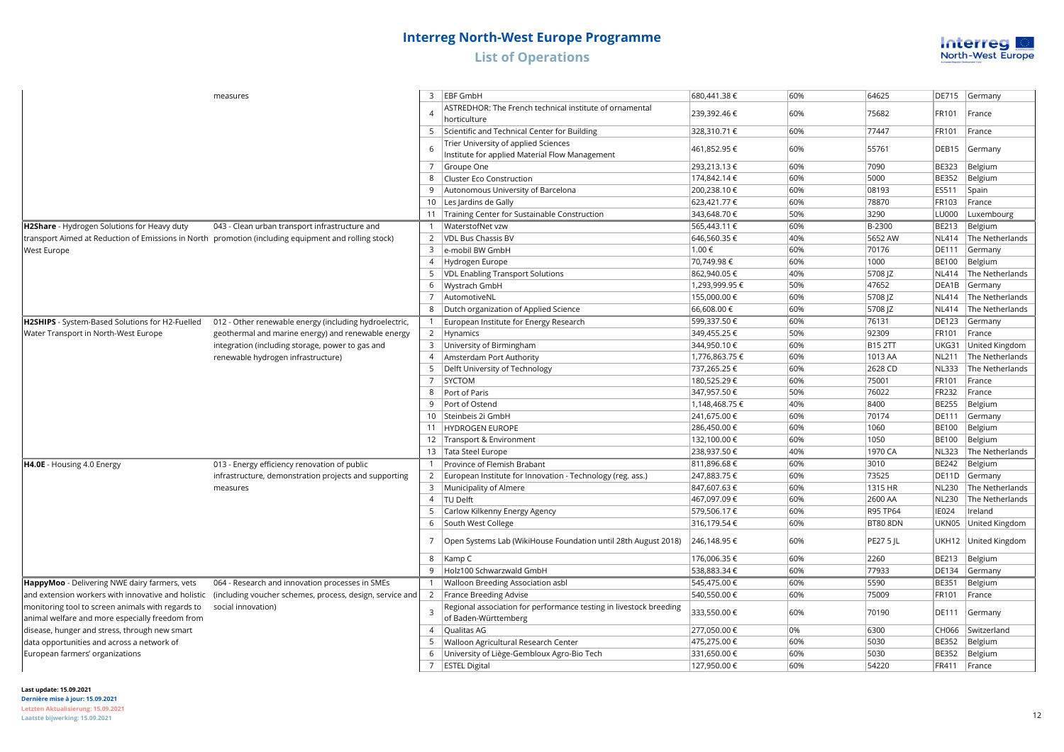# Interreg North-West Europe Programme

## List of Operations

| Project | Intervention field | No. | Partner | ERDF | Rate | Postcode | NUTS | Country |
|---|---|---|---|---|---|---|---|---|
| | measures | 3 | EBF GmbH | 680,441.38 € | 60% | 64625 | DE715 | Germany |
| | | 4 | ASTREDHOR: The French technical institute of ornamental horticulture | 239,392.46 € | 60% | 75682 | FR101 | France |
| | | 5 | Scientific and Technical Center for Building | 328,310.71 € | 60% | 77447 | FR101 | France |
| | | 6 | Trier University of applied Sciences Institute for applied Material Flow Management | 461,852.95 € | 60% | 55761 | DEB15 | Germany |
| | | 7 | Groupe One | 293,213.13 € | 60% | 7090 | BE323 | Belgium |
| | | 8 | Cluster Eco Construction | 174,842.14 € | 60% | 5000 | BE352 | Belgium |
| | | 9 | Autonomous University of Barcelona | 200,238.10 € | 60% | 08193 | ES511 | Spain |
| | | 10 | Les Jardins de Gally | 623,421.77 € | 60% | 78870 | FR103 | France |
| | | 11 | Training Center for Sustainable Construction | 343,648.70 € | 50% | 3290 | LU000 | Luxembourg |
| **H2Share** - Hydrogen Solutions for Heavy duty transport Aimed at Reduction of Emissions in North West Europe | 043 - Clean urban transport infrastructure and promotion (including equipment and rolling stock) | 1 | WaterstofNet vzw | 565,443.11 € | 60% | B-2300 | BE213 | Belgium |
| | | 2 | VDL Bus Chassis BV | 646,560.35 € | 40% | 5652 AW | NL414 | The Netherlands |
| | | 3 | e-mobil BW GmbH | 1.00 € | 60% | 70176 | DE111 | Germany |
| | | 4 | Hydrogen Europe | 70,749.98 € | 60% | 1000 | BE100 | Belgium |
| | | 5 | VDL Enabling Transport Solutions | 862,940.05 € | 40% | 5708 JZ | NL414 | The Netherlands |
| | | 6 | Wystrach GmbH | 1,293,999.95 € | 50% | 47652 | DEA1B | Germany |
| | | 7 | AutomotiveNL | 155,000.00 € | 60% | 5708 JZ | NL414 | The Netherlands |
| | | 8 | Dutch organization of Applied Science | 66,608.00 € | 60% | 5708 JZ | NL414 | The Netherlands |
| **H2SHIPS** - System-Based Solutions for H2-Fuelled Water Transport in North-West Europe | 012 - Other renewable energy (including hydroelectric, geothermal and marine energy) and renewable energy integration (including storage, power to gas and renewable hydrogen infrastructure) | 1 | European Institute for Energy Research | 599,337.50 € | 60% | 76131 | DE123 | Germany |
| | | 2 | Hynamics | 349,455.25 € | 50% | 92309 | FR101 | France |
| | | 3 | University of Birmingham | 344,950.10 € | 60% | B15 2TT | UKG31 | United Kingdom |
| | | 4 | Amsterdam Port Authority | 1,776,863.75 € | 60% | 1013 AA | NL211 | The Netherlands |
| | | 5 | Delft University of Technology | 737,265.25 € | 60% | 2628 CD | NL333 | The Netherlands |
| | | 7 | SYCTOM | 180,525.29 € | 60% | 75001 | FR101 | France |
| | | 8 | Port of Paris | 347,957.50 € | 50% | 76022 | FR232 | France |
| | | 9 | Port of Ostend | 1,148,468.75 € | 40% | 8400 | BE255 | Belgium |
| | | 10 | Steinbeis 2i GmbH | 241,675.00 € | 60% | 70174 | DE111 | Germany |
| | | 11 | HYDROGEN EUROPE | 286,450.00 € | 60% | 1060 | BE100 | Belgium |
| | | 12 | Transport & Environment | 132,100.00 € | 60% | 1050 | BE100 | Belgium |
| | | 13 | Tata Steel Europe | 238,937.50 € | 40% | 1970 CA | NL323 | The Netherlands |
| **H4.0E** - Housing 4.0 Energy | 013 - Energy efficiency renovation of public infrastructure, demonstration projects and supporting measures | 1 | Province of Flemish Brabant | 811,896.68 € | 60% | 3010 | BE242 | Belgium |
| | | 2 | European Institute for Innovation - Technology (reg. ass.) | 247,883.75 € | 60% | 73525 | DE11D | Germany |
| | | 3 | Municipality of Almere | 847,607.63 € | 60% | 1315 HR | NL230 | The Netherlands |
| | | 4 | TU Delft | 467,097.09 € | 60% | 2600 AA | NL230 | The Netherlands |
| | | 5 | Carlow Kilkenny Energy Agency | 579,506.17 € | 60% | R95 TP64 | IE024 | Ireland |
| | | 6 | South West College | 316,179.54 € | 60% | BT80 8DN | UKN05 | United Kingdom |
| | | 7 | Open Systems Lab (WikiHouse Foundation until 28th August 2018) | 246,148.95 € | 60% | PE27 5 JL | UKH12 | United Kingdom |
| | | 8 | Kamp C | 176,006.35 € | 60% | 2260 | BE213 | Belgium |
| | | 9 | Holz100 Schwarzwald GmbH | 538,883.34 € | 60% | 77933 | DE134 | Germany |
| **HappyMoo** - Delivering NWE dairy farmers, vets and extension workers with innovative and holistic monitoring tool to screen animals with regards to animal welfare and more especially freedom from disease, hunger and stress, through new smart data opportunities and across a network of European farmers' organizations | 064 - Research and innovation processes in SMEs (including voucher schemes, process, design, service and social innovation) | 1 | Walloon Breeding Association asbl | 545,475.00 € | 60% | 5590 | BE351 | Belgium |
| | | 2 | France Breeding Advise | 540,550.00 € | 60% | 75009 | FR101 | France |
| | | 3 | Regional association for performance testing in livestock breeding of Baden-Württemberg | 333,550.00 € | 60% | 70190 | DE111 | Germany |
| | | 4 | Qualitas AG | 277,050.00 € | 0% | 6300 | CH066 | Switzerland |
| | | 5 | Walloon Agricultural Research Center | 475,275.00 € | 60% | 5030 | BE352 | Belgium |
| | | 6 | University of Liège-Gembloux Agro-Bio Tech | 331,650.00 € | 60% | 5030 | BE352 | Belgium |
| | | 7 | ESTEL Digital | 127,950.00 € | 60% | 54220 | FR411 | France |

**Last update: 15.09.2021**
**Dernière mise à jour: 15.09.2021**
**Letzten Aktualisierung: 15.09.2021**
**Laatste bijwerking: 15.09.2021**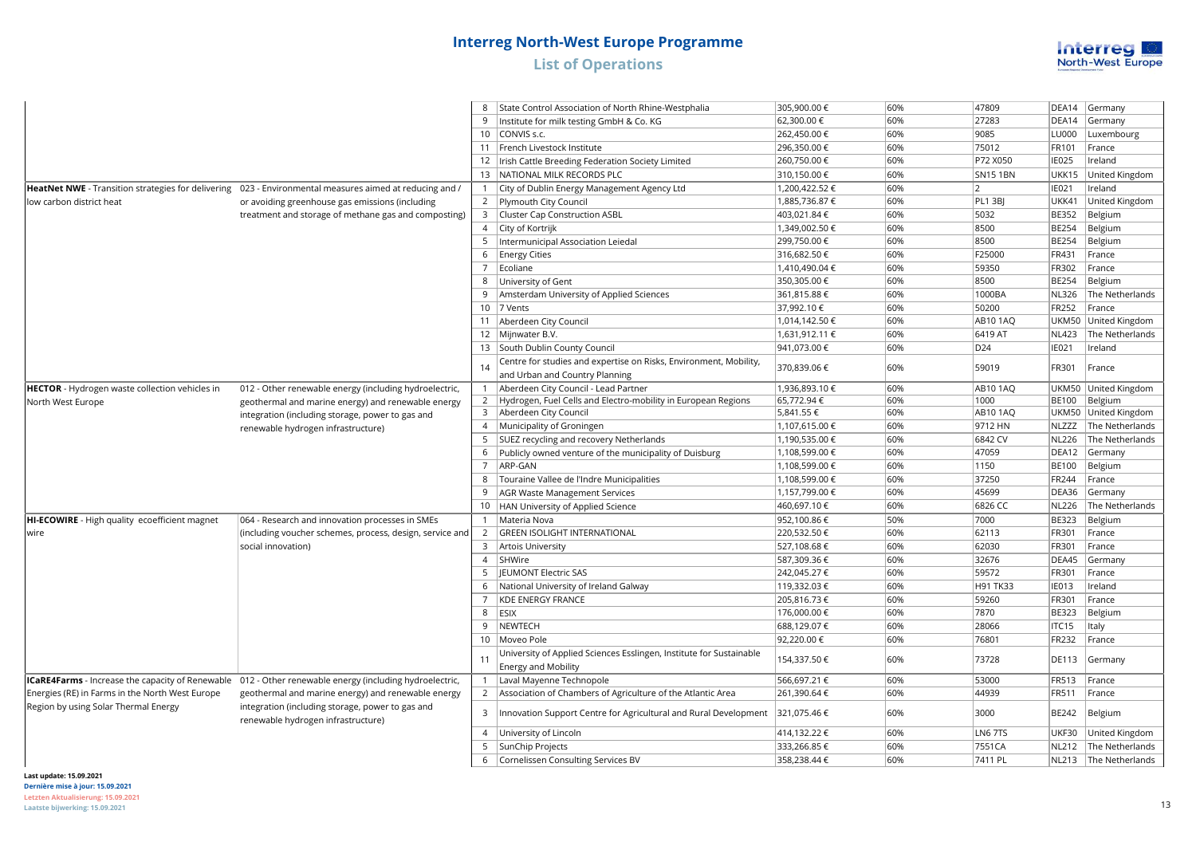# Interreg North-West Europe Programme

## List of Operations

| | | | | | | | | |
|---|---|---|---|---|---|---|---|---|
| | | 8 | State Control Association of North Rhine-Westphalia | 305,900.00 € | 60% | 47809 | DEA14 | Germany |
| | | 9 | Institute for milk testing GmbH & Co. KG | 62,300.00 € | 60% | 27283 | DEA14 | Germany |
| | | 10 | CONVIS s.c. | 262,450.00 € | 60% | 9085 | LU000 | Luxembourg |
| | | 11 | French Livestock Institute | 296,350.00 € | 60% | 75012 | FR101 | France |
| | | 12 | Irish Cattle Breeding Federation Society Limited | 260,750.00 € | 60% | P72 X050 | IE025 | Ireland |
| | | 13 | NATIONAL MILK RECORDS PLC | 310,150.00 € | 60% | SN15 1BN | UKK15 | United Kingdom |
| **HeatNet NWE** - Transition strategies for delivering low carbon district heat | 023 - Environmental measures aimed at reducing and / or avoiding greenhouse gas emissions (including treatment and storage of methane gas and composting) | 1 | City of Dublin Energy Management Agency Ltd | 1,200,422.52 € | 60% | 2 | IE021 | Ireland |
| | | 2 | Plymouth City Council | 1,885,736.87 € | 60% | PL1 3BJ | UKK41 | United Kingdom |
| | | 3 | Cluster Cap Construction ASBL | 403,021.84 € | 60% | 5032 | BE352 | Belgium |
| | | 4 | City of Kortrijk | 1,349,002.50 € | 60% | 8500 | BE254 | Belgium |
| | | 5 | Intermunicipal Association Leiedal | 299,750.00 € | 60% | 8500 | BE254 | Belgium |
| | | 6 | Energy Cities | 316,682.50 € | 60% | F25000 | FR431 | France |
| | | 7 | Ecoliane | 1,410,490.04 € | 60% | 59350 | FR302 | France |
| | | 8 | University of Gent | 350,305.00 € | 60% | 8500 | BE254 | Belgium |
| | | 9 | Amsterdam University of Applied Sciences | 361,815.88 € | 60% | 1000BA | NL326 | The Netherlands |
| | | 10 | 7 Vents | 37,992.10 € | 60% | 50200 | FR252 | France |
| | | 11 | Aberdeen City Council | 1,014,142.50 € | 60% | AB10 1AQ | UKM50 | United Kingdom |
| | | 12 | Mijnwater B.V. | 1,631,912.11 € | 60% | 6419 AT | NL423 | The Netherlands |
| | | 13 | South Dublin County Council | 941,073.00 € | 60% | D24 | IE021 | Ireland |
| | | 14 | Centre for studies and expertise on Risks, Environment, Mobility, and Urban and Country Planning | 370,839.06 € | 60% | 59019 | FR301 | France |
| **HECTOR** - Hydrogen waste collection vehicles in North West Europe | 012 - Other renewable energy (including hydroelectric, geothermal and marine energy) and renewable energy integration (including storage, power to gas and renewable hydrogen infrastructure) | 1 | Aberdeen City Council - Lead Partner | 1,936,893.10 € | 60% | AB10 1AQ | UKM50 | United Kingdom |
| | | 2 | Hydrogen, Fuel Cells and Electro-mobility in European Regions | 65,772.94 € | 60% | 1000 | BE100 | Belgium |
| | | 3 | Aberdeen City Council | 5,841.55 € | 60% | AB10 1AQ | UKM50 | United Kingdom |
| | | 4 | Municipality of Groningen | 1,107,615.00 € | 60% | 9712 HN | NLZZZ | The Netherlands |
| | | 5 | SUEZ recycling and recovery Netherlands | 1,190,535.00 € | 60% | 6842 CV | NL226 | The Netherlands |
| | | 6 | Publicly owned venture of the municipality of Duisburg | 1,108,599.00 € | 60% | 47059 | DEA12 | Germany |
| | | 7 | ARP-GAN | 1,108,599.00 € | 60% | 1150 | BE100 | Belgium |
| | | 8 | Touraine Vallee de l'Indre Municipalities | 1,108,599.00 € | 60% | 37250 | FR244 | France |
| | | 9 | AGR Waste Management Services | 1,157,799.00 € | 60% | 45699 | DEA36 | Germany |
| | | 10 | HAN University of Applied Science | 460,697.10 € | 60% | 6826 CC | NL226 | The Netherlands |
| **HI-ECOWIRE** - High quality ecoefficient magnet wire | 064 - Research and innovation processes in SMEs (including voucher schemes, process, design, service and social innovation) | 1 | Materia Nova | 952,100.86 € | 50% | 7000 | BE323 | Belgium |
| | | 2 | GREEN ISOLIGHT INTERNATIONAL | 220,532.50 € | 60% | 62113 | FR301 | France |
| | | 3 | Artois University | 527,108.68 € | 60% | 62030 | FR301 | France |
| | | 4 | SHWire | 587,309.36 € | 60% | 32676 | DEA45 | Germany |
| | | 5 | JEUMONT Electric SAS | 242,045.27 € | 60% | 59572 | FR301 | France |
| | | 6 | National University of Ireland Galway | 119,332.03 € | 60% | H91 TK33 | IE013 | Ireland |
| | | 7 | KDE ENERGY FRANCE | 205,816.73 € | 60% | 59260 | FR301 | France |
| | | 8 | ESIX | 176,000.00 € | 60% | 7870 | BE323 | Belgium |
| | | 9 | NEWTECH | 688,129.07 € | 60% | 28066 | ITC15 | Italy |
| | | 10 | Moveo Pole | 92,220.00 € | 60% | 76801 | FR232 | France |
| | | 11 | University of Applied Sciences Esslingen, Institute for Sustainable Energy and Mobility | 154,337.50 € | 60% | 73728 | DE113 | Germany |
| **ICaRE4Farms** - Increase the capacity of Renewable Energies (RE) in Farms in the North West Europe Region by using Solar Thermal Energy | 012 - Other renewable energy (including hydroelectric, geothermal and marine energy) and renewable energy integration (including storage, power to gas and renewable hydrogen infrastructure) | 1 | Laval Mayenne Technopole | 566,697.21 € | 60% | 53000 | FR513 | France |
| | | 2 | Association of Chambers of Agriculture of the Atlantic Area | 261,390.64 € | 60% | 44939 | FR511 | France |
| | | 3 | Innovation Support Centre for Agricultural and Rural Development | 321,075.46 € | 60% | 3000 | BE242 | Belgium |
| | | 4 | University of Lincoln | 414,132.22 € | 60% | LN6 7TS | UKF30 | United Kingdom |
| | | 5 | SunChip Projects | 333,266.85 € | 60% | 7551CA | NL212 | The Netherlands |
| | | 6 | Cornelissen Consulting Services BV | 358,238.44 € | 60% | 7411 PL | NL213 | The Netherlands |

**Last update: 15.09.2021**
**Dernière mise à jour: 15.09.2021**
**Letzten Aktualisierung: 15.09.2021**
**Laatste bijwerking: 15.09.2021**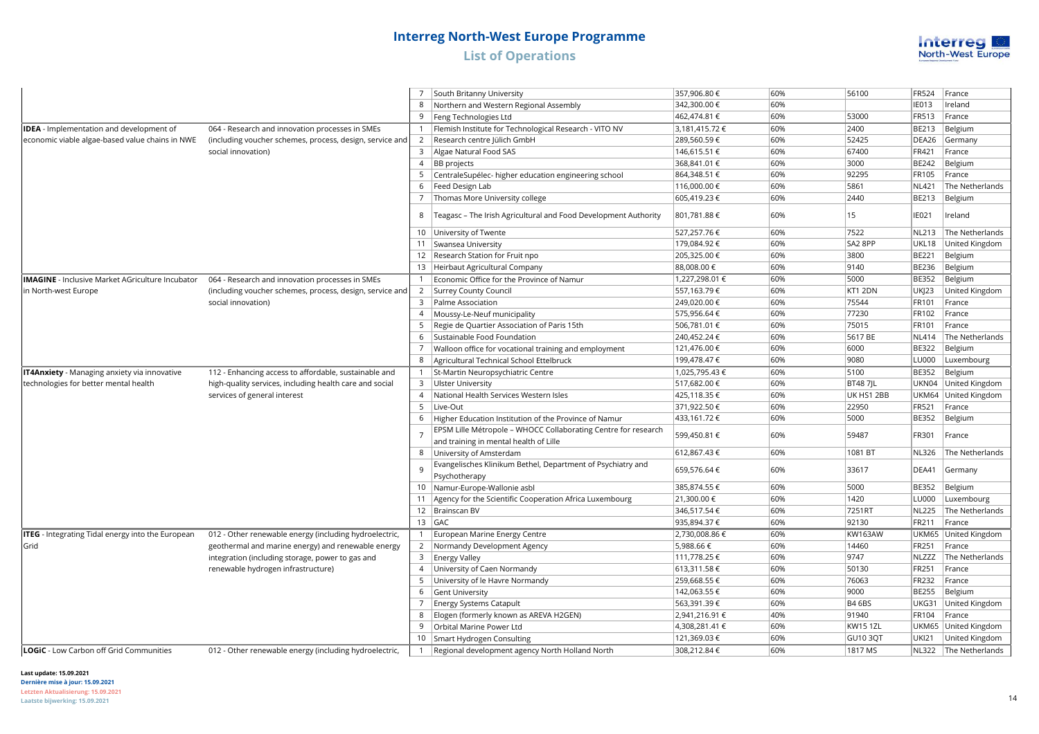# Interreg North-West Europe Programme

## List of Operations

| Project | Intervention field | No. | Partner | Amount | Rate | Postal code | NUTS | Country |
|---|---|---|---|---|---|---|---|---|
| | | 7 | South Britanny University | 357,906.80 € | 60% | 56100 | FR524 | France |
| | | 8 | Northern and Western Regional Assembly | 342,300.00 € | 60% | | IE013 | Ireland |
| | | 9 | Feng Technologies Ltd | 462,474.81 € | 60% | 53000 | FR513 | France |
| **IDEA** - Implementation and development of economic viable algae-based value chains in NWE | 064 - Research and innovation processes in SMEs (including voucher schemes, process, design, service and social innovation) | 1 | Flemish Institute for Technological Research - VITO NV | 3,181,415.72 € | 60% | 2400 | BE213 | Belgium |
| | | 2 | Research centre Jülich GmbH | 289,560.59 € | 60% | 52425 | DEA26 | Germany |
| | | 3 | Algae Natural Food SAS | 146,615.51 € | 60% | 67400 | FR421 | France |
| | | 4 | BB projects | 368,841.01 € | 60% | 3000 | BE242 | Belgium |
| | | 5 | CentraleSupélec- higher education engineering school | 864,348.51 € | 60% | 92295 | FR105 | France |
| | | 6 | Feed Design Lab | 116,000.00 € | 60% | 5861 | NL421 | The Netherlands |
| | | 7 | Thomas More University college | 605,419.23 € | 60% | 2440 | BE213 | Belgium |
| | | 8 | Teagasc – The Irish Agricultural and Food Development Authority | 801,781.88 € | 60% | 15 | IE021 | Ireland |
| | | 10 | University of Twente | 527,257.76 € | 60% | 7522 | NL213 | The Netherlands |
| | | 11 | Swansea University | 179,084.92 € | 60% | SA2 8PP | UKL18 | United Kingdom |
| | | 12 | Research Station for Fruit npo | 205,325.00 € | 60% | 3800 | BE221 | Belgium |
| | | 13 | Heirbaut Agricultural Company | 88,008.00 € | 60% | 9140 | BE236 | Belgium |
| **IMAGINE** - Inclusive Market AGriculture Incubator in North-west Europe | 064 - Research and innovation processes in SMEs (including voucher schemes, process, design, service and social innovation) | 1 | Economic Office for the Province of Namur | 1,227,298.01 € | 60% | 5000 | BE352 | Belgium |
| | | 2 | Surrey County Council | 557,163.79 € | 60% | KT1 2DN | UKJ23 | United Kingdom |
| | | 3 | Palme Association | 249,020.00 € | 60% | 75544 | FR101 | France |
| | | 4 | Moussy-Le-Neuf municipality | 575,956.64 € | 60% | 77230 | FR102 | France |
| | | 5 | Regie de Quartier Association of Paris 15th | 506,781.01 € | 60% | 75015 | FR101 | France |
| | | 6 | Sustainable Food Foundation | 240,452.24 € | 60% | 5617 BE | NL414 | The Netherlands |
| | | 7 | Walloon office for vocational training and employment | 121,476.00 € | 60% | 6000 | BE322 | Belgium |
| | | 8 | Agricultural Technical School Ettelbruck | 199,478.47 € | 60% | 9080 | LU000 | Luxembourg |
| **IT4Anxiety** - Managing anxiety via innovative technologies for better mental health | 112 - Enhancing access to affordable, sustainable and high-quality services, including health care and social services of general interest | 1 | St-Martin Neuropsychiatric Centre | 1,025,795.43 € | 60% | 5100 | BE352 | Belgium |
| | | 3 | Ulster University | 517,682.00 € | 60% | BT48 7JL | UKN04 | United Kingdom |
| | | 4 | National Health Services Western Isles | 425,118.35 € | 60% | UK HS1 2BB | UKM64 | United Kingdom |
| | | 5 | Live-Out | 371,922.50 € | 60% | 22950 | FR521 | France |
| | | 6 | Higher Education Institution of the Province of Namur | 433,161.72 € | 60% | 5000 | BE352 | Belgium |
| | | 7 | EPSM Lille Métropole – WHOCC Collaborating Centre for research and training in mental health of Lille | 599,450.81 € | 60% | 59487 | FR301 | France |
| | | 8 | University of Amsterdam | 612,867.43 € | 60% | 1081 BT | NL326 | The Netherlands |
| | | 9 | Evangelisches Klinikum Bethel, Department of Psychiatry and Psychotherapy | 659,576.64 € | 60% | 33617 | DEA41 | Germany |
| | | 10 | Namur-Europe-Wallonie asbl | 385,874.55 € | 60% | 5000 | BE352 | Belgium |
| | | 11 | Agency for the Scientific Cooperation Africa Luxembourg | 21,300.00 € | 60% | 1420 | LU000 | Luxembourg |
| | | 12 | Brainscan BV | 346,517.54 € | 60% | 7251RT | NL225 | The Netherlands |
| | | 13 | GAC | 935,894.37 € | 60% | 92130 | FR211 | France |
| **ITEG** - Integrating Tidal energy into the European Grid | 012 - Other renewable energy (including hydroelectric, geothermal and marine energy) and renewable energy integration (including storage, power to gas and renewable hydrogen infrastructure) | 1 | European Marine Energy Centre | 2,730,008.86 € | 60% | KW163AW | UKM65 | United Kingdom |
| | | 2 | Normandy Development Agency | 5,988.66 € | 60% | 14460 | FR251 | France |
| | | 3 | Energy Valley | 111,778.25 € | 60% | 9747 | NLZZZ | The Netherlands |
| | | 4 | University of Caen Normandy | 613,311.58 € | 60% | 50130 | FR251 | France |
| | | 5 | University of le Havre Normandy | 259,668.55 € | 60% | 76063 | FR232 | France |
| | | 6 | Gent University | 142,063.55 € | 60% | 9000 | BE255 | Belgium |
| | | 7 | Energy Systems Catapult | 563,391.39 € | 60% | B4 6BS | UKG31 | United Kingdom |
| | | 8 | Elogen (formerly known as AREVA H2GEN) | 2,941,216.91 € | 40% | 91940 | FR104 | France |
| | | 9 | Orbital Marine Power Ltd | 4,308,281.41 € | 60% | KW15 1ZL | UKM65 | United Kingdom |
| | | 10 | Smart Hydrogen Consulting | 121,369.03 € | 60% | GU10 3QT | UKI21 | United Kingdom |
| **LOGiC** - Low Carbon off Grid Communities | 012 - Other renewable energy (including hydroelectric, | 1 | Regional development agency North Holland North | 308,212.84 € | 60% | 1817 MS | NL322 | The Netherlands |

**Last update: 15.09.2021**
**Dernière mise à jour: 15.09.2021**
**Letzten Aktualisierung: 15.09.2021**
**Laatste bijwerking: 15.09.2021**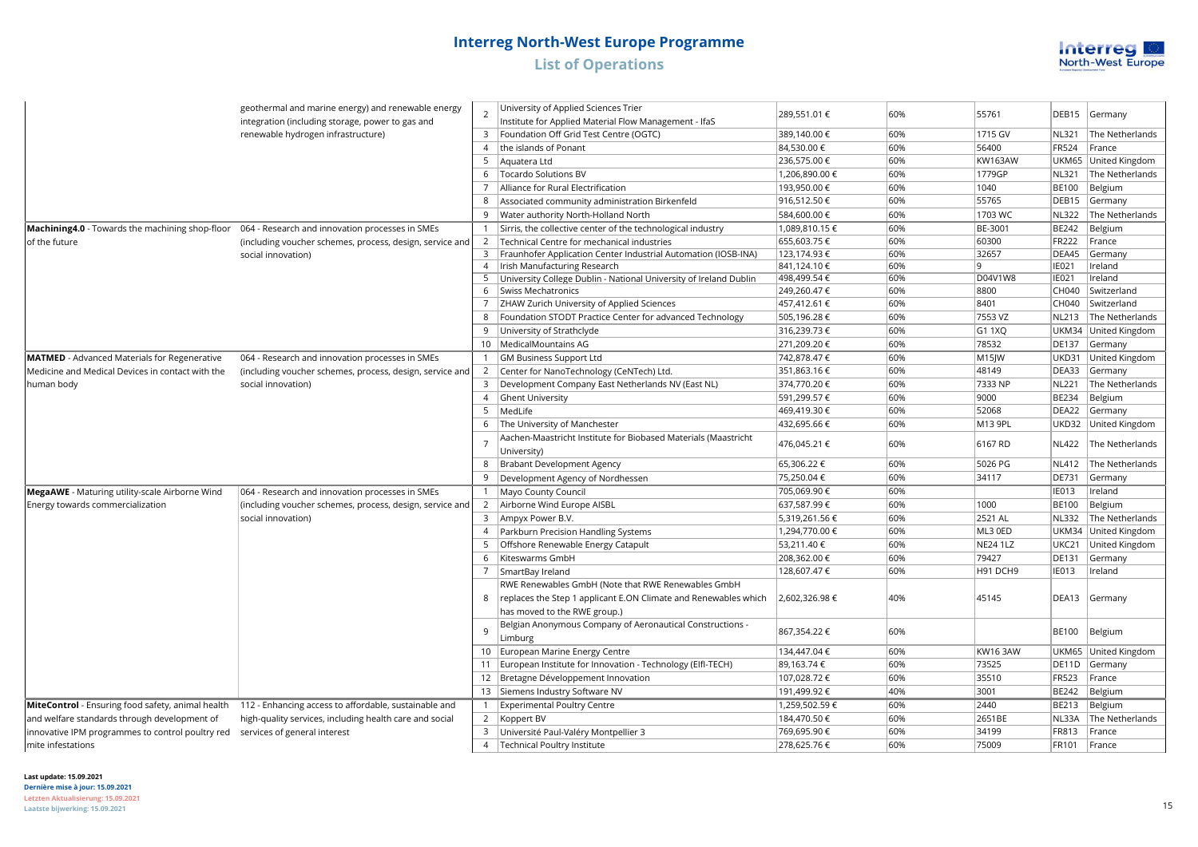# Interreg North-West Europe Programme

## List of Operations

| | | | | | | | | |
|---|---|---|---|---|---|---|---|---|
| | geothermal and marine energy) and renewable energy integration (including storage, power to gas and renewable hydrogen infrastructure) | 2 | University of Applied Sciences Trier Institute for Applied Material Flow Management - IfaS | 289,551.01 € | 60% | 55761 | DEB15 | Germany |
| | | 3 | Foundation Off Grid Test Centre (OGTC) | 389,140.00 € | 60% | 1715 GV | NL321 | The Netherlands |
| | | 4 | the islands of Ponant | 84,530.00 € | 60% | 56400 | FR524 | France |
| | | 5 | Aquatera Ltd | 236,575.00 € | 60% | KW163AW | UKM65 | United Kingdom |
| | | 6 | Tocardo Solutions BV | 1,206,890.00 € | 60% | 1779GP | NL321 | The Netherlands |
| | | 7 | Alliance for Rural Electrification | 193,950.00 € | 60% | 1040 | BE100 | Belgium |
| | | 8 | Associated community administration Birkenfeld | 916,512.50 € | 60% | 55765 | DEB15 | Germany |
| | | 9 | Water authority North-Holland North | 584,600.00 € | 60% | 1703 WC | NL322 | The Netherlands |
| **Machining4.0** - Towards the machining shop-floor of the future | 064 - Research and innovation processes in SMEs (including voucher schemes, process, design, service and social innovation) | 1 | Sirris, the collective center of the technological industry | 1,089,810.15 € | 60% | BE-3001 | BE242 | Belgium |
| | | 2 | Technical Centre for mechanical industries | 655,603.75 € | 60% | 60300 | FR222 | France |
| | | 3 | Fraunhofer Application Center Industrial Automation (IOSB-INA) | 123,174.93 € | 60% | 32657 | DEA45 | Germany |
| | | 4 | Irish Manufacturing Research | 841,124.10 € | 60% | 9 | IE021 | Ireland |
| | | 5 | University College Dublin - National University of Ireland Dublin | 498,499.54 € | 60% | D04V1W8 | IE021 | Ireland |
| | | 6 | Swiss Mechatronics | 249,260.47 € | 60% | 8800 | CH040 | Switzerland |
| | | 7 | ZHAW Zurich University of Applied Sciences | 457,412.61 € | 60% | 8401 | CH040 | Switzerland |
| | | 8 | Foundation STODT Practice Center for advanced Technology | 505,196.28 € | 60% | 7553 VZ | NL213 | The Netherlands |
| | | 9 | University of Strathclyde | 316,239.73 € | 60% | G1 1XQ | UKM34 | United Kingdom |
| | | 10 | MedicalMountains AG | 271,209.20 € | 60% | 78532 | DE137 | Germany |
| **MATMED** - Advanced Materials for Regenerative Medicine and Medical Devices in contact with the human body | 064 - Research and innovation processes in SMEs (including voucher schemes, process, design, service and social innovation) | 1 | GM Business Support Ltd | 742,878.47 € | 60% | M15JW | UKD31 | United Kingdom |
| | | 2 | Center for NanoTechnology (CeNTech) Ltd. | 351,863.16 € | 60% | 48149 | DEA33 | Germany |
| | | 3 | Development Company East Netherlands NV (East NL) | 374,770.20 € | 60% | 7333 NP | NL221 | The Netherlands |
| | | 4 | Ghent University | 591,299.57 € | 60% | 9000 | BE234 | Belgium |
| | | 5 | MedLife | 469,419.30 € | 60% | 52068 | DEA22 | Germany |
| | | 6 | The University of Manchester | 432,695.66 € | 60% | M13 9PL | UKD32 | United Kingdom |
| | | 7 | Aachen-Maastricht Institute for Biobased Materials (Maastricht University) | 476,045.21 € | 60% | 6167 RD | NL422 | The Netherlands |
| | | 8 | Brabant Development Agency | 65,306.22 € | 60% | 5026 PG | NL412 | The Netherlands |
| | | 9 | Development Agency of Nordhessen | 75,250.04 € | 60% | 34117 | DE731 | Germany |
| **MegaAWE** - Maturing utility-scale Airborne Wind Energy towards commercialization | 064 - Research and innovation processes in SMEs (including voucher schemes, process, design, service and social innovation) | 1 | Mayo County Council | 705,069.90 € | 60% | | IE013 | Ireland |
| | | 2 | Airborne Wind Europe AISBL | 637,587.99 € | 60% | 1000 | BE100 | Belgium |
| | | 3 | Ampyx Power B.V. | 5,319,261.56 € | 60% | 2521 AL | NL332 | The Netherlands |
| | | 4 | Parkburn Precision Handling Systems | 1,294,770.00 € | 60% | ML3 0ED | UKM34 | United Kingdom |
| | | 5 | Offshore Renewable Energy Catapult | 53,211.40 € | 60% | NE24 1LZ | UKC21 | United Kingdom |
| | | 6 | Kiteswarms GmbH | 208,362.00 € | 60% | 79427 | DE131 | Germany |
| | | 7 | SmartBay Ireland | 128,607.47 € | 60% | H91 DCH9 | IE013 | Ireland |
| | | 8 | RWE Renewables GmbH (Note that RWE Renewables GmbH replaces the Step 1 applicant E.ON Climate and Renewables which has moved to the RWE group.) | 2,602,326.98 € | 40% | 45145 | DEA13 | Germany |
| | | 9 | Belgian Anonymous Company of Aeronautical Constructions - Limburg | 867,354.22 € | 60% | | BE100 | Belgium |
| | | 10 | European Marine Energy Centre | 134,447.04 € | 60% | KW16 3AW | UKM65 | United Kingdom |
| | | 11 | European Institute for Innovation - Technology (EIfI-TECH) | 89,163.74 € | 60% | 73525 | DE11D | Germany |
| | | 12 | Bretagne Développement Innovation | 107,028.72 € | 60% | 35510 | FR523 | France |
| | | 13 | Siemens Industry Software NV | 191,499.92 € | 40% | 3001 | BE242 | Belgium |
| **MiteControl** - Ensuring food safety, animal health and welfare standards through development of innovative IPM programmes to control poultry red mite infestations | 112 - Enhancing access to affordable, sustainable and high-quality services, including health care and social services of general interest | 1 | Experimental Poultry Centre | 1,259,502.59 € | 60% | 2440 | BE213 | Belgium |
| | | 2 | Koppert BV | 184,470.50 € | 60% | 2651BE | NL33A | The Netherlands |
| | | 3 | Université Paul-Valéry Montpellier 3 | 769,695.90 € | 60% | 34199 | FR813 | France |
| | | 4 | Technical Poultry Institute | 278,625.76 € | 60% | 75009 | FR101 | France |

**Last update: 15.09.2021**
**Dernière mise à jour: 15.09.2021**
**Letzten Aktualisierung: 15.09.2021**
**Laatste bijwerking: 15.09.2021**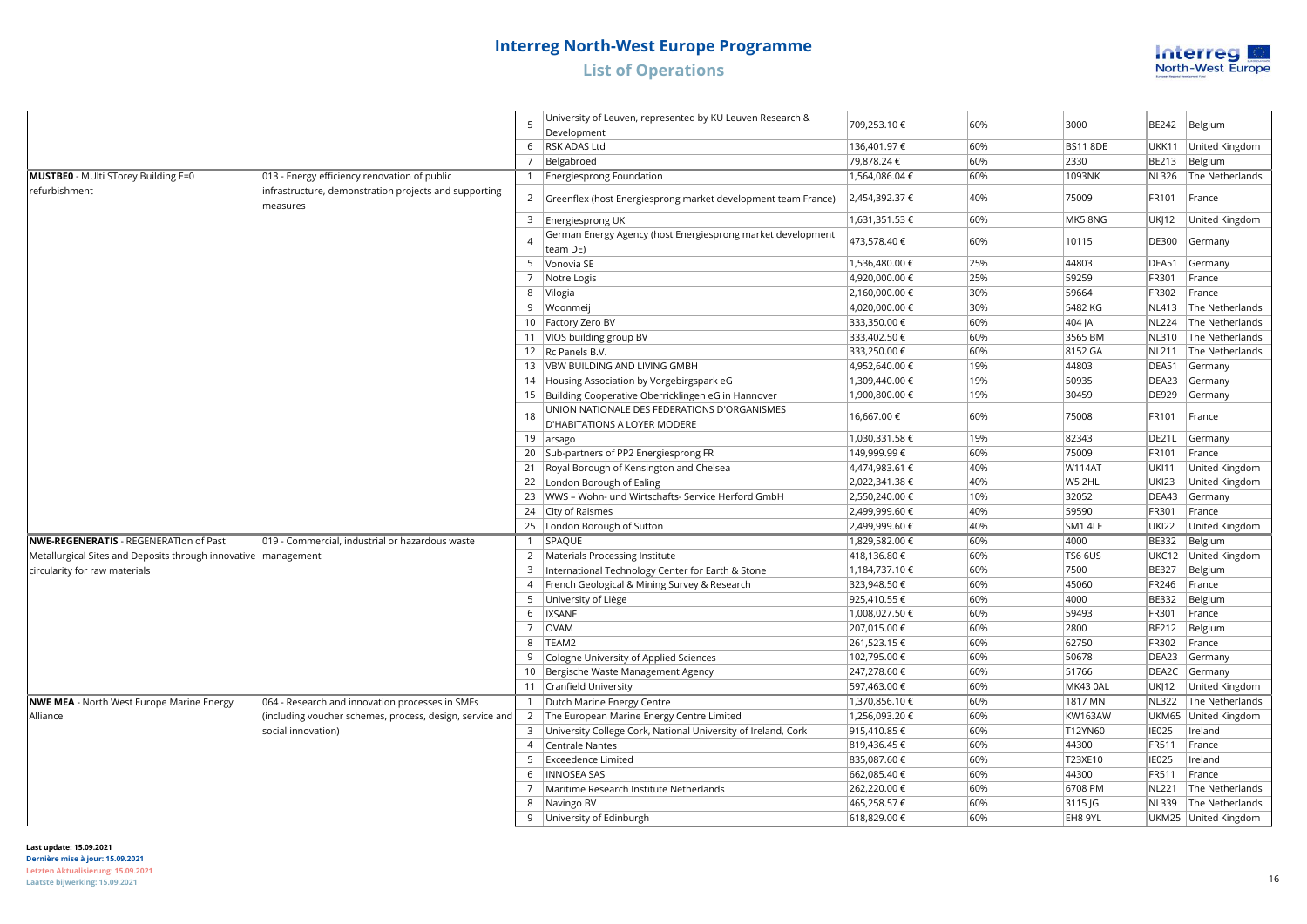# Interreg North-West Europe Programme

## List of Operations

| | | | | | | | | |
|---|---|---|---|---|---|---|---|---|
| | | 5 | University of Leuven, represented by KU Leuven Research & Development | 709,253.10 € | 60% | 3000 | BE242 | Belgium |
| | | 6 | RSK ADAS Ltd | 136,401.97 € | 60% | BS11 8DE | UKK11 | United Kingdom |
| | | 7 | Belgabroed | 79,878.24 € | 60% | 2330 | BE213 | Belgium |
| **MUSTBE0** - MUlti STorey Building E=0 refurbishment | 013 - Energy efficiency renovation of public infrastructure, demonstration projects and supporting measures | 1 | Energiesprong Foundation | 1,564,086.04 € | 60% | 1093NK | NL326 | The Netherlands |
| | | 2 | Greenflex (host Energiesprong market development team France) | 2,454,392.37 € | 40% | 75009 | FR101 | France |
| | | 3 | Energiesprong UK | 1,631,351.53 € | 60% | MK5 8NG | UKJ12 | United Kingdom |
| | | 4 | German Energy Agency (host Energiesprong market development team DE) | 473,578.40 € | 60% | 10115 | DE300 | Germany |
| | | 5 | Vonovia SE | 1,536,480.00 € | 25% | 44803 | DEA51 | Germany |
| | | 7 | Notre Logis | 4,920,000.00 € | 25% | 59259 | FR301 | France |
| | | 8 | Vilogia | 2,160,000.00 € | 30% | 59664 | FR302 | France |
| | | 9 | Woonmeij | 4,020,000.00 € | 30% | 5482 KG | NL413 | The Netherlands |
| | | 10 | Factory Zero BV | 333,350.00 € | 60% | 404 JA | NL224 | The Netherlands |
| | | 11 | VIOS building group BV | 333,402.50 € | 60% | 3565 BM | NL310 | The Netherlands |
| | | 12 | Rc Panels B.V. | 333,250.00 € | 60% | 8152 GA | NL211 | The Netherlands |
| | | 13 | VBW BUILDING AND LIVING GMBH | 4,952,640.00 € | 19% | 44803 | DEA51 | Germany |
| | | 14 | Housing Association by Vorgebirgspark eG | 1,309,440.00 € | 19% | 50935 | DEA23 | Germany |
| | | 15 | Building Cooperative Oberricklingen eG in Hannover | 1,900,800.00 € | 19% | 30459 | DE929 | Germany |
| | | 18 | UNION NATIONALE DES FEDERATIONS D'ORGANISMES D'HABITATIONS A LOYER MODERE | 16,667.00 € | 60% | 75008 | FR101 | France |
| | | 19 | arsago | 1,030,331.58 € | 19% | 82343 | DE21L | Germany |
| | | 20 | Sub-partners of PP2 Energiesprong FR | 149,999.99 € | 60% | 75009 | FR101 | France |
| | | 21 | Royal Borough of Kensington and Chelsea | 4,474,983.61 € | 40% | W114AT | UKI11 | United Kingdom |
| | | 22 | London Borough of Ealing | 2,022,341.38 € | 40% | W5 2HL | UKI23 | United Kingdom |
| | | 23 | WWS – Wohn- und Wirtschafts- Service Herford GmbH | 2,550,240.00 € | 10% | 32052 | DEA43 | Germany |
| | | 24 | City of Raismes | 2,499,999.60 € | 40% | 59590 | FR301 | France |
| | | 25 | London Borough of Sutton | 2,499,999.60 € | 40% | SM1 4LE | UKI22 | United Kingdom |
| **NWE-REGENERATIS** - REGENERATIon of Past Metallurgical Sites and Deposits through innovative circularity for raw materials | 019 - Commercial, industrial or hazardous waste management | 1 | SPAQUE | 1,829,582.00 € | 60% | 4000 | BE332 | Belgium |
| | | 2 | Materials Processing Institute | 418,136.80 € | 60% | TS6 6US | UKC12 | United Kingdom |
| | | 3 | International Technology Center for Earth & Stone | 1,184,737.10 € | 60% | 7500 | BE327 | Belgium |
| | | 4 | French Geological & Mining Survey & Research | 323,948.50 € | 60% | 45060 | FR246 | France |
| | | 5 | University of Liège | 925,410.55 € | 60% | 4000 | BE332 | Belgium |
| | | 6 | IXSANE | 1,008,027.50 € | 60% | 59493 | FR301 | France |
| | | 7 | OVAM | 207,015.00 € | 60% | 2800 | BE212 | Belgium |
| | | 8 | TEAM2 | 261,523.15 € | 60% | 62750 | FR302 | France |
| | | 9 | Cologne University of Applied Sciences | 102,795.00 € | 60% | 50678 | DEA23 | Germany |
| | | 10 | Bergische Waste Management Agency | 247,278.60 € | 60% | 51766 | DEA2C | Germany |
| | | 11 | Cranfield University | 597,463.00 € | 60% | MK43 0AL | UKJ12 | United Kingdom |
| **NWE MEA** - North West Europe Marine Energy Alliance | 064 - Research and innovation processes in SMEs (including voucher schemes, process, design, service and social innovation) | 1 | Dutch Marine Energy Centre | 1,370,856.10 € | 60% | 1817 MN | NL322 | The Netherlands |
| | | 2 | The European Marine Energy Centre Limited | 1,256,093.20 € | 60% | KW163AW | UKM65 | United Kingdom |
| | | 3 | University College Cork, National University of Ireland, Cork | 915,410.85 € | 60% | T12YN60 | IE025 | Ireland |
| | | 4 | Centrale Nantes | 819,436.45 € | 60% | 44300 | FR511 | France |
| | | 5 | Exceedence Limited | 835,087.60 € | 60% | T23XE10 | IE025 | Ireland |
| | | 6 | INNOSEA SAS | 662,085.40 € | 60% | 44300 | FR511 | France |
| | | 7 | Maritime Research Institute Netherlands | 262,220.00 € | 60% | 6708 PM | NL221 | The Netherlands |
| | | 8 | Navingo BV | 465,258.57 € | 60% | 3115 JG | NL339 | The Netherlands |
| | | 9 | University of Edinburgh | 618,829.00 € | 60% | EH8 9YL | UKM25 | United Kingdom |

**Last update: 15.09.2021**
**Dernière mise à jour: 15.09.2021**
**Letzten Aktualisierung: 15.09.2021**
**Laatste bijwerking: 15.09.2021**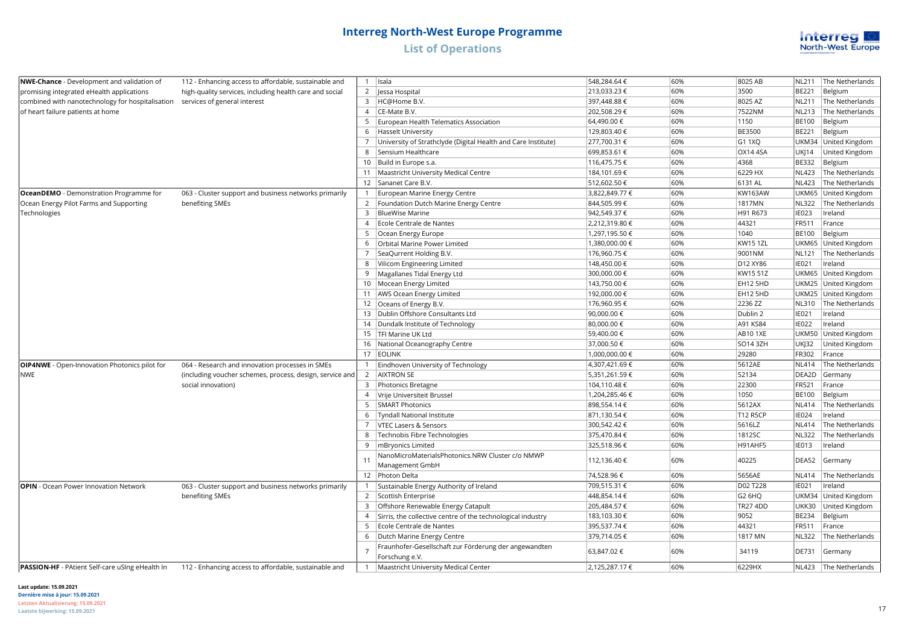# Interreg North-West Europe Programme

## List of Operations

| Project | Specific objective / Category of intervention | No. | Partner | Amount | Rate | Postcode | NUTS | Country |
|---|---|---|---|---|---|---|---|---|
| **NWE-Chance** - Development and validation of promising integrated eHealth applications combined with nanotechnology for hospitalisation of heart failure patients at home | 112 - Enhancing access to affordable, sustainable and high-quality services, including health care and social services of general interest | 1 | Isala | 548,284.64 € | 60% | 8025 AB | NL211 | The Netherlands |
| | | 2 | Jessa Hospital | 213,033.23 € | 60% | 3500 | BE221 | Belgium |
| | | 3 | HC@Home B.V. | 397,448.88 € | 60% | 8025 AZ | NL211 | The Netherlands |
| | | 4 | CE-Mate B.V. | 202,508.29 € | 60% | 7522NM | NL213 | The Netherlands |
| | | 5 | European Health Telematics Association | 64,490.00 € | 60% | 1150 | BE100 | Belgium |
| | | 6 | Hasselt University | 129,803.40 € | 60% | BE3500 | BE221 | Belgium |
| | | 7 | University of Strathclyde (Digital Health and Care Institute) | 277,700.31 € | 60% | G1 1XQ | UKM34 | United Kingdom |
| | | 8 | Sensium Healthcare | 699,853.61 € | 60% | OX14 4SA | UKJ14 | United Kingdom |
| | | 10 | Build in Europe s.a. | 116,475.75 € | 60% | 4368 | BE332 | Belgium |
| | | 11 | Maastricht University Medical Centre | 184,101.69 € | 60% | 6229 HX | NL423 | The Netherlands |
| | | 12 | Sananet Care B.V. | 512,602.50 € | 60% | 6131 AL | NL423 | The Netherlands |
| **OceanDEMO** - Demonstration Programme for Ocean Energy Pilot Farms and Supporting Technologies | 063 - Cluster support and business networks primarily benefiting SMEs | 1 | European Marine Energy Centre | 3,822,849.77 € | 60% | KW163AW | UKM65 | United Kingdom |
| | | 2 | Foundation Dutch Marine Energy Centre | 844,505.99 € | 60% | 1817MN | NL322 | The Netherlands |
| | | 3 | BlueWise Marine | 942,549.37 € | 60% | H91 R673 | IE023 | Ireland |
| | | 4 | Ecole Centrale de Nantes | 2,212,319.80 € | 60% | 44321 | FR511 | France |
| | | 5 | Ocean Energy Europe | 1,297,195.50 € | 60% | 1040 | BE100 | Belgium |
| | | 6 | Orbital Marine Power Limited | 1,380,000.00 € | 60% | KW15 1ZL | UKM65 | United Kingdom |
| | | 7 | SeaQurrent Holding B.V. | 176,960.75 € | 60% | 9001NM | NL121 | The Netherlands |
| | | 8 | Vilicom Engineering Limited | 148,450.00 € | 60% | D12 XY86 | IE021 | Ireland |
| | | 9 | Magallanes Tidal Energy Ltd | 300,000.00 € | 60% | KW15 51Z | UKM65 | United Kingdom |
| | | 10 | Mocean Energy Limited | 143,750.00 € | 60% | EH12 5HD | UKM25 | United Kingdom |
| | | 11 | AWS Ocean Energy Limited | 192,000.00 € | 60% | EH12 5HD | UKM25 | United Kingdom |
| | | 12 | Oceans of Energy B.V. | 176,960.95 € | 60% | 2236 ZZ | NL310 | The Netherlands |
| | | 13 | Dublin Offshore Consultants Ltd | 90,000.00 € | 60% | Dublin 2 | IE021 | Ireland |
| | | 14 | Dundalk Institute of Technology | 80,000.00 € | 60% | A91 KS84 | IE022 | Ireland |
| | | 15 | TFI Marine UK Ltd | 59,400.00 € | 60% | AB10 1XE | UKM50 | United Kingdom |
| | | 16 | National Oceanography Centre | 37,000.50 € | 60% | SO14 3ZH | UKJ32 | United Kingdom |
| | | 17 | EOLINK | 1,000,000.00 € | 60% | 29280 | FR302 | France |
| **OIP4NWE** - Open-Innovation Photonics pilot for NWE | 064 - Research and innovation processes in SMEs (including voucher schemes, process, design, service and social innovation) | 1 | Eindhoven University of Technology | 4,307,421.69 € | 60% | 5612AE | NL414 | The Netherlands |
| | | 2 | AIXTRON SE | 5,351,261.59 € | 60% | 52134 | DEA2D | Germany |
| | | 3 | Photonics Bretagne | 104,110.48 € | 60% | 22300 | FR521 | France |
| | | 4 | Vrije Universiteit Brussel | 1,204,285.46 € | 60% | 1050 | BE100 | Belgium |
| | | 5 | SMART Photonics | 898,554.14 € | 60% | 5612AX | NL414 | The Netherlands |
| | | 6 | Tyndall National Institute | 871,130.54 € | 60% | T12 R5CP | IE024 | Ireland |
| | | 7 | VTEC Lasers & Sensors | 300,542.42 € | 60% | 5616LZ | NL414 | The Netherlands |
| | | 8 | Technobis Fibre Technologies | 375,470.84 € | 60% | 1812SC | NL322 | The Netherlands |
| | | 9 | mBryonics Limited | 325,518.96 € | 60% | H91AHF5 | IE013 | Ireland |
| | | 11 | NanoMicroMaterialsPhotonics.NRW Cluster c/o NMWP Management GmbH | 112,136.40 € | 60% | 40225 | DEA52 | Germany |
| | | 12 | Photon Delta | 74,528.96 € | 60% | 5656AE | NL414 | The Netherlands |
| **OPIN** - Ocean Power Innovation Network | 063 - Cluster support and business networks primarily benefiting SMEs | 1 | Sustainable Energy Authority of Ireland | 709,515.31 € | 60% | D02 T228 | IE021 | Ireland |
| | | 2 | Scottish Enterprise | 448,854.14 € | 60% | G2 6HQ | UKM34 | United Kingdom |
| | | 3 | Offshore Renewable Energy Catapult | 205,484.57 € | 60% | TR27 4DD | UKK30 | United Kingdom |
| | | 4 | Sirris, the collective centre of the technological industry | 183,103.30 € | 60% | 9052 | BE234 | Belgium |
| | | 5 | Ecole Centrale de Nantes | 395,537.74 € | 60% | 44321 | FR511 | France |
| | | 6 | Dutch Marine Energy Centre | 379,714.05 € | 60% | 1817 MN | NL322 | The Netherlands |
| | | 7 | Fraunhofer-Gesellschaft zur Förderung der angewandten Forschung e.V. | 63,847.02 € | 60% | 34119 | DE731 | Germany |
| **PASSION-HF** - PAtient Self-care uSIng eHealth In | 112 - Enhancing access to affordable, sustainable and | 1 | Maastricht University Medical Center | 2,125,287.17 € | 60% | 6229HX | NL423 | The Netherlands |

**Last update: 15.09.2021**
**Dernière mise à jour: 15.09.2021**
**Letzten Aktualisierung: 15.09.2021**
**Laatste bijwerking: 15.09.2021**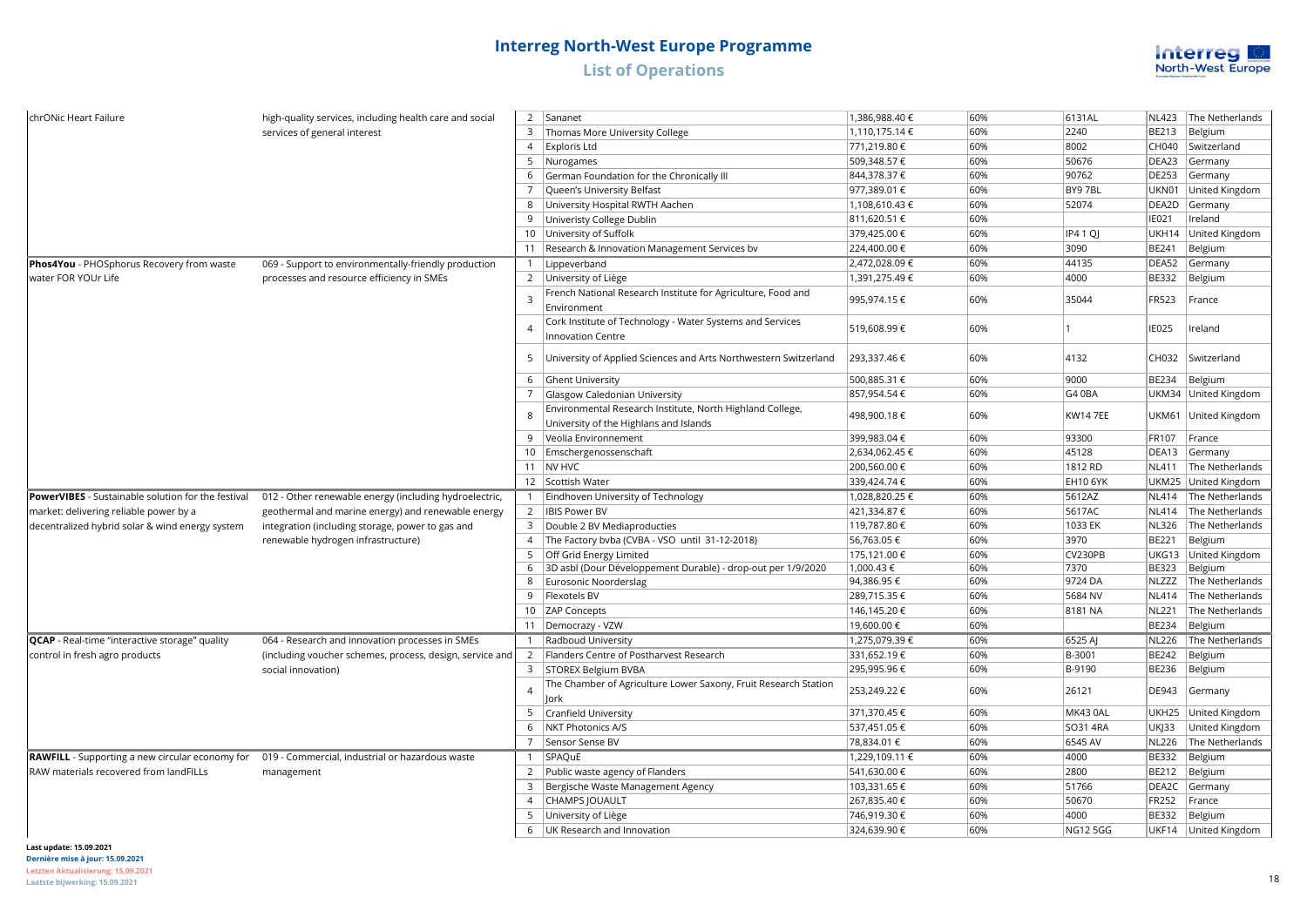# Interreg North-West Europe Programme

## List of Operations

| Project | Intervention field | No. | Partner | Amount | Rate | Postcode | NUTS | Country |
|---|---|---|---|---|---|---|---|---|
| chrONic Heart Failure | high-quality services, including health care and social services of general interest | 2 | Sananet | 1,386,988.40 € | 60% | 6131AL | NL423 | The Netherlands |
| | | 3 | Thomas More University College | 1,110,175.14 € | 60% | 2240 | BE213 | Belgium |
| | | 4 | Exploris Ltd | 771,219.80 € | 60% | 8002 | CH040 | Switzerland |
| | | 5 | Nurogames | 509,348.57 € | 60% | 50676 | DEA23 | Germany |
| | | 6 | German Foundation for the Chronically Ill | 844,378.37 € | 60% | 90762 | DE253 | Germany |
| | | 7 | Queen's University Belfast | 977,389.01 € | 60% | BY9 7BL | UKN01 | United Kingdom |
| | | 8 | University Hospital RWTH Aachen | 1,108,610.43 € | 60% | 52074 | DEA2D | Germany |
| | | 9 | Univeristy College Dublin | 811,620.51 € | 60% | | IE021 | Ireland |
| | | 10 | University of Suffolk | 379,425.00 € | 60% | IP4 1 QJ | UKH14 | United Kingdom |
| | | 11 | Research & Innovation Management Services bv | 224,400.00 € | 60% | 3090 | BE241 | Belgium |
| **Phos4You** - PHOSphorus Recovery from waste water FOR YOUr Life | 069 - Support to environmentally-friendly production processes and resource efficiency in SMEs | 1 | Lippeverband | 2,472,028.09 € | 60% | 44135 | DEA52 | Germany |
| | | 2 | University of Liège | 1,391,275.49 € | 60% | 4000 | BE332 | Belgium |
| | | 3 | French National Research Institute for Agriculture, Food and Environment | 995,974.15 € | 60% | 35044 | FR523 | France |
| | | 4 | Cork Institute of Technology - Water Systems and Services Innovation Centre | 519,608.99 € | 60% | 1 | IE025 | Ireland |
| | | 5 | University of Applied Sciences and Arts Northwestern Switzerland | 293,337.46 € | 60% | 4132 | CH032 | Switzerland |
| | | 6 | Ghent University | 500,885.31 € | 60% | 9000 | BE234 | Belgium |
| | | 7 | Glasgow Caledonian University | 857,954.54 € | 60% | G4 0BA | UKM34 | United Kingdom |
| | | 8 | Environmental Research Institute, North Highland College, University of the Highlans and Islands | 498,900.18 € | 60% | KW14 7EE | UKM61 | United Kingdom |
| | | 9 | Veolia Environnement | 399,983.04 € | 60% | 93300 | FR107 | France |
| | | 10 | Emschergenossenschaft | 2,634,062.45 € | 60% | 45128 | DEA13 | Germany |
| | | 11 | NV HVC | 200,560.00 € | 60% | 1812 RD | NL411 | The Netherlands |
| | | 12 | Scottish Water | 339,424.74 € | 60% | EH10 6YK | UKM25 | United Kingdom |
| **PowerVIBES** - Sustainable solution for the festival market: delivering reliable power by a decentralized hybrid solar & wind energy system | 012 - Other renewable energy (including hydroelectric, geothermal and marine energy) and renewable energy integration (including storage, power to gas and renewable hydrogen infrastructure) | 1 | Eindhoven University of Technology | 1,028,820.25 € | 60% | 5612AZ | NL414 | The Netherlands |
| | | 2 | IBIS Power BV | 421,334.87 € | 60% | 5617AC | NL414 | The Netherlands |
| | | 3 | Double 2 BV Mediaproducties | 119,787.80 € | 60% | 1033 EK | NL326 | The Netherlands |
| | | 4 | The Factory bvba (CVBA - VSO until 31-12-2018) | 56,763.05 € | 60% | 3970 | BE221 | Belgium |
| | | 5 | Off Grid Energy Limited | 175,121.00 € | 60% | CV230PB | UKG13 | United Kingdom |
| | | 6 | 3D asbl (Dour Développement Durable) - drop-out per 1/9/2020 | 1,000.43 € | 60% | 7370 | BE323 | Belgium |
| | | 8 | Eurosonic Noorderslag | 94,386.95 € | 60% | 9724 DA | NLZZZ | The Netherlands |
| | | 9 | Flexotels BV | 289,715.35 € | 60% | 5684 NV | NL414 | The Netherlands |
| | | 10 | ZAP Concepts | 146,145.20 € | 60% | 8181 NA | NL221 | The Netherlands |
| | | 11 | Democrazy - VZW | 19,600.00 € | 60% | | BE234 | Belgium |
| **QCAP** - Real-time "interactive storage" quality control in fresh agro products | 064 - Research and innovation processes in SMEs (including voucher schemes, process, design, service and social innovation) | 1 | Radboud University | 1,275,079.39 € | 60% | 6525 AJ | NL226 | The Netherlands |
| | | 2 | Flanders Centre of Postharvest Research | 331,652.19 € | 60% | B-3001 | BE242 | Belgium |
| | | 3 | STOREX Belgium BVBA | 295,995.96 € | 60% | B-9190 | BE236 | Belgium |
| | | 4 | The Chamber of Agriculture Lower Saxony, Fruit Research Station Jork | 253,249.22 € | 60% | 26121 | DE943 | Germany |
| | | 5 | Cranfield University | 371,370.45 € | 60% | MK43 0AL | UKH25 | United Kingdom |
| | | 6 | NKT Photonics A/S | 537,451.05 € | 60% | SO31 4RA | UKJ33 | United Kingdom |
| | | 7 | Sensor Sense BV | 78,834.01 € | 60% | 6545 AV | NL226 | The Netherlands |
| **RAWFILL** - Supporting a new circular economy for RAW materials recovered from landFILLs | 019 - Commercial, industrial or hazardous waste management | 1 | SPAQuE | 1,229,109.11 € | 60% | 4000 | BE332 | Belgium |
| | | 2 | Public waste agency of Flanders | 541,630.00 € | 60% | 2800 | BE212 | Belgium |
| | | 3 | Bergische Waste Management Agency | 103,331.65 € | 60% | 51766 | DEA2C | Germany |
| | | 4 | CHAMPS JOUAULT | 267,835.40 € | 60% | 50670 | FR252 | France |
| | | 5 | University of Liège | 746,919.30 € | 60% | 4000 | BE332 | Belgium |
| | | 6 | UK Research and Innovation | 324,639.90 € | 60% | NG12 5GG | UKF14 | United Kingdom |

**Last update: 15.09.2021**
**Dernière mise à jour: 15.09.2021**
**Letzten Aktualisierung: 15.09.2021**
**Laatste bijwerking: 15.09.2021**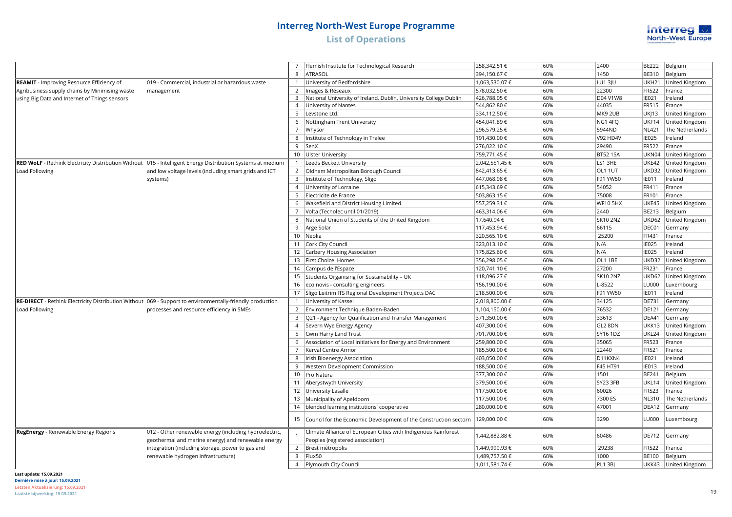# Interreg North-West Europe Programme

## List of Operations

| | | | | | | | | |
|---|---|---|---|---|---|---|---|---|
| | | 7 | Flemish Institute for Technological Research | 258,342.51 € | 60% | 2400 | BE222 | Belgium |
| | | 8 | ATRASOL | 394,150.67 € | 60% | 1450 | BE310 | Belgium |
| **REAMIT** - Improving Resource Efficiency of Agribusiness supply chains by Minimising waste using Big Data and Internet of Things sensors | 019 - Commercial, industrial or hazardous waste management | 1 | University of Bedfordshire | 1,063,530.07 € | 60% | LU1 3JU | UKH21 | United Kingdom |
| | | 2 | Images & Réseaux | 578,032.50 € | 60% | 22300 | FR522 | France |
| | | 3 | National University of Ireland, Dublin, University College Dublin | 426,788.05 € | 60% | D04 V1W8 | IE021 | Ireland |
| | | 4 | University of Nantes | 544,862.80 € | 60% | 44035 | FR515 | France |
| | | 5 | Levstone Ltd. | 334,112.50 € | 60% | MK9 2UB | UKJ13 | United Kingdom |
| | | 6 | Nottingham Trent University | 454,041.89 € | 60% | NG1 4FQ | UKF14 | United Kingdom |
| | | 7 | Whysor | 296,579.25 € | 60% | 5944ND | NL421 | The Netherlands |
| | | 8 | Institute of Technology in Tralee | 191,430.00 € | 60% | V92 HD4V | IE025 | Ireland |
| | | 9 | SenX | 276,022.10 € | 60% | 29490 | FR522 | France |
| | | 10 | Ulster University | 759,771.45 € | 60% | BT52 1SA | UKN04 | United Kingdom |
| **RED WoLF** - Rethink Electricity Distribution Without Load Following | 015 - Intelligent Energy Distribution Systems at medium and low voltage levels (including smart grids and ICT systems) | 1 | Leeds Beckett University | 2,042,551.45 € | 60% | LS1 3HE | UKE42 | United Kingdom |
| | | 2 | Oldham Metropolitan Borough Council | 842,413.65 € | 60% | OL1 1UT | UKD32 | United Kingdom |
| | | 3 | Institute of Technology, Sligo | 447,068.98 € | 60% | F91 YW50 | IE011 | Ireland |
| | | 4 | University of Lorraine | 615,343.69 € | 60% | 54052 | FR411 | France |
| | | 5 | Electricite de France | 503,863.15 € | 60% | 75008 | FR101 | France |
| | | 6 | Wakefield and District Housing Limited | 557,259.31 € | 60% | WF10 5HX | UKE45 | United Kingdom |
| | | 7 | Volta (Tecnolec until 01/2019) | 463,314.06 € | 60% | 2440 | BE213 | Belgium |
| | | 8 | National Union of Students of the United Kingdom | 17,640.94 € | 60% | SK10 2NZ | UKD62 | United Kingdom |
| | | 9 | Arge Solar | 117,453.94 € | 60% | 66115 | DEC01 | Germany |
| | | 10 | Neolia | 320,565.10 € | 60% | 25200 | FR431 | France |
| | | 11 | Cork City Council | 323,013.10 € | 60% | N/A | IE025 | Ireland |
| | | 12 | Carbery Housing Association | 175,825.60 € | 60% | N/A | IE025 | Ireland |
| | | 13 | First Choice Homes | 356,298.05 € | 60% | OL1 1BE | UKD32 | United Kingdom |
| | | 14 | Campus de l'Espace | 120,741.10 € | 60% | 27200 | FR231 | France |
| | | 15 | Students Organising for Sustainability – UK | 118,096.27 € | 60% | SK10 2NZ | UKD62 | United Kingdom |
| | | 16 | eco:novis - consulting engineers | 156,190.00 € | 60% | L-8522 | LU000 | Luxembourg |
| | | 17 | Sligo Leitrim ITS Regional Development Projects DAC | 218,500.00 € | 60% | F91 YW50 | IE011 | Ireland |
| **RE-DIRECT** - Rethink Electricity Distribution Without Load Following | 069 - Support to environmentally-friendly production processes and resource efficiency in SMEs | 1 | University of Kassel | 2,018,800.00 € | 60% | 34125 | DE731 | Germany |
| | | 2 | Environment Technique Baden-Baden | 1,104,150.00 € | 60% | 76532 | DE121 | Germany |
| | | 3 | Q21 - Agency for Qualification and Transfer Management | 371,350.00 € | 60% | 33613 | DEA41 | Germany |
| | | 4 | Severn Wye Energy Agency | 407,300.00 € | 60% | GL2 8DN | UKK13 | United Kingdom |
| | | 5 | Cwm Harry Land Trust | 701,700.00 € | 60% | SY16 1DZ | UKL24 | United Kingdom |
| | | 6 | Association of Local Initiatives for Energy and Environment | 259,800.00 € | 60% | 35065 | FR523 | France |
| | | 7 | Kerval Centre Armor | 185,500.00 € | 60% | 22440 | FR521 | France |
| | | 8 | Irish Bioenergy Association | 403,050.00 € | 60% | D11KXN4 | IE021 | Ireland |
| | | 9 | Western Development Commission | 188,500.00 € | 60% | F45 HT91 | IE013 | Ireland |
| | | 10 | Pro Natura | 377,300.00 € | 60% | 1501 | BE241 | Belgium |
| | | 11 | Aberystwyth University | 379,500.00 € | 60% | SY23 3FB | UKL14 | United Kingdom |
| | | 12 | University Lasalle | 117,500.00 € | 60% | 60026 | FR523 | France |
| | | 13 | Municipality of Apeldoorn | 117,500.00 € | 60% | 7300 ES | NL310 | The Netherlands |
| | | 14 | blended learning institutions' cooperative | 280,000.00 € | 60% | 47001 | DEA12 | Germany |
| | | 15 | Council for the Economic Development of the Construction sectorn | 129,000.00 € | 60% | 3290 | LU000 | Luxembourg |
| **RegEnergy** - Renewable Energy Regions | 012 - Other renewable energy (including hydroelectric, geothermal and marine energy) and renewable energy integration (including storage, power to gas and renewable hydrogen infrastructure) | 1 | Climate Alliance of European Cities with Indigenous Rainforest Peoples (registered association) | 1,442,882.88 € | 60% | 60486 | DE712 | Germany |
| | | 2 | Brest métropolis | 1,449,999.93 € | 60% | 29238 | FR522 | France |
| | | 3 | Flux50 | 1,489,757.50 € | 60% | 1000 | BE100 | Belgium |
| | | 4 | Plymouth City Council | 1,011,581.74 € | 60% | PL1 3BJ | UKK43 | United Kingdom |

**Last update: 15.09.2021**
**Dernière mise à jour: 15.09.2021**
**Letzten Aktualisierung: 15.09.2021**
**Laatste bijwerking: 15.09.2021**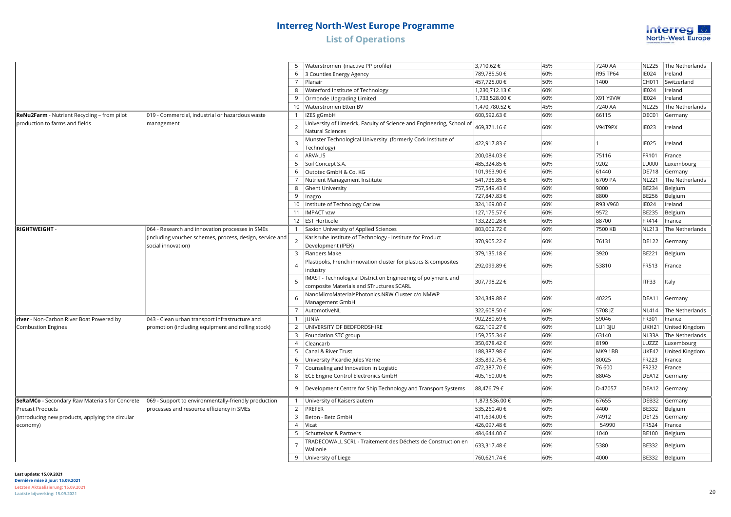# Interreg North-West Europe Programme

## List of Operations

| | | | | | | | | |
|---|---|---|---|---|---|---|---|---|
| | | 5 | Waterstromen (inactive PP profile) | 3,710.62 € | 45% | 7240 AA | NL225 | The Netherlands |
| | | 6 | 3 Counties Energy Agency | 789,785.50 € | 60% | R95 TP64 | IE024 | Ireland |
| | | 7 | Planair | 457,725.00 € | 50% | 1400 | CH011 | Switzerland |
| | | 8 | Waterford Institute of Technology | 1,230,712.13 € | 60% | | IE024 | Ireland |
| | | 9 | Ormonde Upgrading Limited | 1,733,528.00 € | 60% | X91 Y9VW | IE024 | Ireland |
| | | 10 | Waterstromen Etten BV | 1,470,780.52 € | 45% | 7240 AA | NL225 | The Netherlands |
| **ReNu2Farm** - Nutrient Recycling – from pilot production to farms and fields | 019 - Commercial, industrial or hazardous waste management | 1 | IZES gGmbH | 600,592.63 € | 60% | 66115 | DEC01 | Germany |
| | | 2 | University of Limerick, Faculty of Science and Engineering, School of Natural Sciences | 469,371.16 € | 60% | V94T9PX | IE023 | Ireland |
| | | 3 | Munster Technological University (formerly Cork Institute of Technology) | 422,917.83 € | 60% | 1 | IE025 | Ireland |
| | | 4 | ARVALIS | 200,084.03 € | 60% | 75116 | FR101 | France |
| | | 5 | Soil Concept S.A. | 485,324.85 € | 60% | 9202 | LU000 | Luxembourg |
| | | 6 | Outotec GmbH & Co. KG | 101,963.90 € | 60% | 61440 | DE718 | Germany |
| | | 7 | Nutrient Management Institute | 541,735.85 € | 60% | 6709 PA | NL221 | The Netherlands |
| | | 8 | Ghent University | 757,549.43 € | 60% | 9000 | BE234 | Belgium |
| | | 9 | Inagro | 727,847.83 € | 60% | 8800 | BE256 | Belgium |
| | | 10 | Institute of Technology Carlow | 324,169.00 € | 60% | R93 V960 | IE024 | Ireland |
| | | 11 | IMPACT vzw | 127,175.57 € | 60% | 9572 | BE235 | Belgium |
| | | 12 | EST Horticole | 133,220.28 € | 60% | 88700 | FR414 | France |
| **RIGHTWEIGHT** - | 064 - Research and innovation processes in SMEs (including voucher schemes, process, design, service and social innovation) | 1 | Saxion University of Applied Sciences | 803,002.72 € | 60% | 7500 KB | NL213 | The Netherlands |
| | | 2 | Karlsruhe Institute of Technology - Institute for Product Development (IPEK) | 370,905.22 € | 60% | 76131 | DE122 | Germany |
| | | 3 | Flanders Make | 379,135.18 € | 60% | 3920 | BE221 | Belgium |
| | | 4 | Plastipolis, French innovation cluster for plastics & composites industry | 292,099.89 € | 60% | 53810 | FR513 | France |
| | | 5 | IMAST - Technological District on Engineering of polymeric and composite Materials and STructures SCARL | 307,798.22 € | 60% | | ITF33 | Italy |
| | | 6 | NanoMicroMaterialsPhotonics.NRW Cluster c/o NMWP Management GmbH | 324,349.88 € | 60% | 40225 | DEA11 | Germany |
| | | 7 | AutomotiveNL | 322,608.50 € | 60% | 5708 JZ | NL414 | The Netherlands |
| **river** - Non-Carbon River Boat Powered by Combustion Engines | 043 - Clean urban transport infrastructure and promotion (including equipment and rolling stock) | 1 | JUNIA | 902,280.69 € | 60% | 59046 | FR301 | France |
| | | 2 | UNIVERSITY OF BEDFORDSHIRE | 622,109.27 € | 60% | LU1 3JU | UKH21 | United Kingdom |
| | | 3 | Foundation STC group | 159,255.34 € | 60% | 63140 | NL33A | The Netherlands |
| | | 4 | Cleancarb | 350,678.42 € | 60% | 8190 | LUZZZ | Luxembourg |
| | | 5 | Canal & River Trust | 188,387.98 € | 60% | MK9 1BB | UKE42 | United Kingdom |
| | | 6 | University Picardie Jules Verne | 335,892.75 € | 60% | 80025 | FR223 | France |
| | | 7 | Counseling and Innovation in Logistic | 472,387.70 € | 60% | 76 600 | FR232 | France |
| | | 8 | ECE Engine Control Electronics GmbH | 405,150.00 € | 60% | 88045 | DEA12 | Germany |
| | | 9 | Development Centre for Ship Technology and Transport Systems | 88,476.79 € | 60% | D-47057 | DEA12 | Germany |
| **SeRaMCo** - Secondary Raw Materials for Concrete Precast Products (introducing new products, applying the circular economy) | 069 - Support to environmentally-friendly production processes and resource efficiency in SMEs | 1 | University of Kaiserslautern | 1,873,536.00 € | 60% | 67655 | DEB32 | Germany |
| | | 2 | PREFER | 535,260.40 € | 60% | 4400 | BE332 | Belgium |
| | | 3 | Beton - Betz GmbH | 411,694.00 € | 60% | 74912 | DE125 | Germany |
| | | 4 | Vicat | 426,097.48 € | 60% | 54990 | FR524 | France |
| | | 5 | Schuttelaar & Partners | 484,644.00 € | 60% | 1040 | BE100 | Belgium |
| | | 7 | TRADECOWALL SCRL - Traitement des Déchets de Construction en Wallonie | 633,317.48 € | 60% | 5380 | BE332 | Belgium |
| | | 9 | University of Liege | 760,621.74 € | 60% | 4000 | BE332 | Belgium |

**Last update: 15.09.2021**
**Dernière mise à jour: 15.09.2021**
**Letzten Aktualisierung: 15.09.2021**
**Laatste bijwerking: 15.09.2021**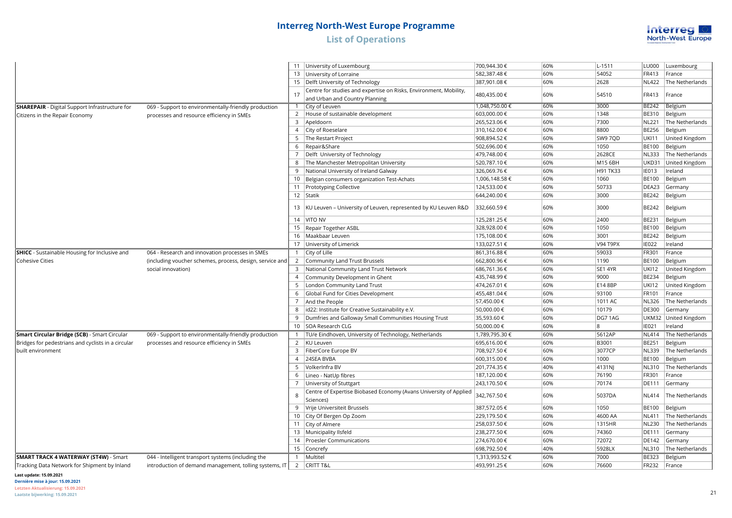# Interreg North-West Europe Programme

## List of Operations

| | | | | | | | | |
|---|---|---|---|---|---|---|---|---|
| | | 11 | University of Luxembourg | 700,944.30 € | 60% | L-1511 | LU000 | Luxembourg |
| | | 13 | University of Lorraine | 582,387.48 € | 60% | 54052 | FR413 | France |
| | | 15 | Delft University of Technology | 387,901.08 € | 60% | 2628 | NL422 | The Netherlands |
| | | 17 | Centre for studies and expertise on Risks, Environment, Mobility, and Urban and Country Planning | 480,435.00 € | 60% | 54510 | FR413 | France |
| **SHAREPAIR** - Digital Support Infrastructure for Citizens in the Repair Economy | 069 - Support to environmentally-friendly production processes and resource efficiency in SMEs | 1 | City of Leuven | 1,048,750.00 € | 60% | 3000 | BE242 | Belgium |
| | | 2 | House of sustainable development | 603,000.00 € | 60% | 1348 | BE310 | Belgium |
| | | 3 | Apeldoorn | 265,523.06 € | 60% | 7300 | NL221 | The Netherlands |
| | | 4 | City of Roeselare | 310,162.00 € | 60% | 8800 | BE256 | Belgium |
| | | 5 | The Restart Project | 908,894.52 € | 60% | SW9 7QD | UKI11 | United Kingdom |
| | | 6 | Repair&Share | 502,696.00 € | 60% | 1050 | BE100 | Belgium |
| | | 7 | Delft University of Technology | 479,748.00 € | 60% | 2628CE | NL333 | The Netherlands |
| | | 8 | The Manchester Metropolitan University | 520,787.10 € | 60% | M15 6BH | UKD31 | United Kingdom |
| | | 9 | National University of Ireland Galway | 326,069.76 € | 60% | H91 TK33 | IE013 | Ireland |
| | | 10 | Belgian consumers organization Test-Achats | 1,006,148.58 € | 60% | 1060 | BE100 | Belgium |
| | | 11 | Prototyping Collective | 124,533.00 € | 60% | 50733 | DEA23 | Germany |
| | | 12 | Statik | 644,240.00 € | 60% | 3000 | BE242 | Belgium |
| | | 13 | KU Leuven – University of Leuven, represented by KU Leuven R&D | 332,660.59 € | 60% | 3000 | BE242 | Belgium |
| | | 14 | VITO NV | 125,281.25 € | 60% | 2400 | BE231 | Belgium |
| | | 15 | Repair Together ASBL | 328,928.00 € | 60% | 1050 | BE100 | Belgium |
| | | 16 | Maakbaar Leuven | 175,108.00 € | 60% | 3001 | BE242 | Belgium |
| | | 17 | University of Limerick | 133,027.51 € | 60% | V94 T9PX | IE022 | Ireland |
| **SHICC** - Sustainable Housing for Inclusive and Cohesive Cities | 064 - Research and innovation processes in SMEs (including voucher schemes, process, design, service and social innovation) | 1 | City of Lille | 861,316.88 € | 60% | 59033 | FR301 | France |
| | | 2 | Community Land Trust Brussels | 662,800.96 € | 60% | 1190 | BE100 | Belgium |
| | | 3 | National Community Land Trust Network | 686,761.36 € | 60% | SE1 4YR | UKI12 | United Kingdom |
| | | 4 | Community Development in Ghent | 435,748.99 € | 60% | 9000 | BE234 | Belgium |
| | | 5 | London Community Land Trust | 474,267.01 € | 60% | E14 8BP | UKI12 | United Kingdom |
| | | 6 | Global Fund for Cities Development | 455,481.04 € | 60% | 93100 | FR101 | France |
| | | 7 | And the People | 57,450.00 € | 60% | 1011 AC | NL326 | The Netherlands |
| | | 8 | id22: Institute for Creative Sustainability e.V. | 50,000.00 € | 60% | 10179 | DE300 | Germany |
| | | 9 | Dumfries and Galloway Small Communities Housing Trust | 35,593.60 € | 60% | DG7 1AG | UKM32 | United Kingdom |
| | | 10 | SOA Research CLG | 50,000.00 € | 60% | 8 | IE021 | Ireland |
| **Smart Circular Bridge (SCB)** - Smart Circular Bridges for pedestrians and cyclists in a circular built environment | 069 - Support to environmentally-friendly production processes and resource efficiency in SMEs | 1 | TU/e Eindhoven, University of Technology, Netherlands | 1,789,795.30 € | 60% | 5612AP | NL414 | The Netherlands |
| | | 2 | KU Leuven | 695,616.00 € | 60% | B3001 | BE251 | Belgium |
| | | 3 | FiberCore Europe BV | 708,927.50 € | 60% | 3077CP | NL339 | The Netherlands |
| | | 4 | 24SEA BVBA | 600,315.00 € | 60% | 1000 | BE100 | Belgium |
| | | 5 | VolkerInfra BV | 201,774.35 € | 40% | 4131NJ | NL310 | The Netherlands |
| | | 6 | Lineo - NatUp fibres | 187,120.00 € | 60% | 76190 | FR301 | France |
| | | 7 | University of Stuttgart | 243,170.50 € | 60% | 70174 | DE111 | Germany |
| | | 8 | Centre of Expertise Biobased Economy (Avans University of Applied Sciences) | 342,767.50 € | 60% | 5037DA | NL414 | The Netherlands |
| | | 9 | Vrije Universiteit Brussels | 387,572.05 € | 60% | 1050 | BE100 | Belgium |
| | | 10 | City Of Bergen Op Zoom | 229,179.50 € | 60% | 4600 AA | NL411 | The Netherlands |
| | | 11 | City of Almere | 258,037.50 € | 60% | 1315HR | NL230 | The Netherlands |
| | | 13 | Municipality Ilsfeld | 238,277.50 € | 60% | 74360 | DE111 | Germany |
| | | 14 | Proesler Communications | 274,670.00 € | 60% | 72072 | DE142 | Germany |
| | | 15 | Concrefy | 698,792.50 € | 40% | 5928LX | NL310 | The Netherlands |
| **SMART TRACK 4 WATERWAY (ST4W)** - Smart Tracking Data Network for Shipment by Inland | 044 - Intelligent transport systems (including the introduction of demand management, tolling systems, IT | 1 | Multitel | 1,313,993.52 € | 60% | 7000 | BE323 | Belgium |
| | | 2 | CRITT T&L | 493,991.25 € | 60% | 76600 | FR232 | France |

**Last update: 15.09.2021**
**Dernière mise à jour: 15.09.2021**
**Letzten Aktualisierung: 15.09.2021**
**Laatste bijwerking: 15.09.2021**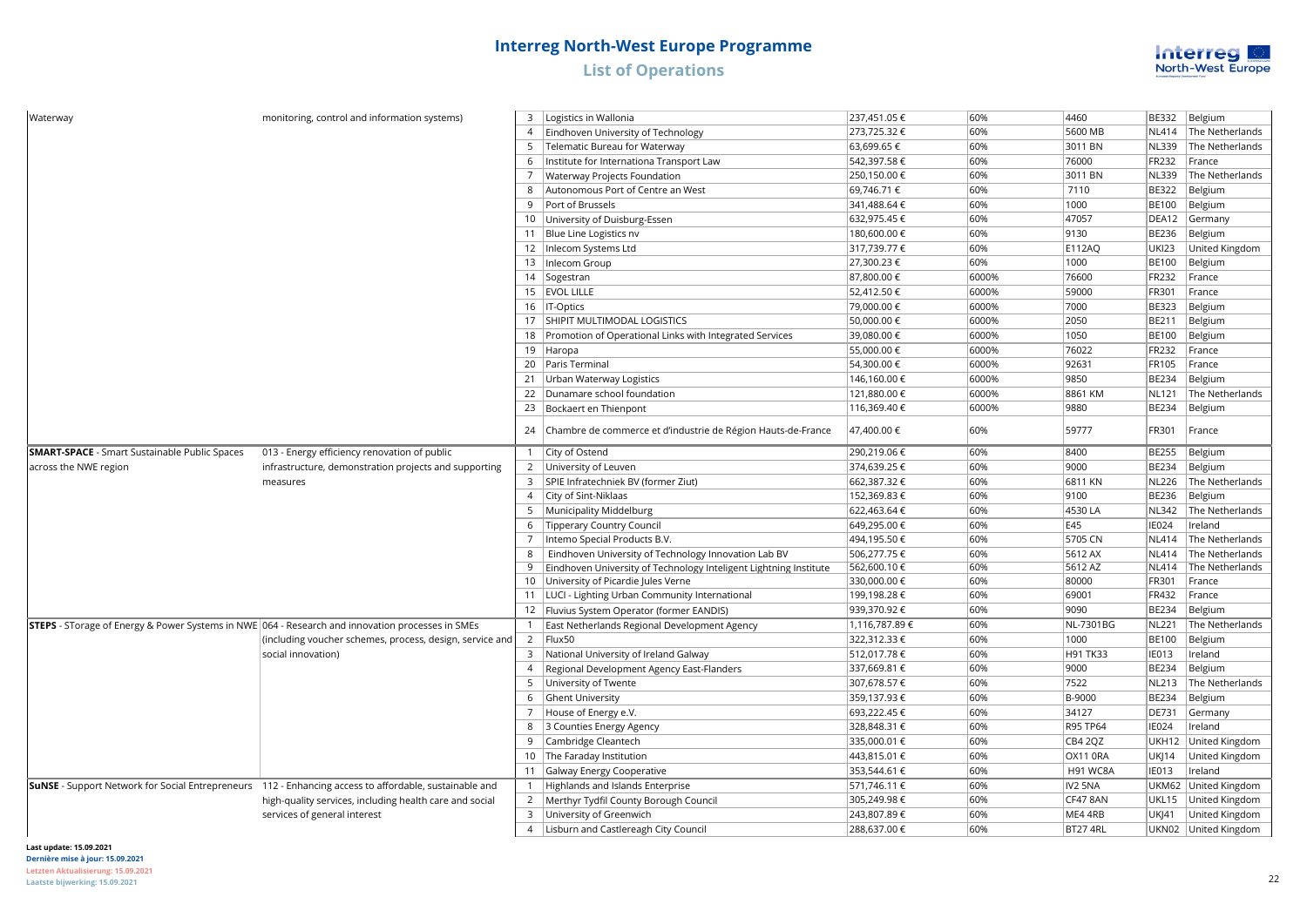# Interreg North-West Europe Programme

## List of Operations

| | | | | | | | | |
|---|---|---|---|---|---|---|---|---|
| Waterway | monitoring, control and information systems) | 3 | Logistics in Wallonia | 237,451.05 € | 60% | 4460 | BE332 | Belgium |
| | | 4 | Eindhoven University of Technology | 273,725.32 € | 60% | 5600 MB | NL414 | The Netherlands |
| | | 5 | Telematic Bureau for Waterway | 63,699.65 € | 60% | 3011 BN | NL339 | The Netherlands |
| | | 6 | Institute for Internationa Transport Law | 542,397.58 € | 60% | 76000 | FR232 | France |
| | | 7 | Waterway Projects Foundation | 250,150.00 € | 60% | 3011 BN | NL339 | The Netherlands |
| | | 8 | Autonomous Port of Centre an West | 69,746.71 € | 60% | 7110 | BE322 | Belgium |
| | | 9 | Port of Brussels | 341,488.64 € | 60% | 1000 | BE100 | Belgium |
| | | 10 | University of Duisburg-Essen | 632,975.45 € | 60% | 47057 | DEA12 | Germany |
| | | 11 | Blue Line Logistics nv | 180,600.00 € | 60% | 9130 | BE236 | Belgium |
| | | 12 | Inlecom Systems Ltd | 317,739.77 € | 60% | E112AQ | UKI23 | United Kingdom |
| | | 13 | Inlecom Group | 27,300.23 € | 60% | 1000 | BE100 | Belgium |
| | | 14 | Sogestran | 87,800.00 € | 6000% | 76600 | FR232 | France |
| | | 15 | EVOL LILLE | 52,412.50 € | 6000% | 59000 | FR301 | France |
| | | 16 | IT-Optics | 79,000.00 € | 6000% | 7000 | BE323 | Belgium |
| | | 17 | SHIPIT MULTIMODAL LOGISTICS | 50,000.00 € | 6000% | 2050 | BE211 | Belgium |
| | | 18 | Promotion of Operational Links with Integrated Services | 39,080.00 € | 6000% | 1050 | BE100 | Belgium |
| | | 19 | Haropa | 55,000.00 € | 6000% | 76022 | FR232 | France |
| | | 20 | Paris Terminal | 54,300.00 € | 6000% | 92631 | FR105 | France |
| | | 21 | Urban Waterway Logistics | 146,160.00 € | 6000% | 9850 | BE234 | Belgium |
| | | 22 | Dunamare school foundation | 121,880.00 € | 6000% | 8861 KM | NL121 | The Netherlands |
| | | 23 | Bockaert en Thienpont | 116,369.40 € | 6000% | 9880 | BE234 | Belgium |
| | | 24 | Chambre de commerce et d'industrie de Région Hauts-de-France | 47,400.00 € | 60% | 59777 | FR301 | France |
| **SMART-SPACE** - Smart Sustainable Public Spaces across the NWE region | 013 - Energy efficiency renovation of public infrastructure, demonstration projects and supporting measures | 1 | City of Ostend | 290,219.06 € | 60% | 8400 | BE255 | Belgium |
| | | 2 | University of Leuven | 374,639.25 € | 60% | 9000 | BE234 | Belgium |
| | | 3 | SPIE Infratechniek BV (former Ziut) | 662,387.32 € | 60% | 6811 KN | NL226 | The Netherlands |
| | | 4 | City of Sint-Niklaas | 152,369.83 € | 60% | 9100 | BE236 | Belgium |
| | | 5 | Municipality Middelburg | 622,463.64 € | 60% | 4530 LA | NL342 | The Netherlands |
| | | 6 | Tipperary Country Council | 649,295.00 € | 60% | E45 | IE024 | Ireland |
| | | 7 | Intemo Special Products B.V. | 494,195.50 € | 60% | 5705 CN | NL414 | The Netherlands |
| | | 8 | Eindhoven University of Technology Innovation Lab BV | 506,277.75 € | 60% | 5612 AX | NL414 | The Netherlands |
| | | 9 | Eindhoven University of Technology Inteligent Lightning Institute | 562,600.10 € | 60% | 5612 AZ | NL414 | The Netherlands |
| | | 10 | University of Picardie Jules Verne | 330,000.00 € | 60% | 80000 | FR301 | France |
| | | 11 | LUCI - Lighting Urban Community International | 199,198.28 € | 60% | 69001 | FR432 | France |
| | | 12 | Fluvius System Operator (former EANDIS) | 939,370.92 € | 60% | 9090 | BE234 | Belgium |
| **STEPS** - STorage of Energy & Power Systems in NWE | 064 - Research and innovation processes in SMEs (including voucher schemes, process, design, service and social innovation) | 1 | East Netherlands Regional Development Agency | 1,116,787.89 € | 60% | NL-7301BG | NL221 | The Netherlands |
| | | 2 | Flux50 | 322,312.33 € | 60% | 1000 | BE100 | Belgium |
| | | 3 | National University of Ireland Galway | 512,017.78 € | 60% | H91 TK33 | IE013 | Ireland |
| | | 4 | Regional Development Agency East-Flanders | 337,669.81 € | 60% | 9000 | BE234 | Belgium |
| | | 5 | University of Twente | 307,678.57 € | 60% | 7522 | NL213 | The Netherlands |
| | | 6 | Ghent University | 359,137.93 € | 60% | B-9000 | BE234 | Belgium |
| | | 7 | House of Energy e.V. | 693,222.45 € | 60% | 34127 | DE731 | Germany |
| | | 8 | 3 Counties Energy Agency | 328,848.31 € | 60% | R95 TP64 | IE024 | Ireland |
| | | 9 | Cambridge Cleantech | 335,000.01 € | 60% | CB4 2QZ | UKH12 | United Kingdom |
| | | 10 | The Faraday Institution | 443,815.01 € | 60% | OX11 0RA | UKJ14 | United Kingdom |
| | | 11 | Galway Energy Cooperative | 353,544.61 € | 60% | H91 WC8A | IE013 | Ireland |
| **SuNSE** - Support Network for Social Entrepreneurs | 112 - Enhancing access to affordable, sustainable and high-quality services, including health care and social services of general interest | 1 | Highlands and Islands Enterprise | 571,746.11 € | 60% | IV2 5NA | UKM62 | United Kingdom |
| | | 2 | Merthyr Tydfil County Borough Council | 305,249.98 € | 60% | CF47 8AN | UKL15 | United Kingdom |
| | | 3 | University of Greenwich | 243,807.89 € | 60% | ME4 4RB | UKJ41 | United Kingdom |
| | | 4 | Lisburn and Castlereagh City Council | 288,637.00 € | 60% | BT27 4RL | UKN02 | United Kingdom |

**Last update: 15.09.2021**
**Dernière mise à jour: 15.09.2021**
**Letzten Aktualisierung: 15.09.2021**
**Laatste bijwerking: 15.09.2021**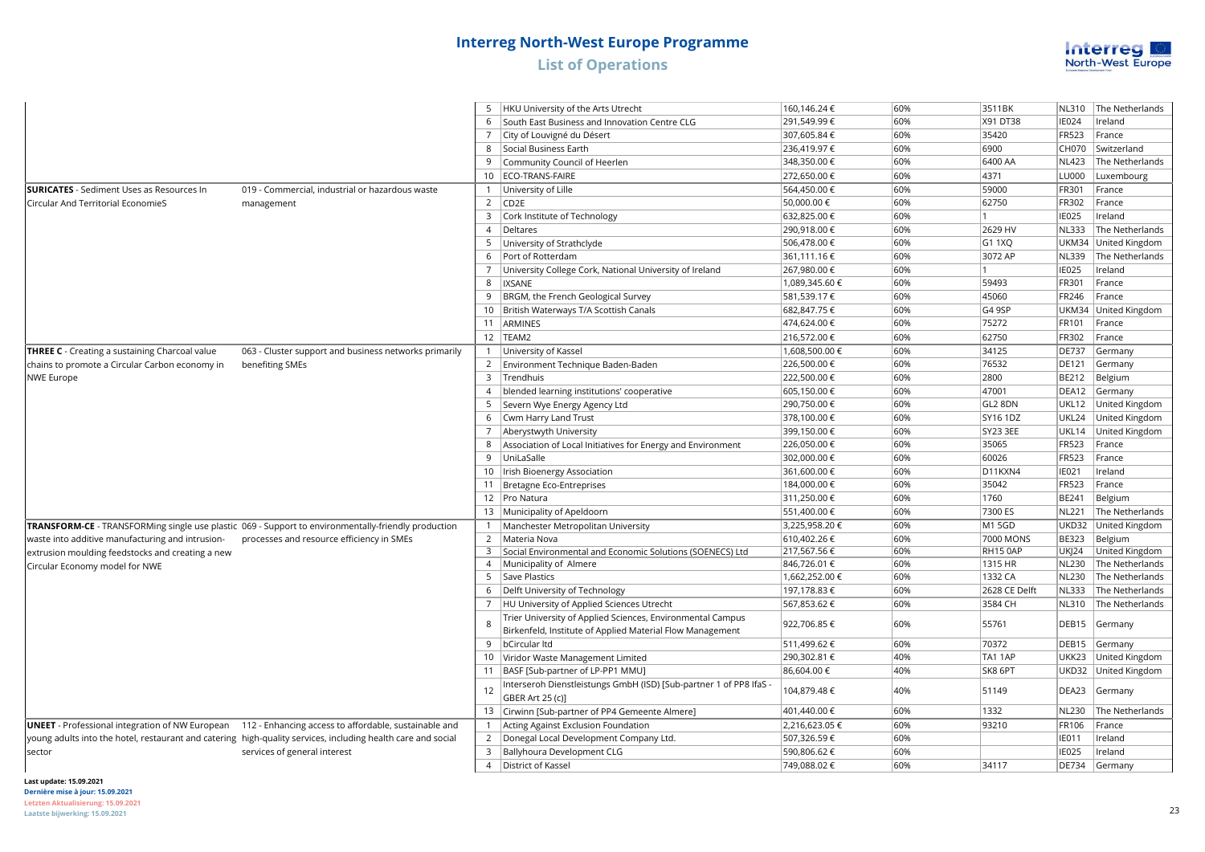# Interreg North-West Europe Programme

## List of Operations

| | | | | | | | | |
|---|---|---|---|---|---|---|---|---|
| | | 5 | HKU University of the Arts Utrecht | 160,146.24 € | 60% | 3511BK | NL310 | The Netherlands |
| | | 6 | South East Business and Innovation Centre CLG | 291,549.99 € | 60% | X91 DT38 | IE024 | Ireland |
| | | 7 | City of Louvigné du Désert | 307,605.84 € | 60% | 35420 | FR523 | France |
| | | 8 | Social Business Earth | 236,419.97 € | 60% | 6900 | CH070 | Switzerland |
| | | 9 | Community Council of Heerlen | 348,350.00 € | 60% | 6400 AA | NL423 | The Netherlands |
| | | 10 | ECO-TRANS-FAIRE | 272,650.00 € | 60% | 4371 | LU000 | Luxembourg |
| **SURICATES** - Sediment Uses as Resources In Circular And Territorial EconomieS | 019 - Commercial, industrial or hazardous waste management | 1 | University of Lille | 564,450.00 € | 60% | 59000 | FR301 | France |
| | | 2 | CD2E | 50,000.00 € | 60% | 62750 | FR302 | France |
| | | 3 | Cork Institute of Technology | 632,825.00 € | 60% | 1 | IE025 | Ireland |
| | | 4 | Deltares | 290,918.00 € | 60% | 2629 HV | NL333 | The Netherlands |
| | | 5 | University of Strathclyde | 506,478.00 € | 60% | G1 1XQ | UKM34 | United Kingdom |
| | | 6 | Port of Rotterdam | 361,111.16 € | 60% | 3072 AP | NL339 | The Netherlands |
| | | 7 | University College Cork, National University of Ireland | 267,980.00 € | 60% | 1 | IE025 | Ireland |
| | | 8 | IXSANE | 1,089,345.60 € | 60% | 59493 | FR301 | France |
| | | 9 | BRGM, the French Geological Survey | 581,539.17 € | 60% | 45060 | FR246 | France |
| | | 10 | British Waterways T/A Scottish Canals | 682,847.75 € | 60% | G4 9SP | UKM34 | United Kingdom |
| | | 11 | ARMINES | 474,624.00 € | 60% | 75272 | FR101 | France |
| | | 12 | TEAM2 | 216,572.00 € | 60% | 62750 | FR302 | France |
| **THREE C** - Creating a sustaining Charcoal value chains to promote a Circular Carbon economy in NWE Europe | 063 - Cluster support and business networks primarily benefiting SMEs | 1 | University of Kassel | 1,608,500.00 € | 60% | 34125 | DE737 | Germany |
| | | 2 | Environment Technique Baden-Baden | 226,500.00 € | 60% | 76532 | DE121 | Germany |
| | | 3 | Trendhuis | 222,500.00 € | 60% | 2800 | BE212 | Belgium |
| | | 4 | blended learning institutions' cooperative | 605,150.00 € | 60% | 47001 | DEA12 | Germany |
| | | 5 | Severn Wye Energy Agency Ltd | 290,750.00 € | 60% | GL2 8DN | UKL12 | United Kingdom |
| | | 6 | Cwm Harry Land Trust | 378,100.00 € | 60% | SY16 1DZ | UKL24 | United Kingdom |
| | | 7 | Aberystwyth University | 399,150.00 € | 60% | SY23 3EE | UKL14 | United Kingdom |
| | | 8 | Association of Local Initiatives for Energy and Environment | 226,050.00 € | 60% | 35065 | FR523 | France |
| | | 9 | UniLaSalle | 302,000.00 € | 60% | 60026 | FR523 | France |
| | | 10 | Irish Bioenergy Association | 361,600.00 € | 60% | D11KXN4 | IE021 | Ireland |
| | | 11 | Bretagne Eco-Entreprises | 184,000.00 € | 60% | 35042 | FR523 | France |
| | | 12 | Pro Natura | 311,250.00 € | 60% | 1760 | BE241 | Belgium |
| | | 13 | Municipality of Apeldoorn | 551,400.00 € | 60% | 7300 ES | NL221 | The Netherlands |
| **TRANSFORM-CE** - TRANSFORMing single use plastic waste into additive manufacturing and intrusion-extrusion moulding feedstocks and creating a new Circular Economy model for NWE | 069 - Support to environmentally-friendly production processes and resource efficiency in SMEs | 1 | Manchester Metropolitan University | 3,225,958.20 € | 60% | M1 5GD | UKD32 | United Kingdom |
| | | 2 | Materia Nova | 610,402.26 € | 60% | 7000 MONS | BE323 | Belgium |
| | | 3 | Social Environmental and Economic Solutions (SOENECS) Ltd | 217,567.56 € | 60% | RH15 0AP | UKJ24 | United Kingdom |
| | | 4 | Municipality of Almere | 846,726.01 € | 60% | 1315 HR | NL230 | The Netherlands |
| | | 5 | Save Plastics | 1,662,252.00 € | 60% | 1332 CA | NL230 | The Netherlands |
| | | 6 | Delft University of Technology | 197,178.83 € | 60% | 2628 CE Delft | NL333 | The Netherlands |
| | | 7 | HU University of Applied Sciences Utrecht | 567,853.62 € | 60% | 3584 CH | NL310 | The Netherlands |
| | | 8 | Trier University of Applied Sciences, Environmental Campus Birkenfeld, Institute of Applied Material Flow Management | 922,706.85 € | 60% | 55761 | DEB15 | Germany |
| | | 9 | bCircular ltd | 511,499.62 € | 60% | 70372 | DEB15 | Germany |
| | | 10 | Viridor Waste Management Limited | 290,302.81 € | 40% | TA1 1AP | UKK23 | United Kingdom |
| | | 11 | BASF [Sub-partner of LP-PP1 MMU] | 86,604.00 € | 40% | SK8 6PT | UKD32 | United Kingdom |
| | | 12 | Interseroh Dienstleistungs GmbH (ISD) [Sub-partner 1 of PP8 IfaS - GBER Art 25 (c)] | 104,879.48 € | 40% | 51149 | DEA23 | Germany |
| | | 13 | Cirwinn [Sub-partner of PP4 Gemeente Almere] | 401,440.00 € | 60% | 1332 | NL230 | The Netherlands |
| **UNEET** - Professional integration of NW European young adults into the hotel, restaurant and catering sector | 112 - Enhancing access to affordable, sustainable and high-quality services, including health care and social services of general interest | 1 | Acting Against Exclusion Foundation | 2,216,623.05 € | 60% | 93210 | FR106 | France |
| | | 2 | Donegal Local Development Company Ltd. | 507,326.59 € | 60% | | IE011 | Ireland |
| | | 3 | Ballyhoura Development CLG | 590,806.62 € | 60% | | IE025 | Ireland |
| | | 4 | District of Kassel | 749,088.02 € | 60% | 34117 | DE734 | Germany |

**Last update: 15.09.2021**
**Dernière mise à jour: 15.09.2021**
**Letzten Aktualisierung: 15.09.2021**
**Laatste bijwerking: 15.09.2021**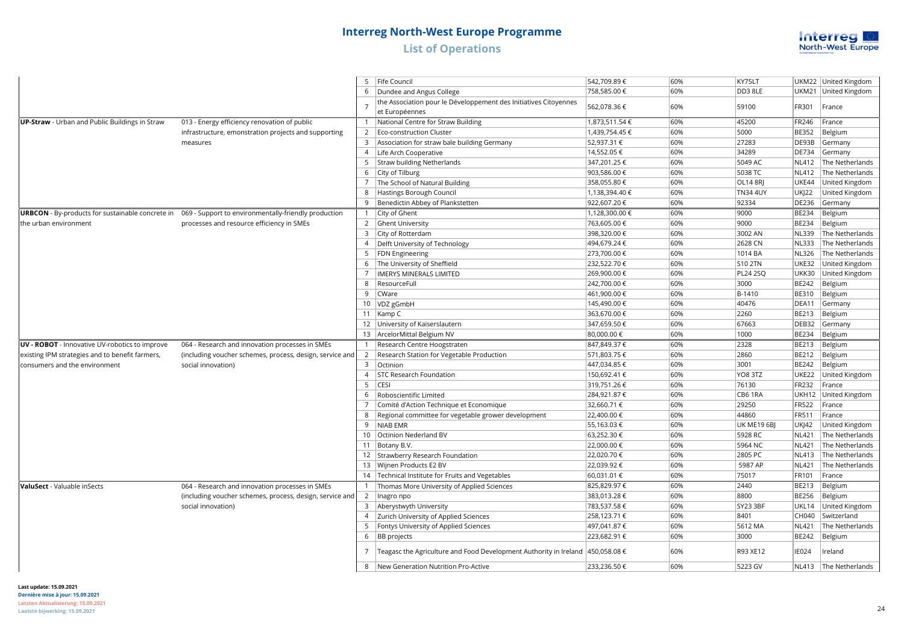# Interreg North-West Europe Programme

## List of Operations

| | | | | | | | | |
|---|---|---|---|---|---|---|---|---|
| | | 5 | Fife Council | 542,709.89 € | 60% | KY75LT | UKM22 | United Kingdom |
| | | 6 | Dundee and Angus College | 758,585.00 € | 60% | DD3 8LE | UKM21 | United Kingdom |
| | | 7 | the Association pour le Développement des Initiatives Citoyennes et Européennes | 562,078.36 € | 60% | 59100 | FR301 | France |
| **UP-Straw** - Urban and Public Buildings in Straw | 013 - Energy efficiency renovation of public infrastructure, emonstration projects and supporting measures | 1 | National Centre for Straw Building | 1,873,511.54 € | 60% | 45200 | FR246 | France |
| | | 2 | Eco-construction Cluster | 1,439,754.45 € | 60% | 5000 | BE352 | Belgium |
| | | 3 | Association for straw bale building Germany | 52,937.31 € | 60% | 27283 | DE93B | Germany |
| | | 4 | Life Arch Cooperative | 14,552.05 € | 60% | 34289 | DE734 | Germany |
| | | 5 | Straw building Netherlands | 347,201.25 € | 60% | 5049 AC | NL412 | The Netherlands |
| | | 6 | City of Tilburg | 903,586.00 € | 60% | 5038 TC | NL412 | The Netherlands |
| | | 7 | The School of Natural Building | 358,055.80 € | 60% | OL14 8RJ | UKE44 | United Kingdom |
| | | 8 | Hastings Borough Council | 1,138,394.40 € | 60% | TN34 4UY | UKJ22 | United Kingdom |
| | | 9 | Benedictin Abbey of Plankstetten | 922,607.20 € | 60% | 92334 | DE236 | Germany |
| **URBCON** - By-products for sustainable concrete in the urban environment | 069 - Support to environmentally-friendly production processes and resource efficiency in SMEs | 1 | City of Ghent | 1,128,300.00 € | 60% | 9000 | BE234 | Belgium |
| | | 2 | Ghent University | 763,605.00 € | 60% | 9000 | BE234 | Belgium |
| | | 3 | City of Rotterdam | 398,320.00 € | 60% | 3002 AN | NL339 | The Netherlands |
| | | 4 | Delft University of Technology | 494,679.24 € | 60% | 2628 CN | NL333 | The Netherlands |
| | | 5 | FDN Engineering | 273,700.00 € | 60% | 1014 BA | NL326 | The Netherlands |
| | | 6 | The University of Sheffield | 232,522.70 € | 60% | S10 2TN | UKE32 | United Kingdom |
| | | 7 | IMERYS MINERALS LIMITED | 269,900.00 € | 60% | PL24 2SQ | UKK30 | United Kingdom |
| | | 8 | ResourceFull | 242,700.00 € | 60% | 3000 | BE242 | Belgium |
| | | 9 | CWare | 461,900.00 € | 60% | B-1410 | BE310 | Belgium |
| | | 10 | VDZ gGmbH | 145,490.00 € | 60% | 40476 | DEA11 | Germany |
| | | 11 | Kamp C | 363,670.00 € | 60% | 2260 | BE213 | Belgium |
| | | 12 | University of Kaiserslautern | 347,659.50 € | 60% | 67663 | DEB32 | Germany |
| | | 13 | ArcelorMittal Belgium NV | 80,000.00 € | 60% | 1000 | BE234 | Belgium |
| **UV - ROBOT** - Innovative UV-robotics to improve existing IPM strategies and to benefit farmers, consumers and the environment | 064 - Research and innovation processes in SMEs (including voucher schemes, process, design, service and social innovation) | 1 | Research Centre Hoogstraten | 847,849.37 € | 60% | 2328 | BE213 | Belgium |
| | | 2 | Research Station for Vegetable Production | 571,803.75 € | 60% | 2860 | BE212 | Belgium |
| | | 3 | Octinion | 447,034.85 € | 60% | 3001 | BE242 | Belgium |
| | | 4 | STC Research Foundation | 150,692.41 € | 60% | YO8 3TZ | UKE22 | United Kingdom |
| | | 5 | CESI | 319,751.26 € | 60% | 76130 | FR232 | France |
| | | 6 | Roboscientific Limited | 284,921.87 € | 60% | CB6 1RA | UKH12 | United Kingdom |
| | | 7 | Comité d'Action Technique et Economique | 32,660.71 € | 60% | 29250 | FR522 | France |
| | | 8 | Regional committee for vegetable grower development | 22,400.00 € | 60% | 44860 | FR511 | France |
| | | 9 | NIAB EMR | 55,163.03 € | 60% | UK ME19 6BJ | UKJ42 | United Kingdom |
| | | 10 | Octinion Nederland BV | 63,252.30 € | 60% | 5928 RC | NL421 | The Netherlands |
| | | 11 | Botany B.V. | 22,000.00 € | 60% | 5964 NC | NL421 | The Netherlands |
| | | 12 | Strawberry Research Foundation | 22,020.70 € | 60% | 2805 PC | NL413 | The Netherlands |
| | | 13 | Wijnen Products E2 BV | 22,039.92 € | 60% | 5987 AP | NL421 | The Netherlands |
| | | 14 | Technical Institute for Fruits and Vegetables | 60,031.01 € | 60% | 75017 | FR101 | France |
| **ValuSect** - Valuable inSects | 064 - Research and innovation processes in SMEs (including voucher schemes, process, design, service and social innovation) | 1 | Thomas More University of Applied Sciences | 825,829.97 € | 60% | 2440 | BE213 | Belgium |
| | | 2 | Inagro npo | 383,013.28 € | 60% | 8800 | BE256 | Belgium |
| | | 3 | Aberystwyth University | 783,537.58 € | 60% | SY23 3BF | UKL14 | United Kingdom |
| | | 4 | Zurich University of Applied Sciences | 258,123.71 € | 60% | 8401 | CH040 | Switzerland |
| | | 5 | Fontys University of Applied Sciences | 497,041.87 € | 60% | 5612 MA | NL421 | The Netherlands |
| | | 6 | BB projects | 223,682.91 € | 60% | 3000 | BE242 | Belgium |
| | | 7 | Teagasc the Agriculture and Food Development Authority in Ireland | 450,058.08 € | 60% | R93 XE12 | IE024 | Ireland |
| | | 8 | New Generation Nutrition Pro-Active | 233,236.50 € | 60% | 5223 GV | NL413 | The Netherlands |

**Last update: 15.09.2021**
**Dernière mise à jour: 15.09.2021**
**Letzten Aktualisierung: 15.09.2021**
**Laatste bijwerking: 15.09.2021**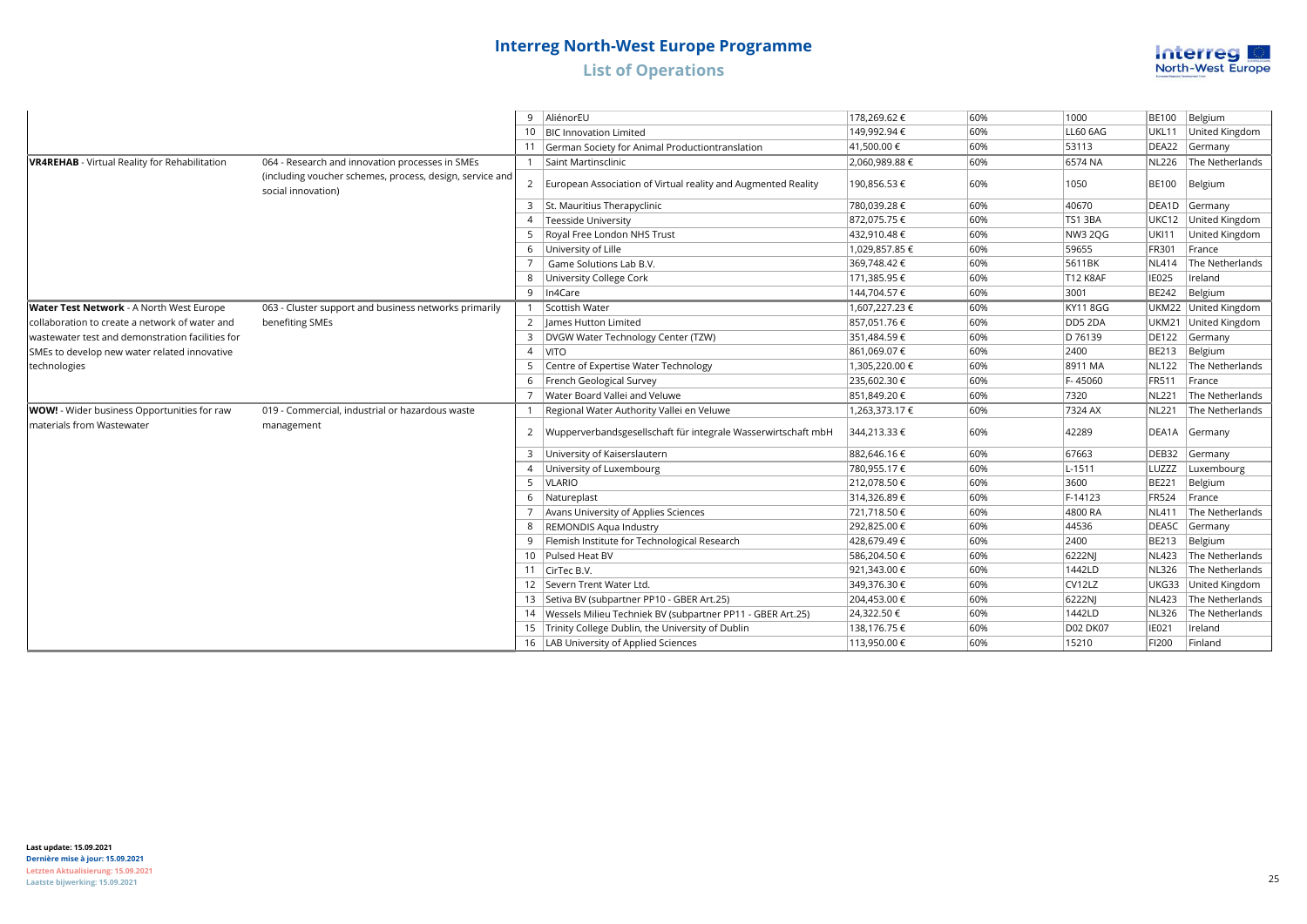# Interreg North-West Europe Programme

## List of Operations

| | | | | | | | | |
|---|---|---|---|---|---|---|---|---|
| | | 9 | AliénorEU | 178,269.62 € | 60% | 1000 | BE100 | Belgium |
| | | 10 | BIC Innovation Limited | 149,992.94 € | 60% | LL60 6AG | UKL11 | United Kingdom |
| | | 11 | German Society for Animal Productiontranslation | 41,500.00 € | 60% | 53113 | DEA22 | Germany |
| **VR4REHAB** - Virtual Reality for Rehabilitation | 064 - Research and innovation processes in SMEs (including voucher schemes, process, design, service and social innovation) | 1 | Saint Martinsclinic | 2,060,989.88 € | 60% | 6574 NA | NL226 | The Netherlands |
| | | 2 | European Association of Virtual reality and Augmented Reality | 190,856.53 € | 60% | 1050 | BE100 | Belgium |
| | | 3 | St. Mauritius Therapyclinic | 780,039.28 € | 60% | 40670 | DEA1D | Germany |
| | | 4 | Teesside University | 872,075.75 € | 60% | TS1 3BA | UKC12 | United Kingdom |
| | | 5 | Royal Free London NHS Trust | 432,910.48 € | 60% | NW3 2QG | UKI11 | United Kingdom |
| | | 6 | University of Lille | 1,029,857.85 € | 60% | 59655 | FR301 | France |
| | | 7 | Game Solutions Lab B.V. | 369,748.42 € | 60% | 5611BK | NL414 | The Netherlands |
| | | 8 | University College Cork | 171,385.95 € | 60% | T12 K8AF | IE025 | Ireland |
| | | 9 | In4Care | 144,704.57 € | 60% | 3001 | BE242 | Belgium |
| **Water Test Network** - A North West Europe collaboration to create a network of water and wastewater test and demonstration facilities for SMEs to develop new water related innovative technologies | 063 - Cluster support and business networks primarily benefiting SMEs | 1 | Scottish Water | 1,607,227.23 € | 60% | KY11 8GG | UKM22 | United Kingdom |
| | | 2 | James Hutton Limited | 857,051.76 € | 60% | DD5 2DA | UKM21 | United Kingdom |
| | | 3 | DVGW Water Technology Center (TZW) | 351,484.59 € | 60% | D 76139 | DE122 | Germany |
| | | 4 | VITO | 861,069.07 € | 60% | 2400 | BE213 | Belgium |
| | | 5 | Centre of Expertise Water Technology | 1,305,220.00 € | 60% | 8911 MA | NL122 | The Netherlands |
| | | 6 | French Geological Survey | 235,602.30 € | 60% | F- 45060 | FR511 | France |
| | | 7 | Water Board Vallei and Veluwe | 851,849.20 € | 60% | 7320 | NL221 | The Netherlands |
| **WOW!** - Wider business Opportunities for raw materials from Wastewater | 019 - Commercial, industrial or hazardous waste management | 1 | Regional Water Authority Vallei en Veluwe | 1,263,373.17 € | 60% | 7324 AX | NL221 | The Netherlands |
| | | 2 | Wupperverbandsgesellschaft für integrale Wasserwirtschaft mbH | 344,213.33 € | 60% | 42289 | DEA1A | Germany |
| | | 3 | University of Kaiserslautern | 882,646.16 € | 60% | 67663 | DEB32 | Germany |
| | | 4 | University of Luxembourg | 780,955.17 € | 60% | L-1511 | LUZZZ | Luxembourg |
| | | 5 | VLARIO | 212,078.50 € | 60% | 3600 | BE221 | Belgium |
| | | 6 | Natureplast | 314,326.89 € | 60% | F-14123 | FR524 | France |
| | | 7 | Avans University of Applies Sciences | 721,718.50 € | 60% | 4800 RA | NL411 | The Netherlands |
| | | 8 | REMONDIS Aqua Industry | 292,825.00 € | 60% | 44536 | DEA5C | Germany |
| | | 9 | Flemish Institute for Technological Research | 428,679.49 € | 60% | 2400 | BE213 | Belgium |
| | | 10 | Pulsed Heat BV | 586,204.50 € | 60% | 6222NJ | NL423 | The Netherlands |
| | | 11 | CirTec B.V. | 921,343.00 € | 60% | 1442LD | NL326 | The Netherlands |
| | | 12 | Severn Trent Water Ltd. | 349,376.30 € | 60% | CV12LZ | UKG33 | United Kingdom |
| | | 13 | Setiva BV (subpartner PP10 - GBER Art.25) | 204,453.00 € | 60% | 6222NJ | NL423 | The Netherlands |
| | | 14 | Wessels Milieu Techniek BV (subpartner PP11 - GBER Art.25) | 24,322.50 € | 60% | 1442LD | NL326 | The Netherlands |
| | | 15 | Trinity College Dublin, the University of Dublin | 138,176.75 € | 60% | D02 DK07 | IE021 | Ireland |
| | | 16 | LAB University of Applied Sciences | 113,950.00 € | 60% | 15210 | FI200 | Finland |

**Last update: 15.09.2021**
**Dernière mise à jour: 15.09.2021**
**Letzten Aktualisierung: 15.09.2021**
**Laatste bijwerking: 15.09.2021**